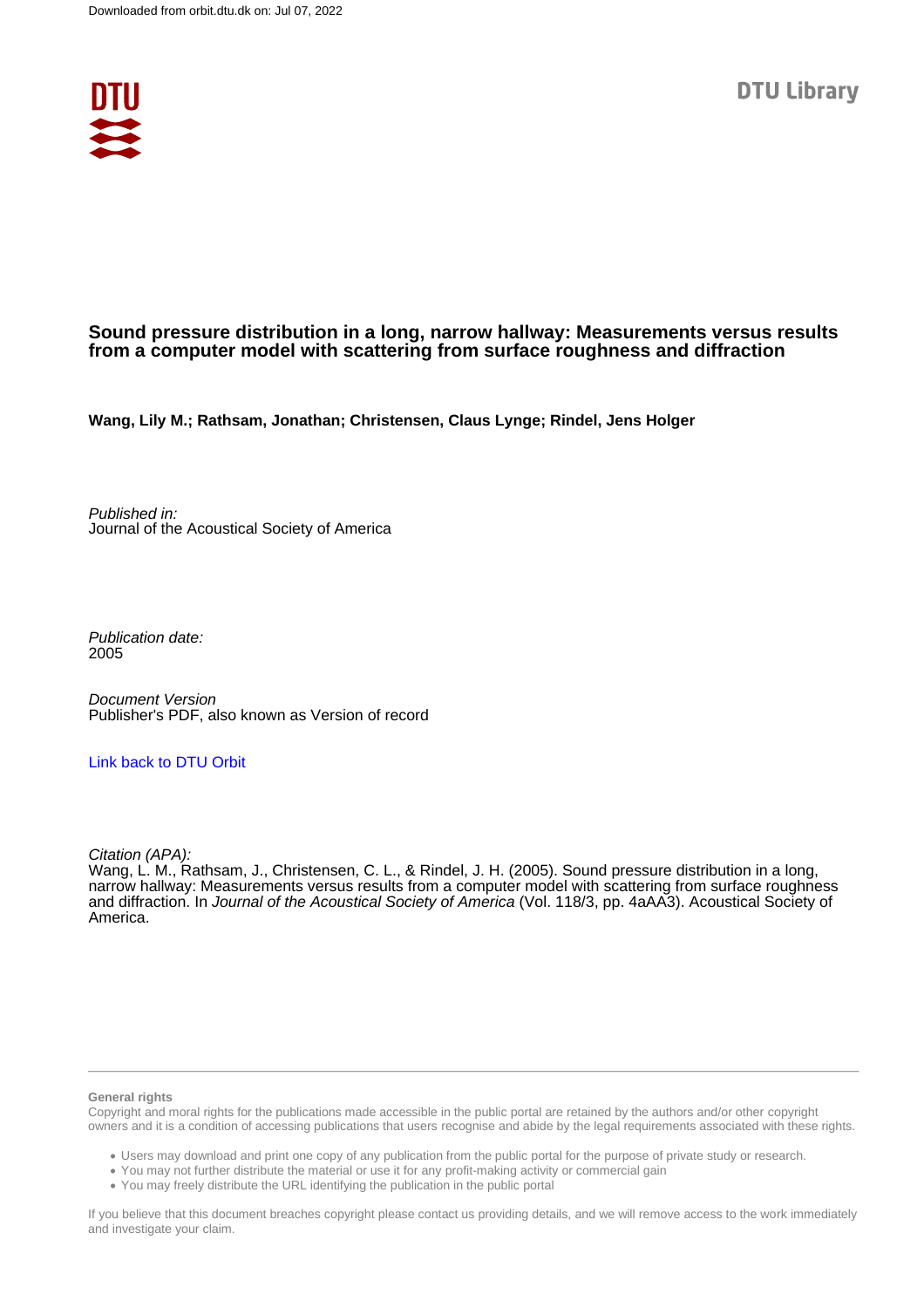Downloaded from orbit.dtu.dk on: Jul 07, 2022

DTU Library

# Sound pressure distribution in a long, narrow hallway: Measurements versus results from a computer model with scattering from surface roughness and diffraction

**Wang, Lily M.; Rathsam, Jonathan; Christensen, Claus Lynge; Rindel, Jens Holger**

*Published in:*
Journal of the Acoustical Society of America

*Publication date:*
2005

*Document Version*
Publisher's PDF, also known as Version of record

[Link back to DTU Orbit]

*Citation (APA):*
Wang, L. M., Rathsam, J., Christensen, C. L., & Rindel, J. H. (2005). Sound pressure distribution in a long, narrow hallway: Measurements versus results from a computer model with scattering from surface roughness and diffraction. In *Journal of the Acoustical Society of America* (Vol. 118/3, pp. 4aAA3). Acoustical Society of America.

**General rights**
Copyright and moral rights for the publications made accessible in the public portal are retained by the authors and/or other copyright owners and it is a condition of accessing publications that users recognise and abide by the legal requirements associated with these rights.

- Users may download and print one copy of any publication from the public portal for the purpose of private study or research.
- You may not further distribute the material or use it for any profit-making activity or commercial gain
- You may freely distribute the URL identifying the publication in the public portal

If you believe that this document breaches copyright please contact us providing details, and we will remove access to the work immediately and investigate your claim.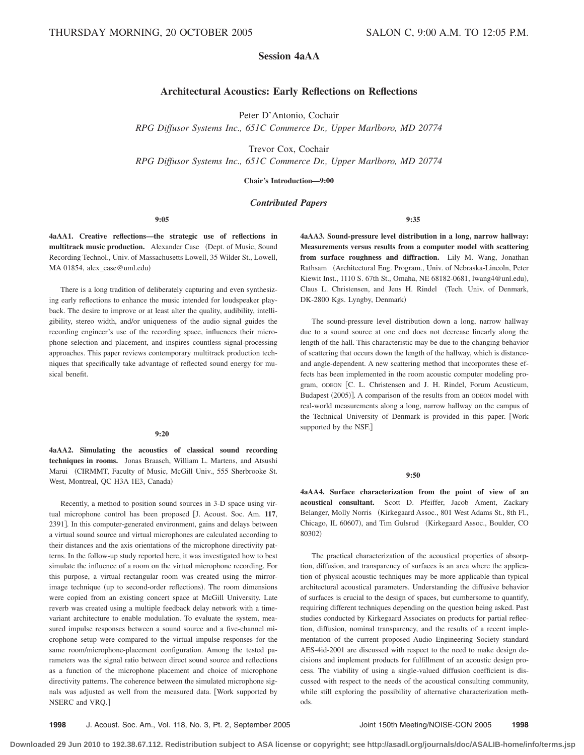THURSDAY MORNING, 20 OCTOBER 2005 SALON C, 9:00 A.M. TO 12:05 P.M.

# Session 4aAA

## Architectural Acoustics: Early Reflections on Reflections

Peter D'Antonio, Cochair
*RPG Diffusor Systems Inc., 651C Commerce Dr., Upper Marlboro, MD 20774*

Trevor Cox, Cochair
*RPG Diffusor Systems Inc., 651C Commerce Dr., Upper Marlboro, MD 20774*

**Chair's Introduction—9:00**

### *Contributed Papers*

**9:05**

**4aAA1. Creative reflections—the strategic use of reflections in multitrack music production.** Alexander Case (Dept. of Music, Sound Recording Technol., Univ. of Massachusetts Lowell, 35 Wilder St., Lowell, MA 01854, alex_case@uml.edu)

There is a long tradition of deliberately capturing and even synthesizing early reflections to enhance the music intended for loudspeaker playback. The desire to improve or at least alter the quality, audibility, intelligibility, stereo width, and/or uniqueness of the audio signal guides the recording engineer's use of the recording space, influences their microphone selection and placement, and inspires countless signal-processing approaches. This paper reviews contemporary multitrack production techniques that specifically take advantage of reflected sound energy for musical benefit.

**9:20**

**4aAA2. Simulating the acoustics of classical sound recording techniques in rooms.** Jonas Braasch, William L. Martens, and Atsushi Marui (CIRMMT, Faculty of Music, McGill Univ., 555 Sherbrooke St. West, Montreal, QC H3A 1E3, Canada)

Recently, a method to position sound sources in 3-D space using virtual microphone control has been proposed [J. Acoust. Soc. Am. **117**, 2391]. In this computer-generated environment, gains and delays between a virtual sound source and virtual microphones are calculated according to their distances and the axis orientations of the microphone directivity patterns. In the follow-up study reported here, it was investigated how to best simulate the influence of a room on the virtual microphone recording. For this purpose, a virtual rectangular room was created using the mirror-image technique (up to second-order reflections). The room dimensions were copied from an existing concert space at McGill University. Late reverb was created using a multiple feedback delay network with a time-variant architecture to enable modulation. To evaluate the system, measured impulse responses between a sound source and a five-channel microphone setup were compared to the virtual impulse responses for the same room/microphone-placement configuration. Among the tested parameters was the signal ratio between direct sound source and reflections as a function of the microphone placement and choice of microphone directivity patterns. The coherence between the simulated microphone signals was adjusted as well from the measured data. [Work supported by NSERC and VRQ.]

**9:35**

**4aAA3. Sound-pressure level distribution in a long, narrow hallway: Measurements versus results from a computer model with scattering from surface roughness and diffraction.** Lily M. Wang, Jonathan Rathsam (Architectural Eng. Program., Univ. of Nebraska-Lincoln, Peter Kiewit Inst., 1110 S. 67th St., Omaha, NE 68182-0681, lwang4@unl.edu), Claus L. Christensen, and Jens H. Rindel (Tech. Univ. of Denmark, DK-2800 Kgs. Lyngby, Denmark)

The sound-pressure level distribution down a long, narrow hallway due to a sound source at one end does not decrease linearly along the length of the hall. This characteristic may be due to the changing behavior of scattering that occurs down the length of the hallway, which is distance- and angle-dependent. A new scattering method that incorporates these effects has been implemented in the room acoustic computer modeling program, ODEON [C. L. Christensen and J. H. Rindel, Forum Acusticum, Budapest (2005)]. A comparison of the results from an ODEON model with real-world measurements along a long, narrow hallway on the campus of the Technical University of Denmark is provided in this paper. [Work supported by the NSF.]

**9:50**

**4aAA4. Surface characterization from the point of view of an acoustical consultant.** Scott D. Pfeiffer, Jacob Ament, Zackary Belanger, Molly Norris (Kirkegaard Assoc., 801 West Adams St., 8th Fl., Chicago, IL 60607), and Tim Gulsrud (Kirkegaard Assoc., Boulder, CO 80302)

The practical characterization of the acoustical properties of absorption, diffusion, and transparency of surfaces is an area where the application of physical acoustic techniques may be more applicable than typical architectural acoustical parameters. Understanding the diffusive behavior of surfaces is crucial to the design of spaces, but cumbersome to quantify, requiring different techniques depending on the question being asked. Past studies conducted by Kirkegaard Associates on products for partial reflection, diffusion, nominal transparency, and the results of a recent implementation of the current proposed Audio Engineering Society standard AES-4id-2001 are discussed with respect to the need to make design decisions and implement products for fulfillment of an acoustic design process. The viability of using a single-valued diffusion coefficient is discussed with respect to the needs of the acoustical consulting community, while still exploring the possibility of alternative characterization methods.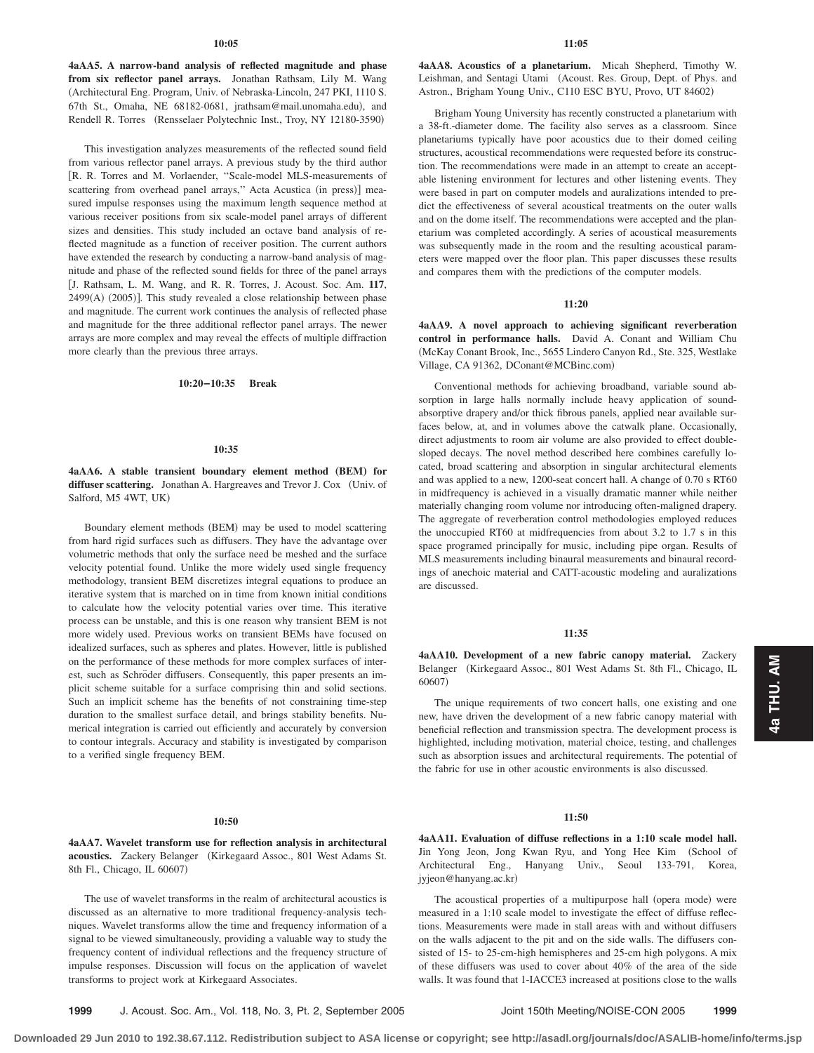**10:05**

**4aAA5. A narrow-band analysis of reflected magnitude and phase from six reflector panel arrays.** Jonathan Rathsam, Lily M. Wang (Architectural Eng. Program, Univ. of Nebraska-Lincoln, 247 PKI, 1110 S. 67th St., Omaha, NE 68182-0681, jrathsam@mail.unomaha.edu), and Rendell R. Torres (Rensselaer Polytechnic Inst., Troy, NY 12180-3590)

This investigation analyzes measurements of the reflected sound field from various reflector panel arrays. A previous study by the third author [R. R. Torres and M. Vorlaender, "Scale-model MLS-measurements of scattering from overhead panel arrays," Acta Acustica (in press)] measured impulse responses using the maximum length sequence method at various receiver positions from six scale-model panel arrays of different sizes and densities. This study included an octave band analysis of reflected magnitude as a function of receiver position. The current authors have extended the research by conducting a narrow-band analysis of magnitude and phase of the reflected sound fields for three of the panel arrays [J. Rathsam, L. M. Wang, and R. R. Torres, J. Acoust. Soc. Am. **117**, 2499(A) (2005)]. This study revealed a close relationship between phase and magnitude. The current work continues the analysis of reflected phase and magnitude for the three additional reflector panel arrays. The newer arrays are more complex and may reveal the effects of multiple diffraction more clearly than the previous three arrays.

**10:20–10:35 Break**

**10:35**

**4aAA6. A stable transient boundary element method (BEM) for diffuser scattering.** Jonathan A. Hargreaves and Trevor J. Cox (Univ. of Salford, M5 4WT, UK)

Boundary element methods (BEM) may be used to model scattering from hard rigid surfaces such as diffusers. They have the advantage over volumetric methods that only the surface need be meshed and the surface velocity potential found. Unlike the more widely used single frequency methodology, transient BEM discretizes integral equations to produce an iterative system that is marched on in time from known initial conditions to calculate how the velocity potential varies over time. This iterative process can be unstable, and this is one reason why transient BEM is not more widely used. Previous works on transient BEMs have focused on idealized surfaces, such as spheres and plates. However, little is published on the performance of these methods for more complex surfaces of interest, such as Schröder diffusers. Consequently, this paper presents an implicit scheme suitable for a surface comprising thin and solid sections. Such an implicit scheme has the benefits of not constraining time-step duration to the smallest surface detail, and brings stability benefits. Numerical integration is carried out efficiently and accurately by conversion to contour integrals. Accuracy and stability is investigated by comparison to a verified single frequency BEM.

**10:50**

**4aAA7. Wavelet transform use for reflection analysis in architectural acoustics.** Zackery Belanger (Kirkegaard Assoc., 801 West Adams St. 8th Fl., Chicago, IL 60607)

The use of wavelet transforms in the realm of architectural acoustics is discussed as an alternative to more traditional frequency-analysis techniques. Wavelet transforms allow the time and frequency information of a signal to be viewed simultaneously, providing a valuable way to study the frequency content of individual reflections and the frequency structure of impulse responses. Discussion will focus on the application of wavelet transforms to project work at Kirkegaard Associates.

**11:05**

**4aAA8. Acoustics of a planetarium.** Micah Shepherd, Timothy W. Leishman, and Sentagi Utami (Acoust. Res. Group, Dept. of Phys. and Astron., Brigham Young Univ., C110 ESC BYU, Provo, UT 84602)

Brigham Young University has recently constructed a planetarium with a 38-ft.-diameter dome. The facility also serves as a classroom. Since planetariums typically have poor acoustics due to their domed ceiling structures, acoustical recommendations were requested before its construction. The recommendations were made in an attempt to create an acceptable listening environment for lectures and other listening events. They were based in part on computer models and auralizations intended to predict the effectiveness of several acoustical treatments on the outer walls and on the dome itself. The recommendations were accepted and the planetarium was completed accordingly. A series of acoustical measurements was subsequently made in the room and the resulting acoustical parameters were mapped over the floor plan. This paper discusses these results and compares them with the predictions of the computer models.

**11:20**

**4aAA9. A novel approach to achieving significant reverberation control in performance halls.** David A. Conant and William Chu (McKay Conant Brook, Inc., 5655 Lindero Canyon Rd., Ste. 325, Westlake Village, CA 91362, DConant@MCBinc.com)

Conventional methods for achieving broadband, variable sound absorption in large halls normally include heavy application of sound-absorptive drapery and/or thick fibrous panels, applied near available surfaces below, at, and in volumes above the catwalk plane. Occasionally, direct adjustments to room air volume are also provided to effect double-sloped decays. The novel method described here combines carefully located, broad scattering and absorption in singular architectural elements and was applied to a new, 1200-seat concert hall. A change of 0.70 s RT60 in midfrequency is achieved in a visually dramatic manner while neither materially changing room volume nor introducing often-maligned drapery. The aggregate of reverberation control methodologies employed reduces the unoccupied RT60 at midfrequencies from about 3.2 to 1.7 s in this space programed principally for music, including pipe organ. Results of MLS measurements including binaural measurements and binaural recordings of anechoic material and CATT-acoustic modeling and auralizations are discussed.

**11:35**

**4aAA10. Development of a new fabric canopy material.** Zackery Belanger (Kirkegaard Assoc., 801 West Adams St. 8th Fl., Chicago, IL 60607)

The unique requirements of two concert halls, one existing and one new, have driven the development of a new fabric canopy material with beneficial reflection and transmission spectra. The development process is highlighted, including motivation, material choice, testing, and challenges such as absorption issues and architectural requirements. The potential of the fabric for use in other acoustic environments is also discussed.

**11:50**

**4aAA11. Evaluation of diffuse reflections in a 1:10 scale model hall.** Jin Yong Jeon, Jong Kwan Ryu, and Yong Hee Kim (School of Architectural Eng., Hanyang Univ., Seoul 133-791, Korea, jyjeon@hanyang.ac.kr)

The acoustical properties of a multipurpose hall (opera mode) were measured in a 1:10 scale model to investigate the effect of diffuse reflections. Measurements were made in stall areas with and without diffusers on the walls adjacent to the pit and on the side walls. The diffusers consisted of 15- to 25-cm-high hemispheres and 25-cm high polygons. A mix of these diffusers was used to cover about 40% of the area of the side walls. It was found that 1-IACCE3 increased at positions close to the walls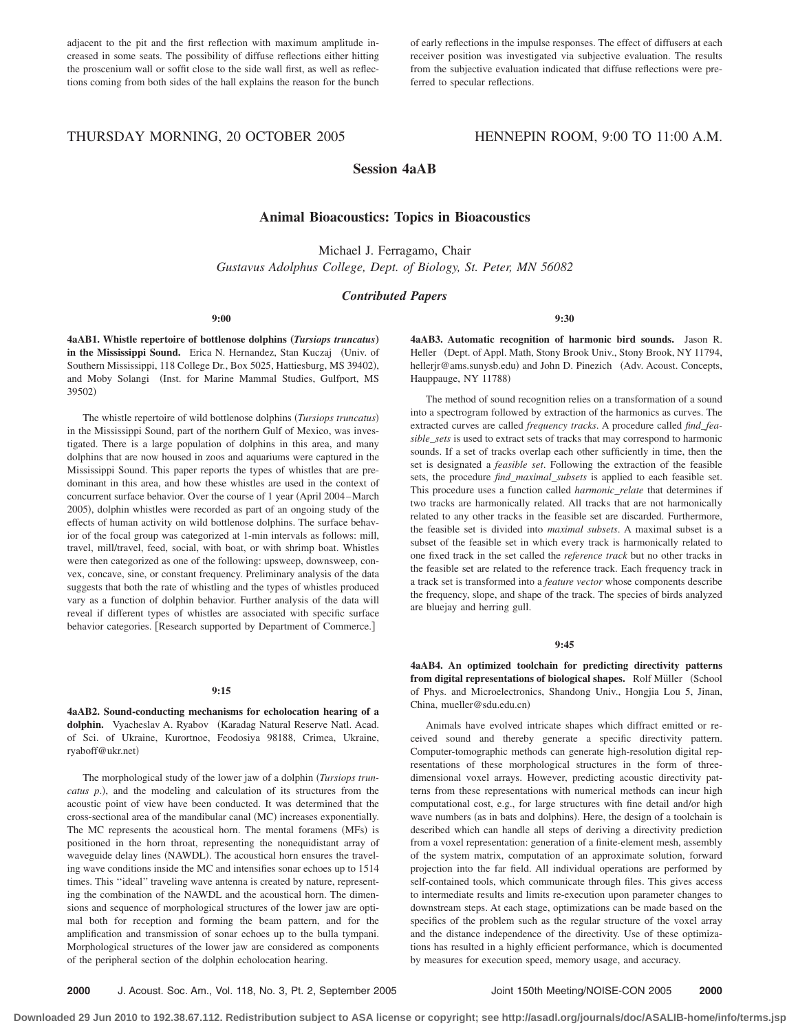adjacent to the pit and the first reflection with maximum amplitude increased in some seats. The possibility of diffuse reflections either hitting the proscenium wall or soffit close to the side wall first, as well as reflections coming from both sides of the hall explains the reason for the bunch of early reflections in the impulse responses. The effect of diffusers at each receiver position was investigated via subjective evaluation. The results from the subjective evaluation indicated that diffuse reflections were preferred to specular reflections.

## THURSDAY MORNING, 20 OCTOBER 2005 — HENNEPIN ROOM, 9:00 TO 11:00 A.M.

# Session 4aAB

## Animal Bioacoustics: Topics in Bioacoustics

Michael J. Ferragamo, Chair

*Gustavus Adolphus College, Dept. of Biology, St. Peter, MN 56082*

### *Contributed Papers*

**9:00**

**4aAB1. Whistle repertoire of bottlenose dolphins (*Tursiops truncatus*) in the Mississippi Sound.** Erica N. Hernandez, Stan Kuczaj (Univ. of Southern Mississippi, 118 College Dr., Box 5025, Hattiesburg, MS 39402), and Moby Solangi (Inst. for Marine Mammal Studies, Gulfport, MS 39502)

The whistle repertoire of wild bottlenose dolphins (*Tursiops truncatus*) in the Mississippi Sound, part of the northern Gulf of Mexico, was investigated. There is a large population of dolphins in this area, and many dolphins that are now housed in zoos and aquariums were captured in the Mississippi Sound. This paper reports the types of whistles that are predominant in this area, and how these whistles are used in the context of concurrent surface behavior. Over the course of 1 year (April 2004–March 2005), dolphin whistles were recorded as part of an ongoing study of the effects of human activity on wild bottlenose dolphins. The surface behavior of the focal group was categorized at 1-min intervals as follows: mill, travel, mill/travel, feed, social, with boat, or with shrimp boat. Whistles were then categorized as one of the following: upsweep, downsweep, convex, concave, sine, or constant frequency. Preliminary analysis of the data suggests that both the rate of whistling and the types of whistles produced vary as a function of dolphin behavior. Further analysis of the data will reveal if different types of whistles are associated with specific surface behavior categories. [Research supported by Department of Commerce.]

**9:15**

**4aAB2. Sound-conducting mechanisms for echolocation hearing of a dolphin.** Vyacheslav A. Ryabov (Karadag Natural Reserve Natl. Acad. of Sci. of Ukraine, Kurortnoe, Feodosiya 98188, Crimea, Ukraine, ryaboff@ukr.net)

The morphological study of the lower jaw of a dolphin (*Tursiops truncatus p.*), and the modeling and calculation of its structures from the acoustic point of view have been conducted. It was determined that the cross-sectional area of the mandibular canal (MC) increases exponentially. The MC represents the acoustical horn. The mental foramens (MFs) is positioned in the horn throat, representing the nonequidistant array of waveguide delay lines (NAWDL). The acoustical horn ensures the traveling wave conditions inside the MC and intensifies sonar echoes up to 1514 times. This ''ideal'' traveling wave antenna is created by nature, representing the combination of the NAWDL and the acoustical horn. The dimensions and sequence of morphological structures of the lower jaw are optimal both for reception and forming the beam pattern, and for the amplification and transmission of sonar echoes up to the bulla tympani. Morphological structures of the lower jaw are considered as components of the peripheral section of the dolphin echolocation hearing.

**9:30**

**4aAB3. Automatic recognition of harmonic bird sounds.** Jason R. Heller (Dept. of Appl. Math, Stony Brook Univ., Stony Brook, NY 11794, hellerjr@ams.sunysb.edu) and John D. Pinezich (Adv. Acoust. Concepts, Hauppauge, NY 11788)

The method of sound recognition relies on a transformation of a sound into a spectrogram followed by extraction of the harmonics as curves. The extracted curves are called *frequency tracks*. A procedure called *find_feasible_sets* is used to extract sets of tracks that may correspond to harmonic sounds. If a set of tracks overlap each other sufficiently in time, then the set is designated a *feasible set*. Following the extraction of the feasible sets, the procedure *find_maximal_subsets* is applied to each feasible set. This procedure uses a function called *harmonic_relate* that determines if two tracks are harmonically related. All tracks that are not harmonically related to any other tracks in the feasible set are discarded. Furthermore, the feasible set is divided into *maximal subsets*. A maximal subset is a subset of the feasible set in which every track is harmonically related to one fixed track in the set called the *reference track* but no other tracks in the feasible set are related to the reference track. Each frequency track in a track set is transformed into a *feature vector* whose components describe the frequency, slope, and shape of the track. The species of birds analyzed are bluejay and herring gull.

**9:45**

**4aAB4. An optimized toolchain for predicting directivity patterns from digital representations of biological shapes.** Rolf Müller (School of Phys. and Microelectronics, Shandong Univ., Hongjia Lou 5, Jinan, China, mueller@sdu.edu.cn)

Animals have evolved intricate shapes which diffract emitted or received sound and thereby generate a specific directivity pattern. Computer-tomographic methods can generate high-resolution digital representations of these morphological structures in the form of three-dimensional voxel arrays. However, predicting acoustic directivity patterns from these representations with numerical methods can incur high computational cost, e.g., for large structures with fine detail and/or high wave numbers (as in bats and dolphins). Here, the design of a toolchain is described which can handle all steps of deriving a directivity prediction from a voxel representation: generation of a finite-element mesh, assembly of the system matrix, computation of an approximate solution, forward projection into the far field. All individual operations are performed by self-contained tools, which communicate through files. This gives access to intermediate results and limits re-execution upon parameter changes to downstream steps. At each stage, optimizations can be made based on the specifics of the problem such as the regular structure of the voxel array and the distance independence of the directivity. Use of these optimizations has resulted in a highly efficient performance, which is documented by measures for execution speed, memory usage, and accuracy.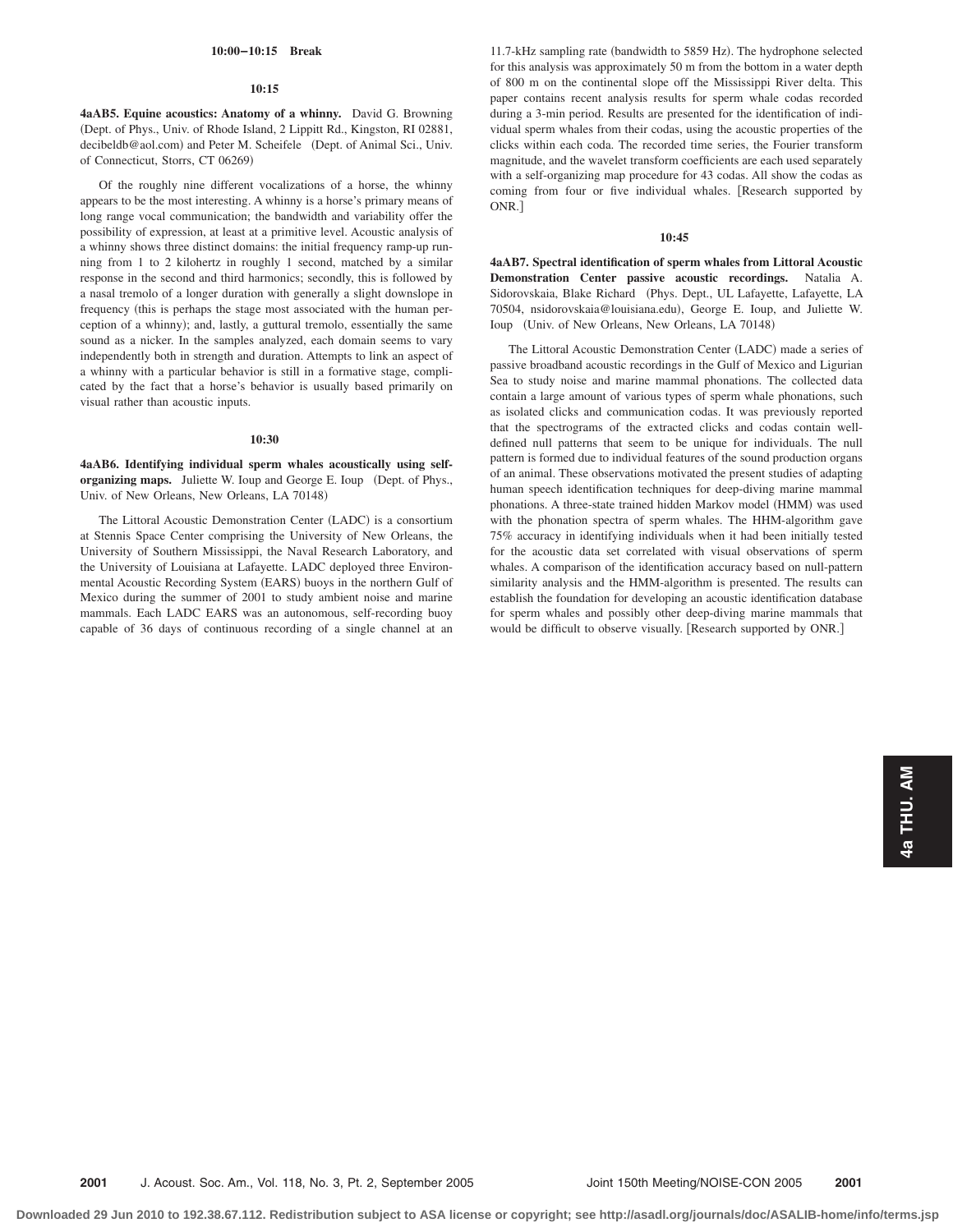**10:00–10:15 Break**

**10:15**

**4aAB5. Equine acoustics: Anatomy of a whinny.** David G. Browning (Dept. of Phys., Univ. of Rhode Island, 2 Lippitt Rd., Kingston, RI 02881, decibeldb@aol.com) and Peter M. Scheifele (Dept. of Animal Sci., Univ. of Connecticut, Storrs, CT 06269)

Of the roughly nine different vocalizations of a horse, the whinny appears to be the most interesting. A whinny is a horse's primary means of long range vocal communication; the bandwidth and variability offer the possibility of expression, at least at a primitive level. Acoustic analysis of a whinny shows three distinct domains: the initial frequency ramp-up running from 1 to 2 kilohertz in roughly 1 second, matched by a similar response in the second and third harmonics; secondly, this is followed by a nasal tremolo of a longer duration with generally a slight downslope in frequency (this is perhaps the stage most associated with the human perception of a whinny); and, lastly, a guttural tremolo, essentially the same sound as a nicker. In the samples analyzed, each domain seems to vary independently both in strength and duration. Attempts to link an aspect of a whinny with a particular behavior is still in a formative stage, complicated by the fact that a horse's behavior is usually based primarily on visual rather than acoustic inputs.

**10:30**

**4aAB6. Identifying individual sperm whales acoustically using self-organizing maps.** Juliette W. Ioup and George E. Ioup (Dept. of Phys., Univ. of New Orleans, New Orleans, LA 70148)

The Littoral Acoustic Demonstration Center (LADC) is a consortium at Stennis Space Center comprising the University of New Orleans, the University of Southern Mississippi, the Naval Research Laboratory, and the University of Louisiana at Lafayette. LADC deployed three Environmental Acoustic Recording System (EARS) buoys in the northern Gulf of Mexico during the summer of 2001 to study ambient noise and marine mammals. Each LADC EARS was an autonomous, self-recording buoy capable of 36 days of continuous recording of a single channel at an 11.7-kHz sampling rate (bandwidth to 5859 Hz). The hydrophone selected for this analysis was approximately 50 m from the bottom in a water depth of 800 m on the continental slope off the Mississippi River delta. This paper contains recent analysis results for sperm whale codas recorded during a 3-min period. Results are presented for the identification of individual sperm whales from their codas, using the acoustic properties of the clicks within each coda. The recorded time series, the Fourier transform magnitude, and the wavelet transform coefficients are each used separately with a self-organizing map procedure for 43 codas. All show the codas as coming from four or five individual whales. [Research supported by ONR.]

**10:45**

**4aAB7. Spectral identification of sperm whales from Littoral Acoustic Demonstration Center passive acoustic recordings.** Natalia A. Sidorovskaia, Blake Richard (Phys. Dept., UL Lafayette, Lafayette, LA 70504, nsidorovskaia@louisiana.edu), George E. Ioup, and Juliette W. Ioup (Univ. of New Orleans, New Orleans, LA 70148)

The Littoral Acoustic Demonstration Center (LADC) made a series of passive broadband acoustic recordings in the Gulf of Mexico and Ligurian Sea to study noise and marine mammal phonations. The collected data contain a large amount of various types of sperm whale phonations, such as isolated clicks and communication codas. It was previously reported that the spectrograms of the extracted clicks and codas contain well-defined null patterns that seem to be unique for individuals. The null pattern is formed due to individual features of the sound production organs of an animal. These observations motivated the present studies of adapting human speech identification techniques for deep-diving marine mammal phonations. A three-state trained hidden Markov model (HMM) was used with the phonation spectra of sperm whales. The HHM-algorithm gave 75% accuracy in identifying individuals when it had been initially tested for the acoustic data set correlated with visual observations of sperm whales. A comparison of the identification accuracy based on null-pattern similarity analysis and the HMM-algorithm is presented. The results can establish the foundation for developing an acoustic identification database for sperm whales and possibly other deep-diving marine mammals that would be difficult to observe visually. [Research supported by ONR.]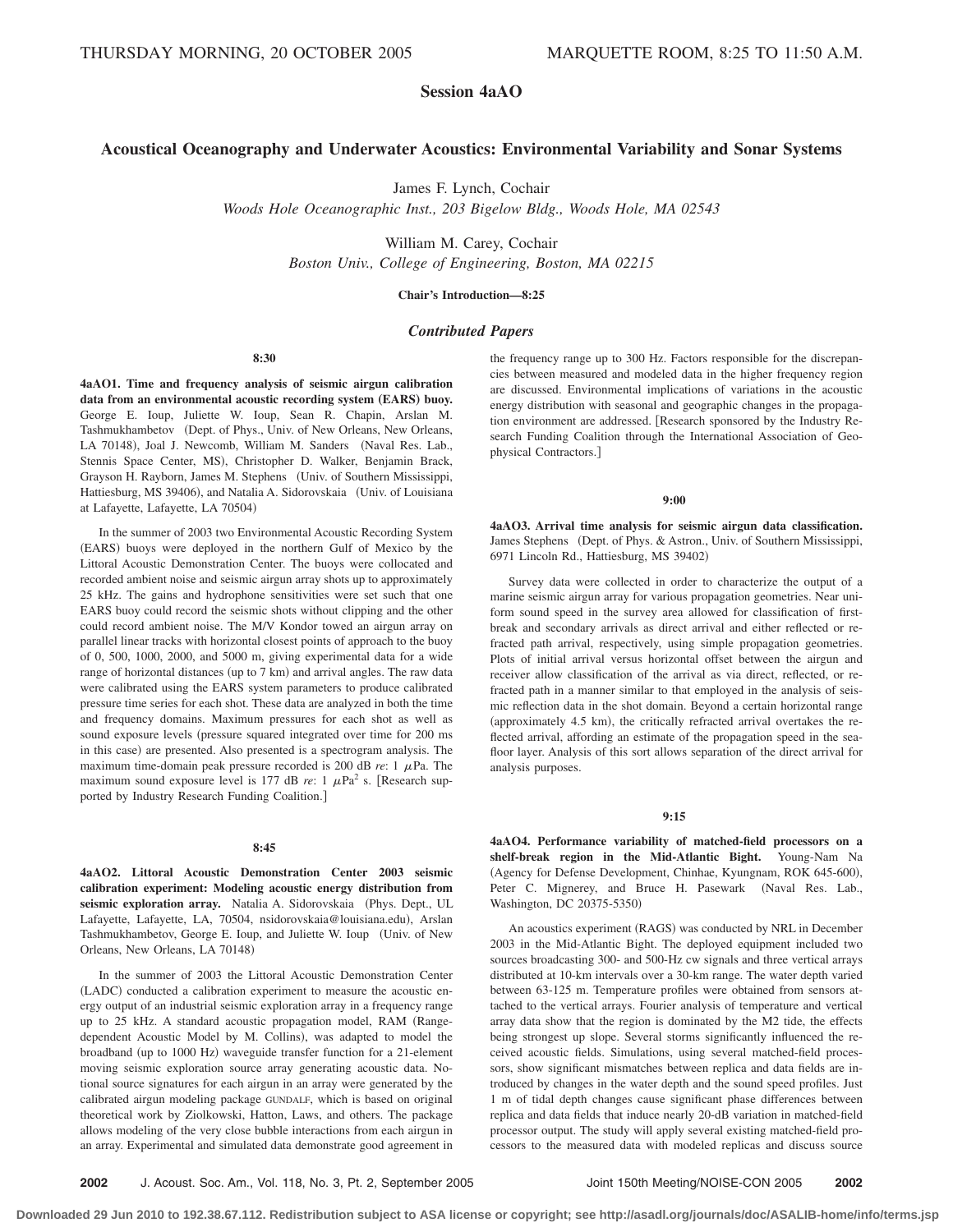THURSDAY MORNING, 20 OCTOBER 2005 MARQUETTE ROOM, 8:25 TO 11:50 A.M.

# Session 4aAO

## Acoustical Oceanography and Underwater Acoustics: Environmental Variability and Sonar Systems

James F. Lynch, Cochair
*Woods Hole Oceanographic Inst., 203 Bigelow Bldg., Woods Hole, MA 02543*

William M. Carey, Cochair
*Boston Univ., College of Engineering, Boston, MA 02215*

**Chair's Introduction—8:25**

### *Contributed Papers*

**8:30**

**4aAO1. Time and frequency analysis of seismic airgun calibration data from an environmental acoustic recording system (EARS) buoy.** George E. Ioup, Juliette W. Ioup, Sean R. Chapin, Arslan M. Tashmukhambetov (Dept. of Phys., Univ. of New Orleans, New Orleans, LA 70148), Joal J. Newcomb, William M. Sanders (Naval Res. Lab., Stennis Space Center, MS), Christopher D. Walker, Benjamin Brack, Grayson H. Rayborn, James M. Stephens (Univ. of Southern Mississippi, Hattiesburg, MS 39406), and Natalia A. Sidorovskaia (Univ. of Louisiana at Lafayette, Lafayette, LA 70504)

In the summer of 2003 two Environmental Acoustic Recording System (EARS) buoys were deployed in the northern Gulf of Mexico by the Littoral Acoustic Demonstration Center. The buoys were collocated and recorded ambient noise and seismic airgun array shots up to approximately 25 kHz. The gains and hydrophone sensitivities were set such that one EARS buoy could record the seismic shots without clipping and the other could record ambient noise. The M/V Kondor towed an airgun array on parallel linear tracks with horizontal closest points of approach to the buoy of 0, 500, 1000, 2000, and 5000 m, giving experimental data for a wide range of horizontal distances (up to 7 km) and arrival angles. The raw data were calibrated using the EARS system parameters to produce calibrated pressure time series for each shot. These data are analyzed in both the time and frequency domains. Maximum pressures for each shot as well as sound exposure levels (pressure squared integrated over time for 200 ms in this case) are presented. Also presented is a spectrogram analysis. The maximum time-domain peak pressure recorded is 200 dB *re*: 1 $\mu$Pa. The maximum sound exposure level is 177 dB *re*: 1 $\mu\text{Pa}^2$ s. [Research supported by Industry Research Funding Coalition.]

**8:45**

**4aAO2. Littoral Acoustic Demonstration Center 2003 seismic calibration experiment: Modeling acoustic energy distribution from seismic exploration array.** Natalia A. Sidorovskaia (Phys. Dept., UL Lafayette, Lafayette, LA, 70504, nsidorovskaia@louisiana.edu), Arslan Tashmukhambetov, George E. Ioup, and Juliette W. Ioup (Univ. of New Orleans, New Orleans, LA 70148)

In the summer of 2003 the Littoral Acoustic Demonstration Center (LADC) conducted a calibration experiment to measure the acoustic energy output of an industrial seismic exploration array in a frequency range up to 25 kHz. A standard acoustic propagation model, RAM (Range-dependent Acoustic Model by M. Collins), was adapted to model the broadband (up to 1000 Hz) waveguide transfer function for a 21-element moving seismic exploration source array generating acoustic data. Notional source signatures for each airgun in an array were generated by the calibrated airgun modeling package GUNDALF, which is based on original theoretical work by Ziolkowski, Hatton, Laws, and others. The package allows modeling of the very close bubble interactions from each airgun in an array. Experimental and simulated data demonstrate good agreement in the frequency range up to 300 Hz. Factors responsible for the discrepancies between measured and modeled data in the higher frequency region are discussed. Environmental implications of variations in the acoustic energy distribution with seasonal and geographic changes in the propagation environment are addressed. [Research sponsored by the Industry Research Funding Coalition through the International Association of Geophysical Contractors.]

**9:00**

**4aAO3. Arrival time analysis for seismic airgun data classification.** James Stephens (Dept. of Phys. & Astron., Univ. of Southern Mississippi, 6971 Lincoln Rd., Hattiesburg, MS 39402)

Survey data were collected in order to characterize the output of a marine seismic airgun array for various propagation geometries. Near uniform sound speed in the survey area allowed for classification of first-break and secondary arrivals as direct arrival and either reflected or refracted path arrival, respectively, using simple propagation geometries. Plots of initial arrival versus horizontal offset between the airgun and receiver allow classification of the arrival as via direct, reflected, or refracted path in a manner similar to that employed in the analysis of seismic reflection data in the shot domain. Beyond a certain horizontal range (approximately 4.5 km), the critically refracted arrival overtakes the reflected arrival, affording an estimate of the propagation speed in the seafloor layer. Analysis of this sort allows separation of the direct arrival for analysis purposes.

**9:15**

**4aAO4. Performance variability of matched-field processors on a shelf-break region in the Mid-Atlantic Bight.** Young-Nam Na (Agency for Defense Development, Chinhae, Kyungnam, ROK 645-600), Peter C. Mignerey, and Bruce H. Pasewark (Naval Res. Lab., Washington, DC 20375-5350)

An acoustics experiment (RAGS) was conducted by NRL in December 2003 in the Mid-Atlantic Bight. The deployed equipment included two sources broadcasting 300- and 500-Hz cw signals and three vertical arrays distributed at 10-km intervals over a 30-km range. The water depth varied between 63-125 m. Temperature profiles were obtained from sensors attached to the vertical arrays. Fourier analysis of temperature and vertical array data show that the region is dominated by the M2 tide, the effects being strongest up slope. Several storms significantly influenced the received acoustic fields. Simulations, using several matched-field processors, show significant mismatches between replica and data fields are introduced by changes in the water depth and the sound speed profiles. Just 1 m of tidal depth changes cause significant phase differences between replica and data fields that induce nearly 20-dB variation in matched-field processor output. The study will apply several existing matched-field processors to the measured data with modeled replicas and discuss source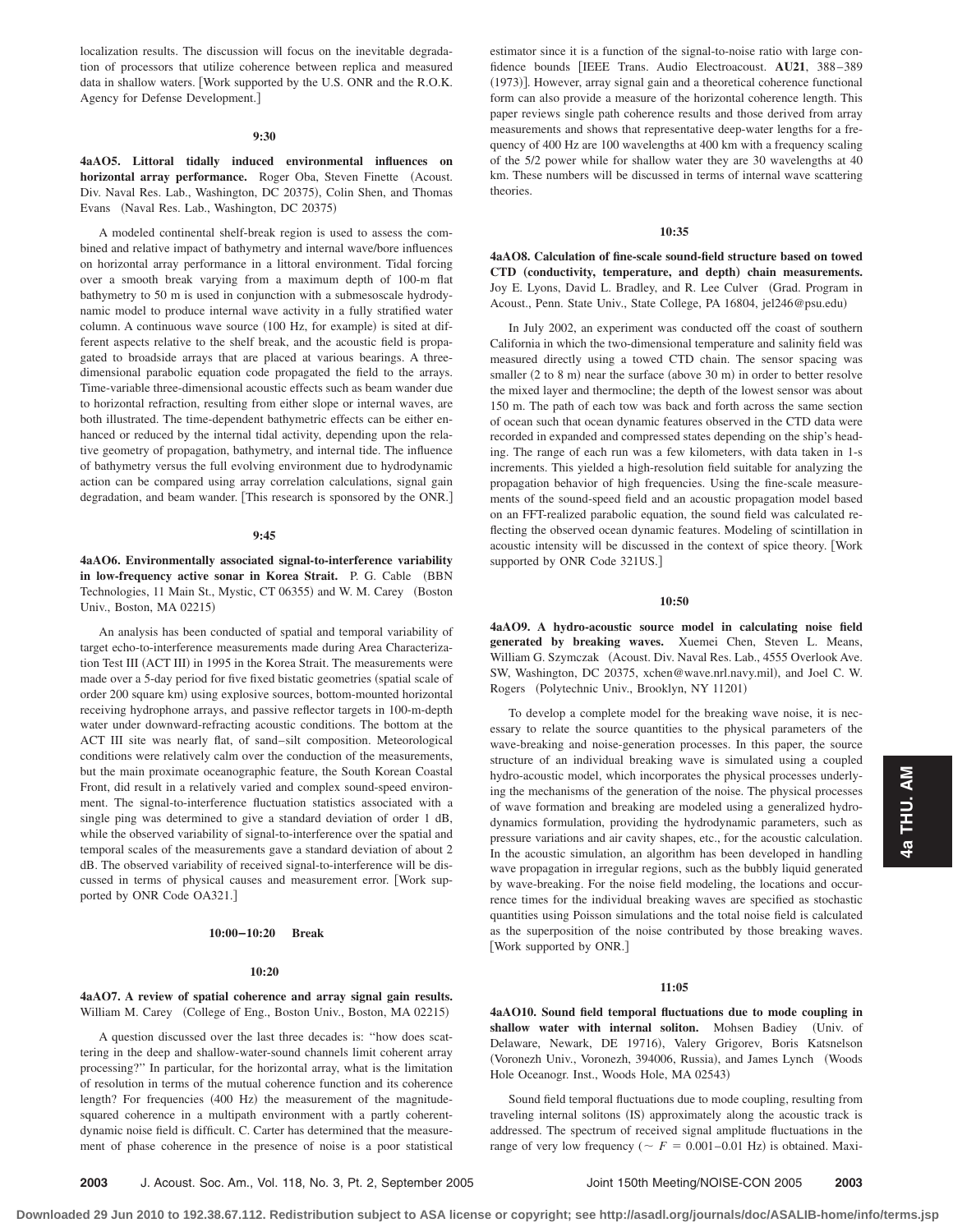localization results. The discussion will focus on the inevitable degradation of processors that utilize coherence between replica and measured data in shallow waters. [Work supported by the U.S. ONR and the R.O.K. Agency for Defense Development.]

**9:30**

**4aAO5. Littoral tidally induced environmental influences on horizontal array performance.** Roger Oba, Steven Finette (Acoust. Div. Naval Res. Lab., Washington, DC 20375), Colin Shen, and Thomas Evans (Naval Res. Lab., Washington, DC 20375)

A modeled continental shelf-break region is used to assess the combined and relative impact of bathymetry and internal wave/bore influences on horizontal array performance in a littoral environment. Tidal forcing over a smooth break varying from a maximum depth of 100-m flat bathymetry to 50 m is used in conjunction with a submesoscale hydrodynamic model to produce internal wave activity in a fully stratified water column. A continuous wave source (100 Hz, for example) is sited at different aspects relative to the shelf break, and the acoustic field is propagated to broadside arrays that are placed at various bearings. A three-dimensional parabolic equation code propagated the field to the arrays. Time-variable three-dimensional acoustic effects such as beam wander due to horizontal refraction, resulting from either slope or internal waves, are both illustrated. The time-dependent bathymetric effects can be either enhanced or reduced by the internal tidal activity, depending upon the relative geometry of propagation, bathymetry, and internal tide. The influence of bathymetry versus the full evolving environment due to hydrodynamic action can be compared using array correlation calculations, signal gain degradation, and beam wander. [This research is sponsored by the ONR.]

**9:45**

**4aAO6. Environmentally associated signal-to-interference variability in low-frequency active sonar in Korea Strait.** P. G. Cable (BBN Technologies, 11 Main St., Mystic, CT 06355) and W. M. Carey (Boston Univ., Boston, MA 02215)

An analysis has been conducted of spatial and temporal variability of target echo-to-interference measurements made during Area Characterization Test III (ACT III) in 1995 in the Korea Strait. The measurements were made over a 5-day period for five fixed bistatic geometries (spatial scale of order 200 square km) using explosive sources, bottom-mounted horizontal receiving hydrophone arrays, and passive reflector targets in 100-m-depth water under downward-refracting acoustic conditions. The bottom at the ACT III site was nearly flat, of sand–silt composition. Meteorological conditions were relatively calm over the conduction of the measurements, but the main proximate oceanographic feature, the South Korean Coastal Front, did result in a relatively varied and complex sound-speed environment. The signal-to-interference fluctuation statistics associated with a single ping was determined to give a standard deviation of order 1 dB, while the observed variability of signal-to-interference over the spatial and temporal scales of the measurements gave a standard deviation of about 2 dB. The observed variability of received signal-to-interference will be discussed in terms of physical causes and measurement error. [Work supported by ONR Code OA321.]

**10:00–10:20 Break**

**10:20**

**4aAO7. A review of spatial coherence and array signal gain results.** William M. Carey (College of Eng., Boston Univ., Boston, MA 02215)

A question discussed over the last three decades is: "how does scattering in the deep and shallow-water-sound channels limit coherent array processing?" In particular, for the horizontal array, what is the limitation of resolution in terms of the mutual coherence function and its coherence length? For frequencies (400 Hz) the measurement of the magnitude-squared coherence in a multipath environment with a partly coherent-dynamic noise field is difficult. C. Carter has determined that the measurement of phase coherence in the presence of noise is a poor statistical estimator since it is a function of the signal-to-noise ratio with large confidence bounds [IEEE Trans. Audio Electroacoust. **AU21**, 388–389 (1973)]. However, array signal gain and a theoretical coherence functional form can also provide a measure of the horizontal coherence length. This paper reviews single path coherence results and those derived from array measurements and shows that representative deep-water lengths for a frequency of 400 Hz are 100 wavelengths at 400 km with a frequency scaling of the 5/2 power while for shallow water they are 30 wavelengths at 40 km. These numbers will be discussed in terms of internal wave scattering theories.

**10:35**

**4aAO8. Calculation of fine-scale sound-field structure based on towed CTD (conductivity, temperature, and depth) chain measurements.** Joy E. Lyons, David L. Bradley, and R. Lee Culver (Grad. Program in Acoust., Penn. State Univ., State College, PA 16804, jel246@psu.edu)

In July 2002, an experiment was conducted off the coast of southern California in which the two-dimensional temperature and salinity field was measured directly using a towed CTD chain. The sensor spacing was smaller (2 to 8 m) near the surface (above 30 m) in order to better resolve the mixed layer and thermocline; the depth of the lowest sensor was about 150 m. The path of each tow was back and forth across the same section of ocean such that ocean dynamic features observed in the CTD data were recorded in expanded and compressed states depending on the ship's heading. The range of each run was a few kilometers, with data taken in 1-s increments. This yielded a high-resolution field suitable for analyzing the propagation behavior of high frequencies. Using the fine-scale measurements of the sound-speed field and an acoustic propagation model based on an FFT-realized parabolic equation, the sound field was calculated reflecting the observed ocean dynamic features. Modeling of scintillation in acoustic intensity will be discussed in the context of spice theory. [Work supported by ONR Code 321US.]

**10:50**

**4aAO9. A hydro-acoustic source model in calculating noise field generated by breaking waves.** Xuemei Chen, Steven L. Means, William G. Szymczak (Acoust. Div. Naval Res. Lab., 4555 Overlook Ave. SW, Washington, DC 20375, xchen@wave.nrl.navy.mil), and Joel C. W. Rogers (Polytechnic Univ., Brooklyn, NY 11201)

To develop a complete model for the breaking wave noise, it is necessary to relate the source quantities to the physical parameters of the wave-breaking and noise-generation processes. In this paper, the source structure of an individual breaking wave is simulated using a coupled hydro-acoustic model, which incorporates the physical processes underlying the mechanisms of the generation of the noise. The physical processes of wave formation and breaking are modeled using a generalized hydrodynamics formulation, providing the hydrodynamic parameters, such as pressure variations and air cavity shapes, etc., for the acoustic calculation. In the acoustic simulation, an algorithm has been developed in handling wave propagation in irregular regions, such as the bubbly liquid generated by wave-breaking. For the noise field modeling, the locations and occurrence times for the individual breaking waves are specified as stochastic quantities using Poisson simulations and the total noise field is calculated as the superposition of the noise contributed by those breaking waves. [Work supported by ONR.]

**11:05**

**4aAO10. Sound field temporal fluctuations due to mode coupling in shallow water with internal soliton.** Mohsen Badiey (Univ. of Delaware, Newark, DE 19716), Valery Grigorev, Boris Katsnelson (Voronezh Univ., Voronezh, 394006, Russia), and James Lynch (Woods Hole Oceanogr. Inst., Woods Hole, MA 02543)

Sound field temporal fluctuations due to mode coupling, resulting from traveling internal solitons (IS) approximately along the acoustic track is addressed. The spectrum of received signal amplitude fluctuations in the range of very low frequency ($\sim F = 0.001$–$0.01$ Hz) is obtained. Maxi-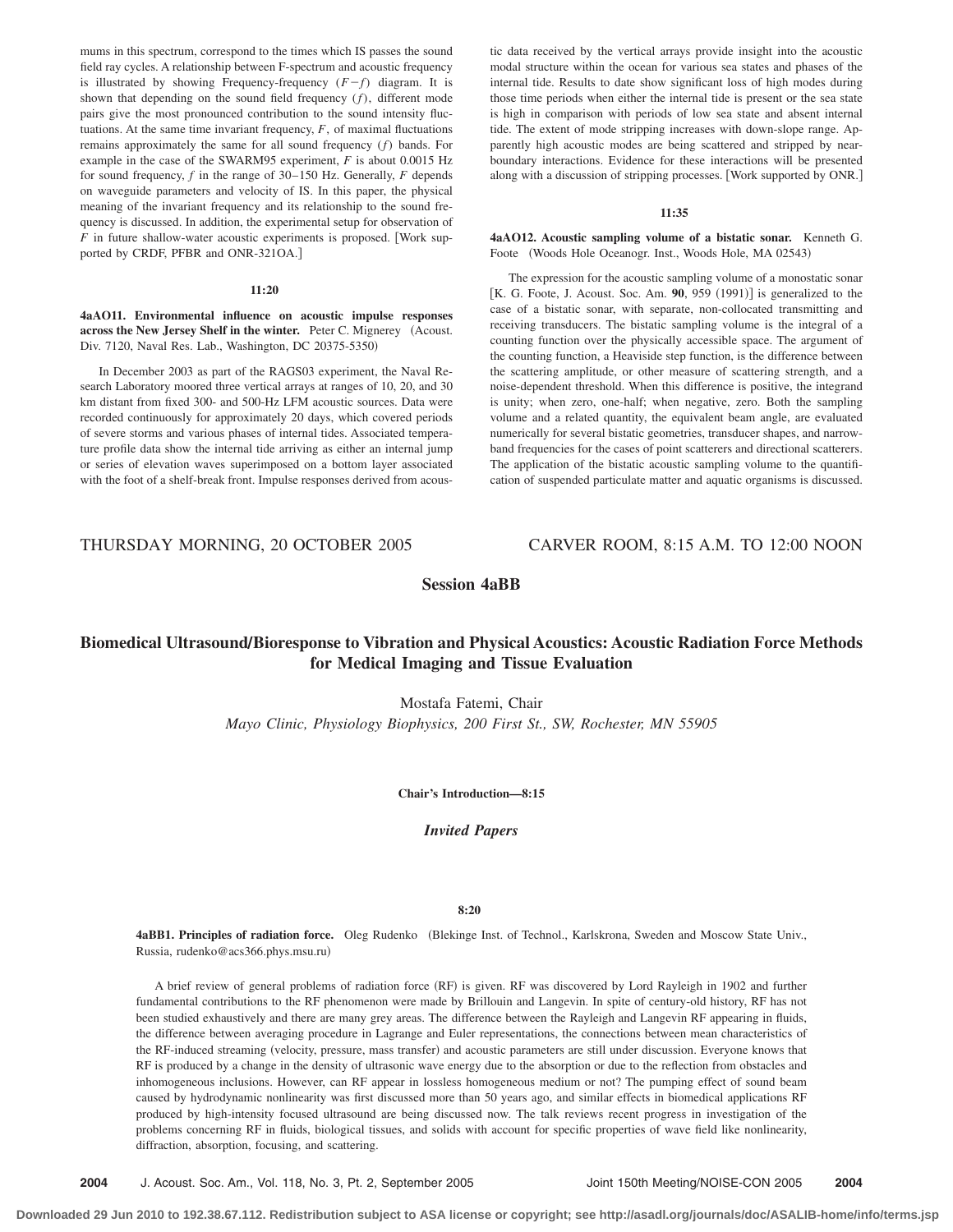mums in this spectrum, correspond to the times which IS passes the sound field ray cycles. A relationship between F-spectrum and acoustic frequency is illustrated by showing Frequency-frequency $(F-f)$ diagram. It is shown that depending on the sound field frequency $(f)$, different mode pairs give the most pronounced contribution to the sound intensity fluctuations. At the same time invariant frequency, $F$, of maximal fluctuations remains approximately the same for all sound frequency $(f)$ bands. For example in the case of the SWARM95 experiment, $F$ is about 0.0015 Hz for sound frequency, $f$ in the range of 30–150 Hz. Generally, $F$ depends on waveguide parameters and velocity of IS. In this paper, the physical meaning of the invariant frequency and its relationship to the sound frequency is discussed. In addition, the experimental setup for observation of $F$ in future shallow-water acoustic experiments is proposed. [Work supported by CRDF, PFBR and ONR-321OA.]

**11:20**

**4aAO11. Environmental influence on acoustic impulse responses across the New Jersey Shelf in the winter.** Peter C. Mignerey (Acoust. Div. 7120, Naval Res. Lab., Washington, DC 20375-5350)

In December 2003 as part of the RAGS03 experiment, the Naval Research Laboratory moored three vertical arrays at ranges of 10, 20, and 30 km distant from fixed 300- and 500-Hz LFM acoustic sources. Data were recorded continuously for approximately 20 days, which covered periods of severe storms and various phases of internal tides. Associated temperature profile data show the internal tide arriving as either an internal jump or series of elevation waves superimposed on a bottom layer associated with the foot of a shelf-break front. Impulse responses derived from acoustic data received by the vertical arrays provide insight into the acoustic modal structure within the ocean for various sea states and phases of the internal tide. Results to date show significant loss of high modes during those time periods when either the internal tide is present or the sea state is high in comparison with periods of low sea state and absent internal tide. The extent of mode stripping increases with down-slope range. Apparently high acoustic modes are being scattered and stripped by near-boundary interactions. Evidence for these interactions will be presented along with a discussion of stripping processes. [Work supported by ONR.]

**11:35**

**4aAO12. Acoustic sampling volume of a bistatic sonar.** Kenneth G. Foote (Woods Hole Oceanogr. Inst., Woods Hole, MA 02543)

The expression for the acoustic sampling volume of a monostatic sonar [K. G. Foote, J. Acoust. Soc. Am. **90**, 959 (1991)] is generalized to the case of a bistatic sonar, with separate, non-collocated transmitting and receiving transducers. The bistatic sampling volume is the integral of a counting function over the physically accessible space. The argument of the counting function, a Heaviside step function, is the difference between the scattering amplitude, or other measure of scattering strength, and a noise-dependent threshold. When this difference is positive, the integrand is unity; when zero, one-half; when negative, zero. Both the sampling volume and a related quantity, the equivalent beam angle, are evaluated numerically for several bistatic geometries, transducer shapes, and narrowband frequencies for the cases of point scatterers and directional scatterers. The application of the bistatic acoustic sampling volume to the quantification of suspended particulate matter and aquatic organisms is discussed.

THURSDAY MORNING, 20 OCTOBER 2005 — CARVER ROOM, 8:15 A.M. TO 12:00 NOON

## Session 4aBB

## Biomedical Ultrasound/Bioresponse to Vibration and Physical Acoustics: Acoustic Radiation Force Methods for Medical Imaging and Tissue Evaluation

Mostafa Fatemi, Chair

*Mayo Clinic, Physiology Biophysics, 200 First St., SW, Rochester, MN 55905*

**Chair's Introduction—8:15**

### *Invited Papers*

**8:20**

**4aBB1. Principles of radiation force.** Oleg Rudenko (Blekinge Inst. of Technol., Karlskrona, Sweden and Moscow State Univ., Russia, rudenko@acs366.phys.msu.ru)

A brief review of general problems of radiation force (RF) is given. RF was discovered by Lord Rayleigh in 1902 and further fundamental contributions to the RF phenomenon were made by Brillouin and Langevin. In spite of century-old history, RF has not been studied exhaustively and there are many grey areas. The difference between the Rayleigh and Langevin RF appearing in fluids, the difference between averaging procedure in Lagrange and Euler representations, the connections between mean characteristics of the RF-induced streaming (velocity, pressure, mass transfer) and acoustic parameters are still under discussion. Everyone knows that RF is produced by a change in the density of ultrasonic wave energy due to the absorption or due to the reflection from obstacles and inhomogeneous inclusions. However, can RF appear in lossless homogeneous medium or not? The pumping effect of sound beam caused by hydrodynamic nonlinearity was first discussed more than 50 years ago, and similar effects in biomedical applications RF produced by high-intensity focused ultrasound are being discussed now. The talk reviews recent progress in investigation of the problems concerning RF in fluids, biological tissues, and solids with account for specific properties of wave field like nonlinearity, diffraction, absorption, focusing, and scattering.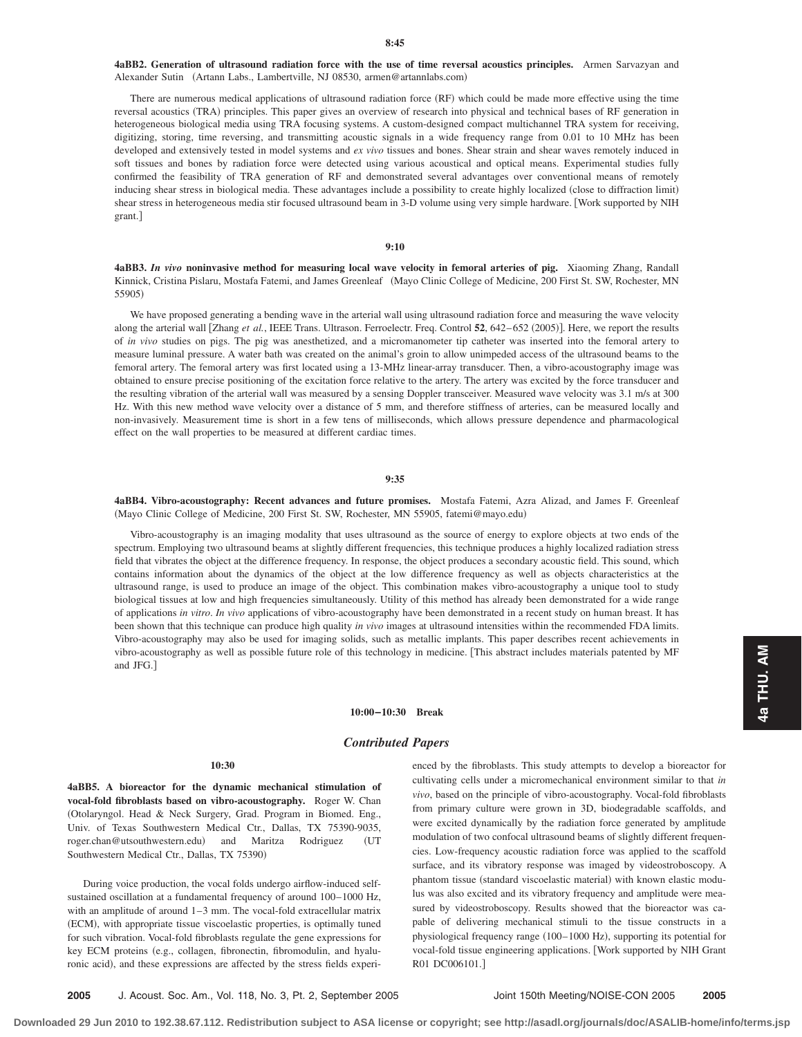**8:45**

**4aBB2. Generation of ultrasound radiation force with the use of time reversal acoustics principles.** Armen Sarvazyan and Alexander Sutin (Artann Labs., Lambertville, NJ 08530, armen@artannlabs.com)

There are numerous medical applications of ultrasound radiation force (RF) which could be made more effective using the time reversal acoustics (TRA) principles. This paper gives an overview of research into physical and technical bases of RF generation in heterogeneous biological media using TRA focusing systems. A custom-designed compact multichannel TRA system for receiving, digitizing, storing, time reversing, and transmitting acoustic signals in a wide frequency range from 0.01 to 10 MHz has been developed and extensively tested in model systems and *ex vivo* tissues and bones. Shear strain and shear waves remotely induced in soft tissues and bones by radiation force were detected using various acoustical and optical means. Experimental studies fully confirmed the feasibility of TRA generation of RF and demonstrated several advantages over conventional means of remotely inducing shear stress in biological media. These advantages include a possibility to create highly localized (close to diffraction limit) shear stress in heterogeneous media stir focused ultrasound beam in 3-D volume using very simple hardware. [Work supported by NIH grant.]

**9:10**

**4aBB3. *In vivo* noninvasive method for measuring local wave velocity in femoral arteries of pig.** Xiaoming Zhang, Randall Kinnick, Cristina Pislaru, Mostafa Fatemi, and James Greenleaf (Mayo Clinic College of Medicine, 200 First St. SW, Rochester, MN 55905)

We have proposed generating a bending wave in the arterial wall using ultrasound radiation force and measuring the wave velocity along the arterial wall [Zhang *et al.*, IEEE Trans. Ultrason. Ferroelectr. Freq. Control **52**, 642–652 (2005)]. Here, we report the results of *in vivo* studies on pigs. The pig was anesthetized, and a micromanometer tip catheter was inserted into the femoral artery to measure luminal pressure. A water bath was created on the animal's groin to allow unimpeded access of the ultrasound beams to the femoral artery. The femoral artery was first located using a 13-MHz linear-array transducer. Then, a vibro-acoustography image was obtained to ensure precise positioning of the excitation force relative to the artery. The artery was excited by the force transducer and the resulting vibration of the arterial wall was measured by a sensing Doppler transceiver. Measured wave velocity was 3.1 m/s at 300 Hz. With this new method wave velocity over a distance of 5 mm, and therefore stiffness of arteries, can be measured locally and non-invasively. Measurement time is short in a few tens of milliseconds, which allows pressure dependence and pharmacological effect on the wall properties to be measured at different cardiac times.

**9:35**

**4aBB4. Vibro-acoustography: Recent advances and future promises.** Mostafa Fatemi, Azra Alizad, and James F. Greenleaf (Mayo Clinic College of Medicine, 200 First St. SW, Rochester, MN 55905, fatemi@mayo.edu)

Vibro-acoustography is an imaging modality that uses ultrasound as the source of energy to explore objects at two ends of the spectrum. Employing two ultrasound beams at slightly different frequencies, this technique produces a highly localized radiation stress field that vibrates the object at the difference frequency. In response, the object produces a secondary acoustic field. This sound, which contains information about the dynamics of the object at the low difference frequency as well as objects characteristics at the ultrasound range, is used to produce an image of the object. This combination makes vibro-acoustography a unique tool to study biological tissues at low and high frequencies simultaneously. Utility of this method has already been demonstrated for a wide range of applications *in vitro*. *In vivo* applications of vibro-acoustography have been demonstrated in a recent study on human breast. It has been shown that this technique can produce high quality *in vivo* images at ultrasound intensities within the recommended FDA limits. Vibro-acoustography may also be used for imaging solids, such as metallic implants. This paper describes recent achievements in vibro-acoustography as well as possible future role of this technology in medicine. [This abstract includes materials patented by MF and JFG.]

**10:00–10:30 Break**

## *Contributed Papers*

**10:30**

**4aBB5. A bioreactor for the dynamic mechanical stimulation of vocal-fold fibroblasts based on vibro-acoustography.** Roger W. Chan (Otolaryngol. Head & Neck Surgery, Grad. Program in Biomed. Eng., Univ. of Texas Southwestern Medical Ctr., Dallas, TX 75390-9035, roger.chan@utsouthwestern.edu) and Maritza Rodriguez (UT Southwestern Medical Ctr., Dallas, TX 75390)

During voice production, the vocal folds undergo airflow-induced self-sustained oscillation at a fundamental frequency of around 100–1000 Hz, with an amplitude of around 1–3 mm. The vocal-fold extracellular matrix (ECM), with appropriate tissue viscoelastic properties, is optimally tuned for such vibration. Vocal-fold fibroblasts regulate the gene expressions for key ECM proteins (e.g., collagen, fibronectin, fibromodulin, and hyaluronic acid), and these expressions are affected by the stress fields experienced by the fibroblasts. This study attempts to develop a bioreactor for cultivating cells under a micromechanical environment similar to that *in vivo*, based on the principle of vibro-acoustography. Vocal-fold fibroblasts from primary culture were grown in 3D, biodegradable scaffolds, and were excited dynamically by the radiation force generated by amplitude modulation of two confocal ultrasound beams of slightly different frequencies. Low-frequency acoustic radiation force was applied to the scaffold surface, and its vibratory response was imaged by videostroboscopy. A phantom tissue (standard viscoelastic material) with known elastic modulus was also excited and its vibratory frequency and amplitude were measured by videostroboscopy. Results showed that the bioreactor was capable of delivering mechanical stimuli to the tissue constructs in a physiological frequency range (100–1000 Hz), supporting its potential for vocal-fold tissue engineering applications. [Work supported by NIH Grant R01 DC006101.]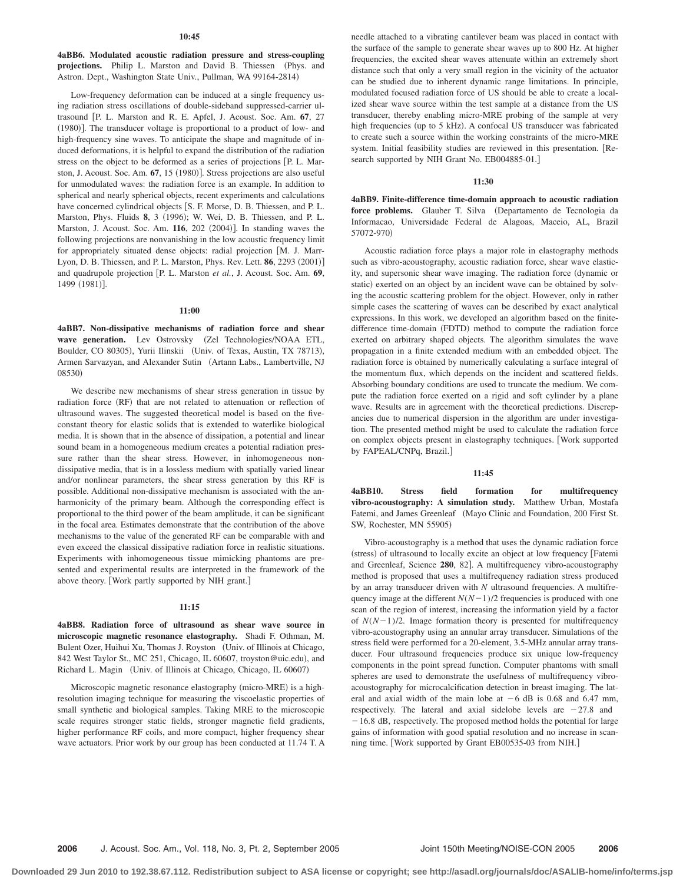**10:45**

**4aBB6. Modulated acoustic radiation pressure and stress-coupling projections.** Philip L. Marston and David B. Thiessen (Phys. and Astron. Dept., Washington State Univ., Pullman, WA 99164-2814)

Low-frequency deformation can be induced at a single frequency using radiation stress oscillations of double-sideband suppressed-carrier ultrasound [P. L. Marston and R. E. Apfel, J. Acoust. Soc. Am. **67**, 27 (1980)]. The transducer voltage is proportional to a product of low- and high-frequency sine waves. To anticipate the shape and magnitude of induced deformations, it is helpful to expand the distribution of the radiation stress on the object to be deformed as a series of projections [P. L. Marston, J. Acoust. Soc. Am. **67**, 15 (1980)]. Stress projections are also useful for unmodulated waves: the radiation force is an example. In addition to spherical and nearly spherical objects, recent experiments and calculations have concerned cylindrical objects [S. F. Morse, D. B. Thiessen, and P. L. Marston, Phys. Fluids **8**, 3 (1996); W. Wei, D. B. Thiessen, and P. L. Marston, J. Acoust. Soc. Am. **116**, 202 (2004)]. In standing waves the following projections are nonvanishing in the low acoustic frequency limit for appropriately situated dense objects: radial projection [M. J. Marr-Lyon, D. B. Thiessen, and P. L. Marston, Phys. Rev. Lett. **86**, 2293 (2001)] and quadrupole projection [P. L. Marston *et al.*, J. Acoust. Soc. Am. **69**, 1499 (1981)].

**11:00**

**4aBB7. Non-dissipative mechanisms of radiation force and shear wave generation.** Lev Ostrovsky (Zel Technologies/NOAA ETL, Boulder, CO 80305), Yurii Ilinskii (Univ. of Texas, Austin, TX 78713), Armen Sarvazyan, and Alexander Sutin (Artann Labs., Lambertville, NJ 08530)

We describe new mechanisms of shear stress generation in tissue by radiation force (RF) that are not related to attenuation or reflection of ultrasound waves. The suggested theoretical model is based on the five-constant theory for elastic solids that is extended to waterlike biological media. It is shown that in the absence of dissipation, a potential and linear sound beam in a homogeneous medium creates a potential radiation pressure rather than the shear stress. However, in inhomogeneous non-dissipative media, that is in a lossless medium with spatially varied linear and/or nonlinear parameters, the shear stress generation by this RF is possible. Additional non-dissipative mechanism is associated with the anharmonicity of the primary beam. Although the corresponding effect is proportional to the third power of the beam amplitude, it can be significant in the focal area. Estimates demonstrate that the contribution of the above mechanisms to the value of the generated RF can be comparable with and even exceed the classical dissipative radiation force in realistic situations. Experiments with inhomogeneous tissue mimicking phantoms are presented and experimental results are interpreted in the framework of the above theory. [Work partly supported by NIH grant.]

**11:15**

**4aBB8. Radiation force of ultrasound as shear wave source in microscopic magnetic resonance elastography.** Shadi F. Othman, M. Bulent Ozer, Huihui Xu, Thomas J. Royston (Univ. of Illinois at Chicago, 842 West Taylor St., MC 251, Chicago, IL 60607, troyston@uic.edu), and Richard L. Magin (Univ. of Illinois at Chicago, Chicago, IL 60607)

Microscopic magnetic resonance elastography (micro-MRE) is a high-resolution imaging technique for measuring the viscoelastic properties of small synthetic and biological samples. Taking MRE to the microscopic scale requires stronger static fields, stronger magnetic field gradients, higher performance RF coils, and more compact, higher frequency shear wave actuators. Prior work by our group has been conducted at 11.74 T. A needle attached to a vibrating cantilever beam was placed in contact with the surface of the sample to generate shear waves up to 800 Hz. At higher frequencies, the excited shear waves attenuate within an extremely short distance such that only a very small region in the vicinity of the actuator can be studied due to inherent dynamic range limitations. In principle, modulated focused radiation force of US should be able to create a localized shear wave source within the test sample at a distance from the US transducer, thereby enabling micro-MRE probing of the sample at very high frequencies (up to 5 kHz). A confocal US transducer was fabricated to create such a source within the working constraints of the micro-MRE system. Initial feasibility studies are reviewed in this presentation. [Research supported by NIH Grant No. EB004885-01.]

**11:30**

**4aBB9. Finite-difference time-domain approach to acoustic radiation force problems.** Glauber T. Silva (Departamento de Tecnologia da Informacao, Universidade Federal de Alagoas, Maceio, AL, Brazil 57072-970)

Acoustic radiation force plays a major role in elastography methods such as vibro-acoustography, acoustic radiation force, shear wave elasticity, and supersonic shear wave imaging. The radiation force (dynamic or static) exerted on an object by an incident wave can be obtained by solving the acoustic scattering problem for the object. However, only in rather simple cases the scattering of waves can be described by exact analytical expressions. In this work, we developed an algorithm based on the finite-difference time-domain (FDTD) method to compute the radiation force exerted on arbitrary shaped objects. The algorithm simulates the wave propagation in a finite extended medium with an embedded object. The radiation force is obtained by numerically calculating a surface integral of the momentum flux, which depends on the incident and scattered fields. Absorbing boundary conditions are used to truncate the medium. We compute the radiation force exerted on a rigid and soft cylinder by a plane wave. Results are in agreement with the theoretical predictions. Discrepancies due to numerical dispersion in the algorithm are under investigation. The presented method might be used to calculate the radiation force on complex objects present in elastography techniques. [Work supported by FAPEAL/CNPq, Brazil.]

**11:45**

**4aBB10. Stress field formation for multifrequency vibro-acoustography: A simulation study.** Matthew Urban, Mostafa Fatemi, and James Greenleaf (Mayo Clinic and Foundation, 200 First St. SW, Rochester, MN 55905)

Vibro-acoustography is a method that uses the dynamic radiation force (stress) of ultrasound to locally excite an object at low frequency [Fatemi and Greenleaf, Science **280**, 82]. A multifrequency vibro-acoustography method is proposed that uses a multifrequency radiation stress produced by an array transducer driven with $N$ ultrasound frequencies. A multifrequency image at the different $N(N-1)/2$ frequencies is produced with one scan of the region of interest, increasing the information yield by a factor of $N(N-1)/2$. Image formation theory is presented for multifrequency vibro-acoustography using an annular array transducer. Simulations of the stress field were performed for a 20-element, 3.5-MHz annular array transducer. Four ultrasound frequencies produce six unique low-frequency components in the point spread function. Computer phantoms with small spheres are used to demonstrate the usefulness of multifrequency vibro-acoustography for microcalcification detection in breast imaging. The lateral and axial width of the main lobe at $-6$ dB is 0.68 and 6.47 mm, respectively. The lateral and axial sidelobe levels are $-27.8$ and $-16.8$ dB, respectively. The proposed method holds the potential for large gains of information with good spatial resolution and no increase in scanning time. [Work supported by Grant EB00535-03 from NIH.]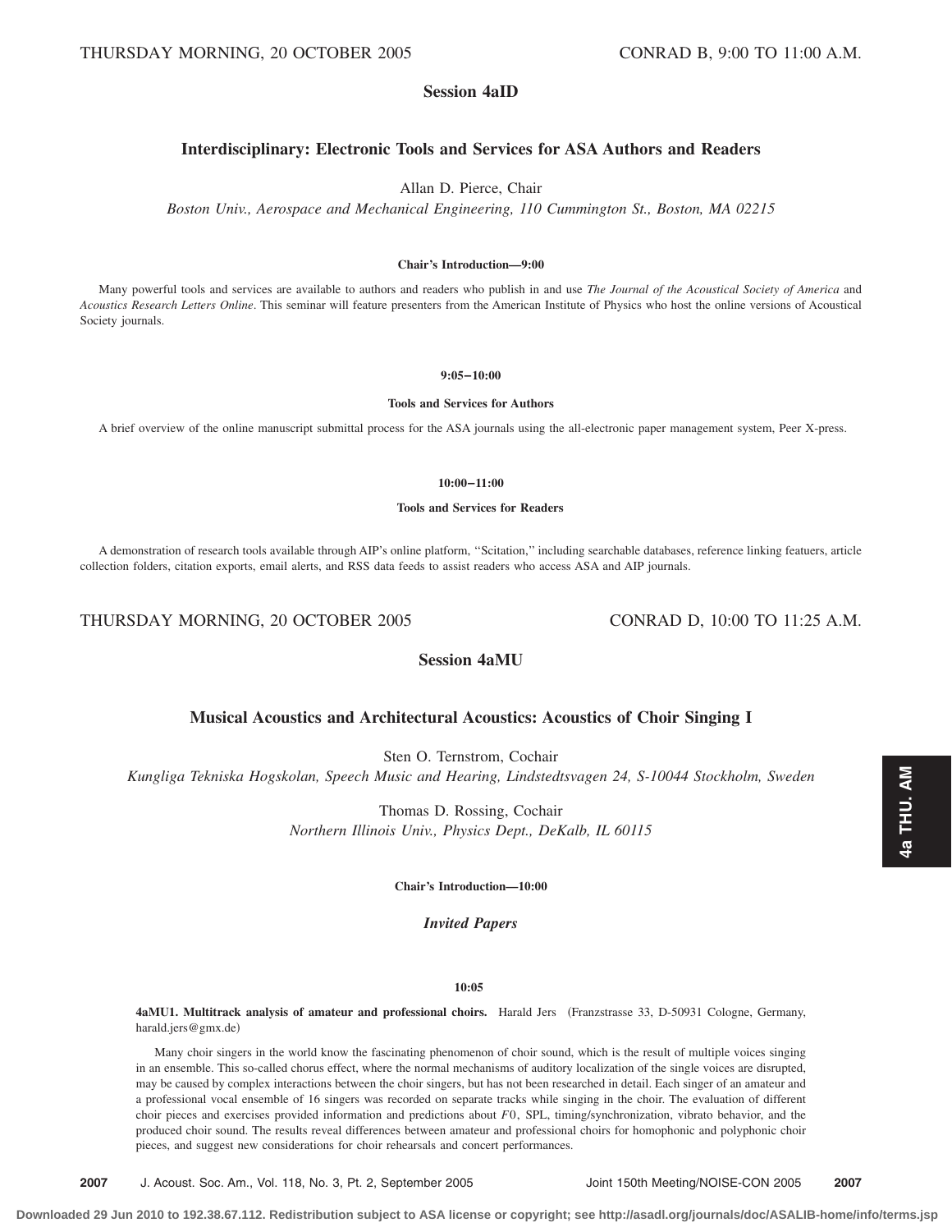THURSDAY MORNING, 20 OCTOBER 2005 CONRAD B, 9:00 TO 11:00 A.M.

## Session 4aID

### Interdisciplinary: Electronic Tools and Services for ASA Authors and Readers

Allan D. Pierce, Chair

*Boston Univ., Aerospace and Mechanical Engineering, 110 Cummington St., Boston, MA 02215*

**Chair's Introduction—9:00**

Many powerful tools and services are available to authors and readers who publish in and use *The Journal of the Acoustical Society of America* and *Acoustics Research Letters Online*. This seminar will feature presenters from the American Institute of Physics who host the online versions of Acoustical Society journals.

**9:05–10:00**

**Tools and Services for Authors**

A brief overview of the online manuscript submittal process for the ASA journals using the all-electronic paper management system, Peer X-press.

**10:00–11:00**

**Tools and Services for Readers**

A demonstration of research tools available through AIP's online platform, "Scitation," including searchable databases, reference linking featuers, article collection folders, citation exports, email alerts, and RSS data feeds to assist readers who access ASA and AIP journals.

THURSDAY MORNING, 20 OCTOBER 2005 CONRAD D, 10:00 TO 11:25 A.M.

## Session 4aMU

### Musical Acoustics and Architectural Acoustics: Acoustics of Choir Singing I

Sten O. Ternstrom, Cochair

*Kungliga Tekniska Hogskolan, Speech Music and Hearing, Lindstedtsvagen 24, S-10044 Stockholm, Sweden*

Thomas D. Rossing, Cochair

*Northern Illinois Univ., Physics Dept., DeKalb, IL 60115*

**Chair's Introduction—10:00**

***Invited Papers***

**10:05**

**4aMU1. Multitrack analysis of amateur and professional choirs.** Harald Jers (Franzstrasse 33, D-50931 Cologne, Germany, harald.jers@gmx.de)

Many choir singers in the world know the fascinating phenomenon of choir sound, which is the result of multiple voices singing in an ensemble. This so-called chorus effect, where the normal mechanisms of auditory localization of the single voices are disrupted, may be caused by complex interactions between the choir singers, but has not been researched in detail. Each singer of an amateur and a professional vocal ensemble of 16 singers was recorded on separate tracks while singing in the choir. The evaluation of different choir pieces and exercises provided information and predictions about $F0$, SPL, timing/synchronization, vibrato behavior, and the produced choir sound. The results reveal differences between amateur and professional choirs for homophonic and polyphonic choir pieces, and suggest new considerations for choir rehearsals and concert performances.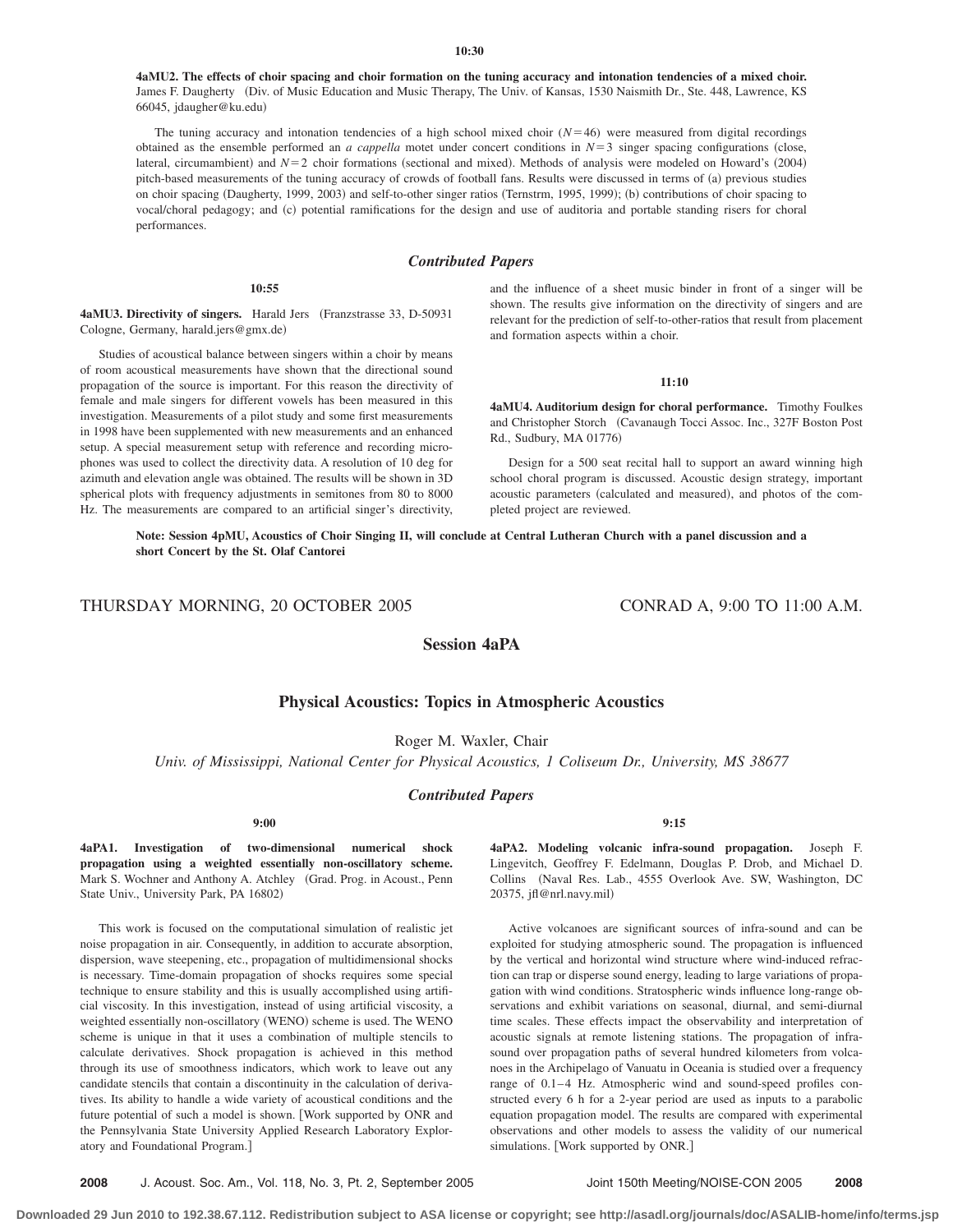**10:30**

**4aMU2. The effects of choir spacing and choir formation on the tuning accuracy and intonation tendencies of a mixed choir.** James F. Daugherty (Div. of Music Education and Music Therapy, The Univ. of Kansas, 1530 Naismith Dr., Ste. 448, Lawrence, KS 66045, jdaugher@ku.edu)

The tuning accuracy and intonation tendencies of a high school mixed choir ($N=46$) were measured from digital recordings obtained as the ensemble performed an *a cappella* motet under concert conditions in $N=3$ singer spacing configurations (close, lateral, circumambient) and $N=2$ choir formations (sectional and mixed). Methods of analysis were modeled on Howard's (2004) pitch-based measurements of the tuning accuracy of crowds of football fans. Results were discussed in terms of (a) previous studies on choir spacing (Daugherty, 1999, 2003) and self-to-other singer ratios (Ternstrm, 1995, 1999); (b) contributions of choir spacing to vocal/choral pedagogy; and (c) potential ramifications for the design and use of auditoria and portable standing risers for choral performances.

### *Contributed Papers*

**10:55**

**4aMU3. Directivity of singers.** Harald Jers (Franzstrasse 33, D-50931 Cologne, Germany, harald.jers@gmx.de)

Studies of acoustical balance between singers within a choir by means of room acoustical measurements have shown that the directional sound propagation of the source is important. For this reason the directivity of female and male singers for different vowels has been measured in this investigation. Measurements of a pilot study and some first measurements in 1998 have been supplemented with new measurements and an enhanced setup. A special measurement setup with reference and recording microphones was used to collect the directivity data. A resolution of 10 deg for azimuth and elevation angle was obtained. The results will be shown in 3D spherical plots with frequency adjustments in semitones from 80 to 8000 Hz. The measurements are compared to an artificial singer's directivity, and the influence of a sheet music binder in front of a singer will be shown. The results give information on the directivity of singers and are relevant for the prediction of self-to-other-ratios that result from placement and formation aspects within a choir.

**11:10**

**4aMU4. Auditorium design for choral performance.** Timothy Foulkes and Christopher Storch (Cavanaugh Tocci Assoc. Inc., 327F Boston Post Rd., Sudbury, MA 01776)

Design for a 500 seat recital hall to support an award winning high school choral program is discussed. Acoustic design strategy, important acoustic parameters (calculated and measured), and photos of the completed project are reviewed.

**Note: Session 4pMU, Acoustics of Choir Singing II, will conclude at Central Lutheran Church with a panel discussion and a short Concert by the St. Olaf Cantorei**

THURSDAY MORNING, 20 OCTOBER 2005 CONRAD A, 9:00 TO 11:00 A.M.

## Session 4aPA

## Physical Acoustics: Topics in Atmospheric Acoustics

Roger M. Waxler, Chair

*Univ. of Mississippi, National Center for Physical Acoustics, 1 Coliseum Dr., University, MS 38677*

### *Contributed Papers*

**9:00**

**4aPA1. Investigation of two-dimensional numerical shock propagation using a weighted essentially non-oscillatory scheme.** Mark S. Wochner and Anthony A. Atchley (Grad. Prog. in Acoust., Penn State Univ., University Park, PA 16802)

This work is focused on the computational simulation of realistic jet noise propagation in air. Consequently, in addition to accurate absorption, dispersion, wave steepening, etc., propagation of multidimensional shocks is necessary. Time-domain propagation of shocks requires some special technique to ensure stability and this is usually accomplished using artificial viscosity. In this investigation, instead of using artificial viscosity, a weighted essentially non-oscillatory (WENO) scheme is used. The WENO scheme is unique in that it uses a combination of multiple stencils to calculate derivatives. Shock propagation is achieved in this method through its use of smoothness indicators, which work to leave out any candidate stencils that contain a discontinuity in the calculation of derivatives. Its ability to handle a wide variety of acoustical conditions and the future potential of such a model is shown. [Work supported by ONR and the Pennsylvania State University Applied Research Laboratory Exploratory and Foundational Program.]

**9:15**

**4aPA2. Modeling volcanic infra-sound propagation.** Joseph F. Lingevitch, Geoffrey F. Edelmann, Douglas P. Drob, and Michael D. Collins (Naval Res. Lab., 4555 Overlook Ave. SW, Washington, DC 20375, jfl@nrl.navy.mil)

Active volcanoes are significant sources of infra-sound and can be exploited for studying atmospheric sound. The propagation is influenced by the vertical and horizontal wind structure where wind-induced refraction can trap or disperse sound energy, leading to large variations of propagation with wind conditions. Stratospheric winds influence long-range observations and exhibit variations on seasonal, diurnal, and semi-diurnal time scales. These effects impact the observability and interpretation of acoustic signals at remote listening stations. The propagation of infrasound over propagation paths of several hundred kilometers from volcanoes in the Archipelago of Vanuatu in Oceania is studied over a frequency range of 0.1–4 Hz. Atmospheric wind and sound-speed profiles constructed every 6 h for a 2-year period are used as inputs to a parabolic equation propagation model. The results are compared with experimental observations and other models to assess the validity of our numerical simulations. [Work supported by ONR.]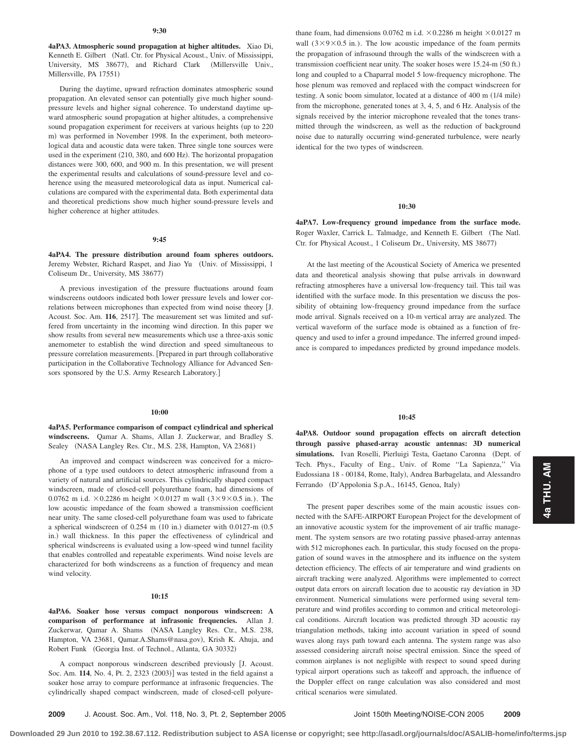**9:30**

**4aPA3. Atmospheric sound propagation at higher altitudes.** Xiao Di, Kenneth E. Gilbert (Natl. Ctr. for Physical Acoust., Univ. of Mississippi, University, MS 38677), and Richard Clark (Millersville Univ., Millersville, PA 17551)

During the daytime, upward refraction dominates atmospheric sound propagation. An elevated sensor can potentially give much higher sound-pressure levels and higher signal coherence. To understand daytime upward atmospheric sound propagation at higher altitudes, a comprehensive sound propagation experiment for receivers at various heights (up to 220 m) was performed in November 1998. In the experiment, both meteorological data and acoustic data were taken. Three single tone sources were used in the experiment (210, 380, and 600 Hz). The horizontal propagation distances were 300, 600, and 900 m. In this presentation, we will present the experimental results and calculations of sound-pressure level and coherence using the measured meteorological data as input. Numerical calculations are compared with the experimental data. Both experimental data and theoretical predictions show much higher sound-pressure levels and higher coherence at higher attitudes.

**9:45**

**4aPA4. The pressure distribution around foam spheres outdoors.** Jeremy Webster, Richard Raspet, and Jiao Yu (Univ. of Mississippi, 1 Coliseum Dr., University, MS 38677)

A previous investigation of the pressure fluctuations around foam windscreens outdoors indicated both lower pressure levels and lower correlations between microphones than expected from wind noise theory [J. Acoust. Soc. Am. **116**, 2517]. The measurement set was limited and suffered from uncertainty in the incoming wind direction. In this paper we show results from several new measurements which use a three-axis sonic anemometer to establish the wind direction and speed simultaneous to pressure correlation measurements. [Prepared in part through collaborative participation in the Collaborative Technology Alliance for Advanced Sensors sponsored by the U.S. Army Research Laboratory.]

**10:00**

**4aPA5. Performance comparison of compact cylindrical and spherical windscreens.** Qamar A. Shams, Allan J. Zuckerwar, and Bradley S. Sealey (NASA Langley Res. Ctr., M.S. 238, Hampton, VA 23681)

An improved and compact windscreen was conceived for a microphone of a type used outdoors to detect atmospheric infrasound from a variety of natural and artificial sources. This cylindrically shaped compact windscreen, made of closed-cell polyurethane foam, had dimensions of 0.0762 m i.d. $\times$0.2286 m height $\times$0.0127 m wall ($3\times9\times0.5$ in.). The low acoustic impedance of the foam showed a transmission coefficient near unity. The same closed-cell polyurethane foam was used to fabricate a spherical windscreen of 0.254 m (10 in.) diameter with 0.0127-m (0.5 in.) wall thickness. In this paper the effectiveness of cylindrical and spherical windscreens is evaluated using a low-speed wind tunnel facility that enables controlled and repeatable experiments. Wind noise levels are characterized for both windscreens as a function of frequency and mean wind velocity.

**10:15**

**4aPA6. Soaker hose versus compact nonporous windscreen: A comparison of performance at infrasonic frequencies.** Allan J. Zuckerwar, Qamar A. Shams (NASA Langley Res. Ctr., M.S. 238, Hampton, VA 23681, Qamar.A.Shams@nasa.gov), Krish K. Ahuja, and Robert Funk (Georgia Inst. of Technol., Atlanta, GA 30332)

A compact nonporous windscreen described previously [J. Acoust. Soc. Am. **114**, No. 4, Pt. 2, 2323 (2003)] was tested in the field against a soaker hose array to compare performance at infrasonic frequencies. The cylindrically shaped compact windscreen, made of closed-cell polyurethane foam, had dimensions 0.0762 m i.d. $\times$0.2286 m height $\times$0.0127 m wall ($3\times9\times0.5$ in.). The low acoustic impedance of the foam permits the propagation of infrasound through the walls of the windscreen with a transmission coefficient near unity. The soaker hoses were 15.24-m (50 ft.) long and coupled to a Chaparral model 5 low-frequency microphone. The hose plenum was removed and replaced with the compact windscreen for testing. A sonic boom simulator, located at a distance of 400 m (1/4 mile) from the microphone, generated tones at 3, 4, 5, and 6 Hz. Analysis of the signals received by the interior microphone revealed that the tones transmitted through the windscreen, as well as the reduction of background noise due to naturally occurring wind-generated turbulence, were nearly identical for the two types of windscreen.

**10:30**

**4aPA7. Low-frequency ground impedance from the surface mode.** Roger Waxler, Carrick L. Talmadge, and Kenneth E. Gilbert (The Natl. Ctr. for Physical Acoust., 1 Coliseum Dr., University, MS 38677)

At the last meeting of the Acoustical Society of America we presented data and theoretical analysis showing that pulse arrivals in downward refracting atmospheres have a universal low-frequency tail. This tail was identified with the surface mode. In this presentation we discuss the possibility of obtaining low-frequency ground impedance from the surface mode arrival. Signals received on a 10-m vertical array are analyzed. The vertical waveform of the surface mode is obtained as a function of frequency and used to infer a ground impedance. The inferred ground impedance is compared to impedances predicted by ground impedance models.

**10:45**

**4aPA8. Outdoor sound propagation effects on aircraft detection through passive phased-array acoustic antennas: 3D numerical simulations.** Ivan Roselli, Pierluigi Testa, Gaetano Caronna (Dept. of Tech. Phys., Faculty of Eng., Univ. of Rome "La Sapienza," Via Eudossiana 18 - 00184, Rome, Italy), Andrea Barbagelata, and Alessandro Ferrando (D'Appolonia S.p.A., 16145, Genoa, Italy)

The present paper describes some of the main acoustic issues connected with the SAFE-AIRPORT European Project for the development of an innovative acoustic system for the improvement of air traffic management. The system sensors are two rotating passive phased-array antennas with 512 microphones each. In particular, this study focused on the propagation of sound waves in the atmosphere and its influence on the system detection efficiency. The effects of air temperature and wind gradients on aircraft tracking were analyzed. Algorithms were implemented to correct output data errors on aircraft location due to acoustic ray deviation in 3D environment. Numerical simulations were performed using several temperature and wind profiles according to common and critical meteorological conditions. Aircraft location was predicted through 3D acoustic ray triangulation methods, taking into account variation in speed of sound waves along rays path toward each antenna. The system range was also assessed considering aircraft noise spectral emission. Since the speed of common airplanes is not negligible with respect to sound speed during typical airport operations such as takeoff and approach, the influence of the Doppler effect on range calculation was also considered and most critical scenarios were simulated.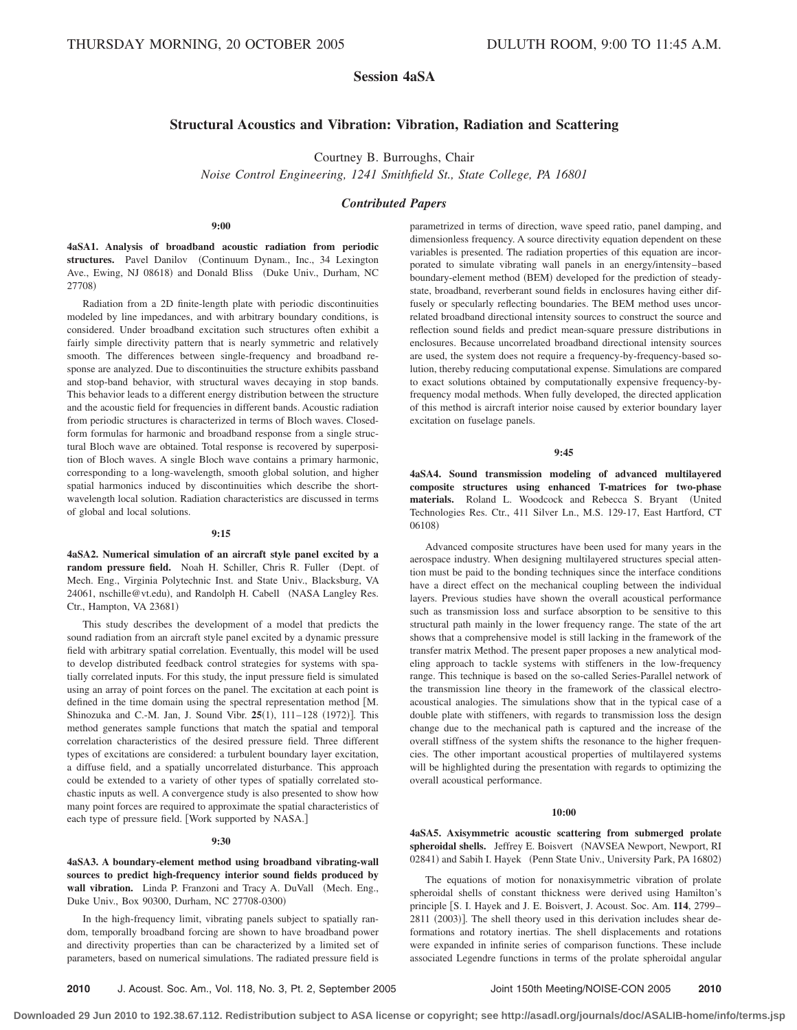THURSDAY MORNING, 20 OCTOBER 2005 DULUTH ROOM, 9:00 TO 11:45 A.M.

# Session 4aSA

## Structural Acoustics and Vibration: Vibration, Radiation and Scattering

Courtney B. Burroughs, Chair

*Noise Control Engineering, 1241 Smithfield St., State College, PA 16801*

### *Contributed Papers*

**9:00**

**4aSA1. Analysis of broadband acoustic radiation from periodic structures.** Pavel Danilov (Continuum Dynam., Inc., 34 Lexington Ave., Ewing, NJ 08618) and Donald Bliss (Duke Univ., Durham, NC 27708)

Radiation from a 2D finite-length plate with periodic discontinuities modeled by line impedances, and with arbitrary boundary conditions, is considered. Under broadband excitation such structures often exhibit a fairly simple directivity pattern that is nearly symmetric and relatively smooth. The differences between single-frequency and broadband response are analyzed. Due to discontinuities the structure exhibits passband and stop-band behavior, with structural waves decaying in stop bands. This behavior leads to a different energy distribution between the structure and the acoustic field for frequencies in different bands. Acoustic radiation from periodic structures is characterized in terms of Bloch waves. Closed-form formulas for harmonic and broadband response from a single structural Bloch wave are obtained. Total response is recovered by superposition of Bloch waves. A single Bloch wave contains a primary harmonic, corresponding to a long-wavelength, smooth global solution, and higher spatial harmonics induced by discontinuities which describe the short-wavelength local solution. Radiation characteristics are discussed in terms of global and local solutions.

**9:15**

**4aSA2. Numerical simulation of an aircraft style panel excited by a random pressure field.** Noah H. Schiller, Chris R. Fuller (Dept. of Mech. Eng., Virginia Polytechnic Inst. and State Univ., Blacksburg, VA 24061, nschille@vt.edu), and Randolph H. Cabell (NASA Langley Res. Ctr., Hampton, VA 23681)

This study describes the development of a model that predicts the sound radiation from an aircraft style panel excited by a dynamic pressure field with arbitrary spatial correlation. Eventually, this model will be used to develop distributed feedback control strategies for systems with spatially correlated inputs. For this study, the input pressure field is simulated using an array of point forces on the panel. The excitation at each point is defined in the time domain using the spectral representation method [M. Shinozuka and C.-M. Jan, J. Sound Vibr. **25**(1), 111–128 (1972)]. This method generates sample functions that match the spatial and temporal correlation characteristics of the desired pressure field. Three different types of excitations are considered: a turbulent boundary layer excitation, a diffuse field, and a spatially uncorrelated disturbance. This approach could be extended to a variety of other types of spatially correlated stochastic inputs as well. A convergence study is also presented to show how many point forces are required to approximate the spatial characteristics of each type of pressure field. [Work supported by NASA.]

**9:30**

**4aSA3. A boundary-element method using broadband vibrating-wall sources to predict high-frequency interior sound fields produced by wall vibration.** Linda P. Franzoni and Tracy A. DuVall (Mech. Eng., Duke Univ., Box 90300, Durham, NC 27708-0300)

In the high-frequency limit, vibrating panels subject to spatially random, temporally broadband forcing are shown to have broadband power and directivity properties than can be characterized by a limited set of parameters, based on numerical simulations. The radiated pressure field is parametrized in terms of direction, wave speed ratio, panel damping, and dimensionless frequency. A source directivity equation dependent on these variables is presented. The radiation properties of this equation are incorporated to simulate vibrating wall panels in an energy/intensity–based boundary-element method (BEM) developed for the prediction of steady-state, broadband, reverberant sound fields in enclosures having either diffusely or specularly reflecting boundaries. The BEM method uses uncorrelated broadband directional intensity sources to construct the source and reflection sound fields and predict mean-square pressure distributions in enclosures. Because uncorrelated broadband directional intensity sources are used, the system does not require a frequency-by-frequency-based solution, thereby reducing computational expense. Simulations are compared to exact solutions obtained by computationally expensive frequency-by-frequency modal methods. When fully developed, the directed application of this method is aircraft interior noise caused by exterior boundary layer excitation on fuselage panels.

**9:45**

**4aSA4. Sound transmission modeling of advanced multilayered composite structures using enhanced T-matrices for two-phase materials.** Roland L. Woodcock and Rebecca S. Bryant (United Technologies Res. Ctr., 411 Silver Ln., M.S. 129-17, East Hartford, CT 06108)

Advanced composite structures have been used for many years in the aerospace industry. When designing multilayered structures special attention must be paid to the bonding techniques since the interface conditions have a direct effect on the mechanical coupling between the individual layers. Previous studies have shown the overall acoustical performance such as transmission loss and surface absorption to be sensitive to this structural path mainly in the lower frequency range. The state of the art shows that a comprehensive model is still lacking in the framework of the transfer matrix Method. The present paper proposes a new analytical modeling approach to tackle systems with stiffeners in the low-frequency range. This technique is based on the so-called Series-Parallel network of the transmission line theory in the framework of the classical electro-acoustical analogies. The simulations show that in the typical case of a double plate with stiffeners, with regards to transmission loss the design change due to the mechanical path is captured and the increase of the overall stiffness of the system shifts the resonance to the higher frequencies. The other important acoustical properties of multilayered systems will be highlighted during the presentation with regards to optimizing the overall acoustical performance.

**10:00**

**4aSA5. Axisymmetric acoustic scattering from submerged prolate spheroidal shells.** Jeffrey E. Boisvert (NAVSEA Newport, Newport, RI 02841) and Sabih I. Hayek (Penn State Univ., University Park, PA 16802)

The equations of motion for nonaxisymmetric vibration of prolate spheroidal shells of constant thickness were derived using Hamilton's principle [S. I. Hayek and J. E. Boisvert, J. Acoust. Soc. Am. **114**, 2799–2811 (2003)]. The shell theory used in this derivation includes shear deformations and rotatory inertias. The shell displacements and rotations were expanded in infinite series of comparison functions. These include associated Legendre functions in terms of the prolate spheroidal angular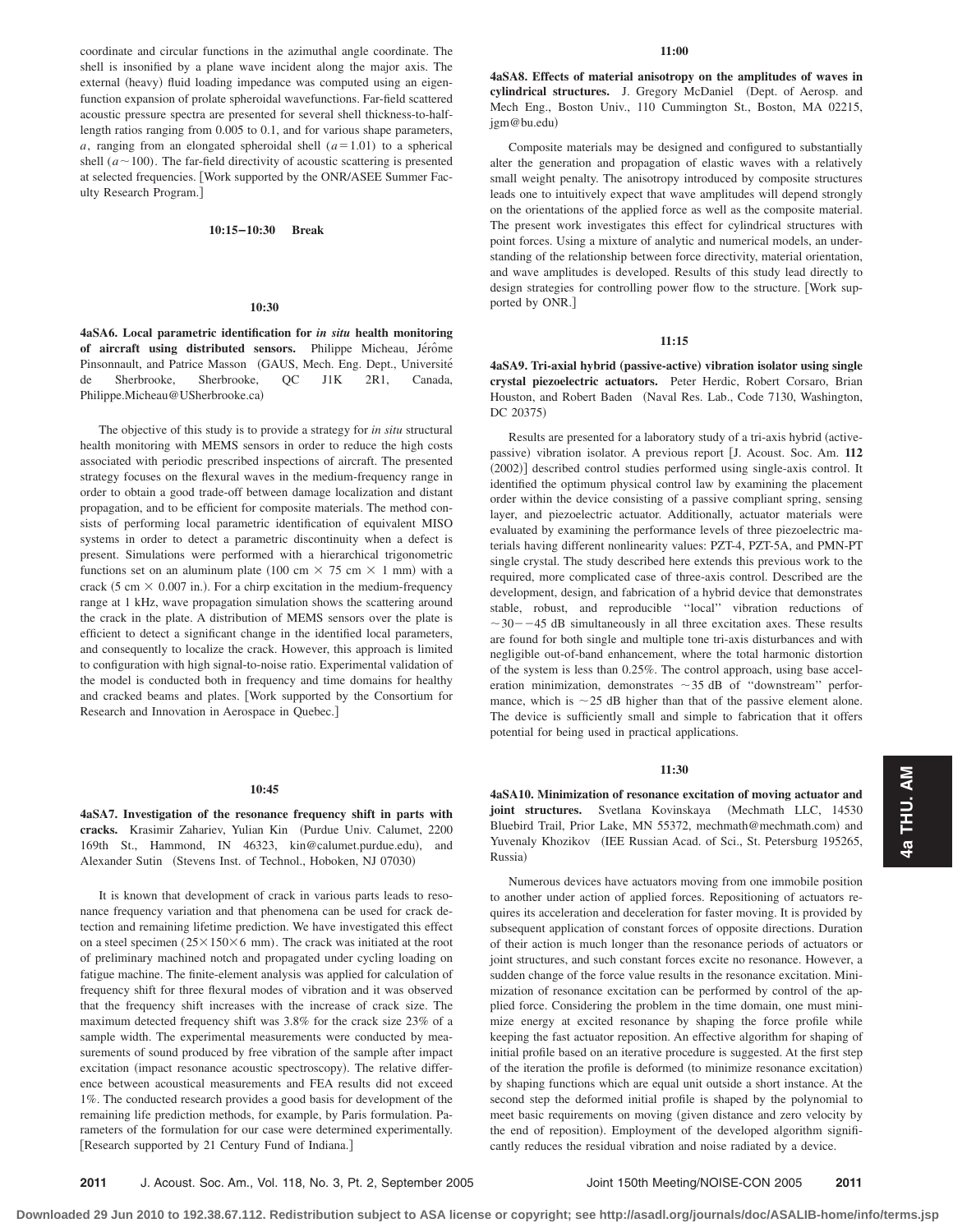coordinate and circular functions in the azimuthal angle coordinate. The shell is insonified by a plane wave incident along the major axis. The external (heavy) fluid loading impedance was computed using an eigenfunction expansion of prolate spheroidal wavefunctions. Far-field scattered acoustic pressure spectra are presented for several shell thickness-to-half-length ratios ranging from 0.005 to 0.1, and for various shape parameters, $a$, ranging from an elongated spheroidal shell ($a = 1.01$) to a spherical shell ($a \sim 100$). The far-field directivity of acoustic scattering is presented at selected frequencies. [Work supported by the ONR/ASEE Summer Faculty Research Program.]

**10:15–10:30 Break**

**10:30**

**4aSA6. Local parametric identification for *in situ* health monitoring of aircraft using distributed sensors.** Philippe Micheau, Jérôme Pinsonnault, and Patrice Masson (GAUS, Mech. Eng. Dept., Université de Sherbrooke, Sherbrooke, QC J1K 2R1, Canada, Philippe.Micheau@USherbrooke.ca)

The objective of this study is to provide a strategy for *in situ* structural health monitoring with MEMS sensors in order to reduce the high costs associated with periodic prescribed inspections of aircraft. The presented strategy focuses on the flexural waves in the medium-frequency range in order to obtain a good trade-off between damage localization and distant propagation, and to be efficient for composite materials. The method consists of performing local parametric identification of equivalent MISO systems in order to detect a parametric discontinuity when a defect is present. Simulations were performed with a hierarchical trigonometric functions set on an aluminum plate (100 cm × 75 cm × 1 mm) with a crack (5 cm × 0.007 in.). For a chirp excitation in the medium-frequency range at 1 kHz, wave propagation simulation shows the scattering around the crack in the plate. A distribution of MEMS sensors over the plate is efficient to detect a significant change in the identified local parameters, and consequently to localize the crack. However, this approach is limited to configuration with high signal-to-noise ratio. Experimental validation of the model is conducted both in frequency and time domains for healthy and cracked beams and plates. [Work supported by the Consortium for Research and Innovation in Aerospace in Quebec.]

**10:45**

**4aSA7. Investigation of the resonance frequency shift in parts with cracks.** Krasimir Zahariev, Yulian Kin (Purdue Univ. Calumet, 2200 169th St., Hammond, IN 46323, kin@calumet.purdue.edu), and Alexander Sutin (Stevens Inst. of Technol., Hoboken, NJ 07030)

It is known that development of crack in various parts leads to resonance frequency variation and that phenomena can be used for crack detection and remaining lifetime prediction. We have investigated this effect on a steel specimen (25×150×6 mm). The crack was initiated at the root of preliminary machined notch and propagated under cycling loading on fatigue machine. The finite-element analysis was applied for calculation of frequency shift for three flexural modes of vibration and it was observed that the frequency shift increases with the increase of crack size. The maximum detected frequency shift was 3.8% for the crack size 23% of a sample width. The experimental measurements were conducted by measurements of sound produced by free vibration of the sample after impact excitation (impact resonance acoustic spectroscopy). The relative difference between acoustical measurements and FEA results did not exceed 1%. The conducted research provides a good basis for development of the remaining life prediction methods, for example, by Paris formulation. Parameters of the formulation for our case were determined experimentally. [Research supported by 21 Century Fund of Indiana.]

**11:00**

**4aSA8. Effects of material anisotropy on the amplitudes of waves in cylindrical structures.** J. Gregory McDaniel (Dept. of Aerosp. and Mech Eng., Boston Univ., 110 Cummington St., Boston, MA 02215, jgm@bu.edu)

Composite materials may be designed and configured to substantially alter the generation and propagation of elastic waves with a relatively small weight penalty. The anisotropy introduced by composite structures leads one to intuitively expect that wave amplitudes will depend strongly on the orientations of the applied force as well as the composite material. The present work investigates this effect for cylindrical structures with point forces. Using a mixture of analytic and numerical models, an understanding of the relationship between force directivity, material orientation, and wave amplitudes is developed. Results of this study lead directly to design strategies for controlling power flow to the structure. [Work supported by ONR.]

**11:15**

**4aSA9. Tri-axial hybrid (passive-active) vibration isolator using single crystal piezoelectric actuators.** Peter Herdic, Robert Corsaro, Brian Houston, and Robert Baden (Naval Res. Lab., Code 7130, Washington, DC 20375)

Results are presented for a laboratory study of a tri-axis hybrid (active-passive) vibration isolator. A previous report [J. Acoust. Soc. Am. **112** (2002)] described control studies performed using single-axis control. It identified the optimum physical control law by examining the placement order within the device consisting of a passive compliant spring, sensing layer, and piezoelectric actuator. Additionally, actuator materials were evaluated by examining the performance levels of three piezoelectric materials having different nonlinearity values: PZT-4, PZT-5A, and PMN-PT single crystal. The study described here extends this previous work to the required, more complicated case of three-axis control. Described are the development, design, and fabrication of a hybrid device that demonstrates stable, robust, and reproducible "local" vibration reductions of $\sim 30 - -45$ dB simultaneously in all three excitation axes. These results are found for both single and multiple tone tri-axis disturbances and with negligible out-of-band enhancement, where the total harmonic distortion of the system is less than 0.25%. The control approach, using base acceleration minimization, demonstrates $\sim 35$ dB of "downstream" performance, which is $\sim 25$ dB higher than that of the passive element alone. The device is sufficiently small and simple to fabrication that it offers potential for being used in practical applications.

**11:30**

**4aSA10. Minimization of resonance excitation of moving actuator and joint structures.** Svetlana Kovinskaya (Mechmath LLC, 14530 Bluebird Trail, Prior Lake, MN 55372, mechmath@mechmath.com) and Yuvenaly Khozikov (IEE Russian Acad. of Sci., St. Petersburg 195265, Russia)

Numerous devices have actuators moving from one immobile position to another under action of applied forces. Repositioning of actuators requires its acceleration and deceleration for faster moving. It is provided by subsequent application of constant forces of opposite directions. Duration of their action is much longer than the resonance periods of actuators or joint structures, and such constant forces excite no resonance. However, a sudden change of the force value results in the resonance excitation. Minimization of resonance excitation can be performed by control of the applied force. Considering the problem in the time domain, one must minimize energy at excited resonance by shaping the force profile while keeping the fast actuator reposition. An effective algorithm for shaping of initial profile based on an iterative procedure is suggested. At the first step of the iteration the profile is deformed (to minimize resonance excitation) by shaping functions which are equal unit outside a short instance. At the second step the deformed initial profile is shaped by the polynomial to meet basic requirements on moving (given distance and zero velocity by the end of reposition). Employment of the developed algorithm significantly reduces the residual vibration and noise radiated by a device.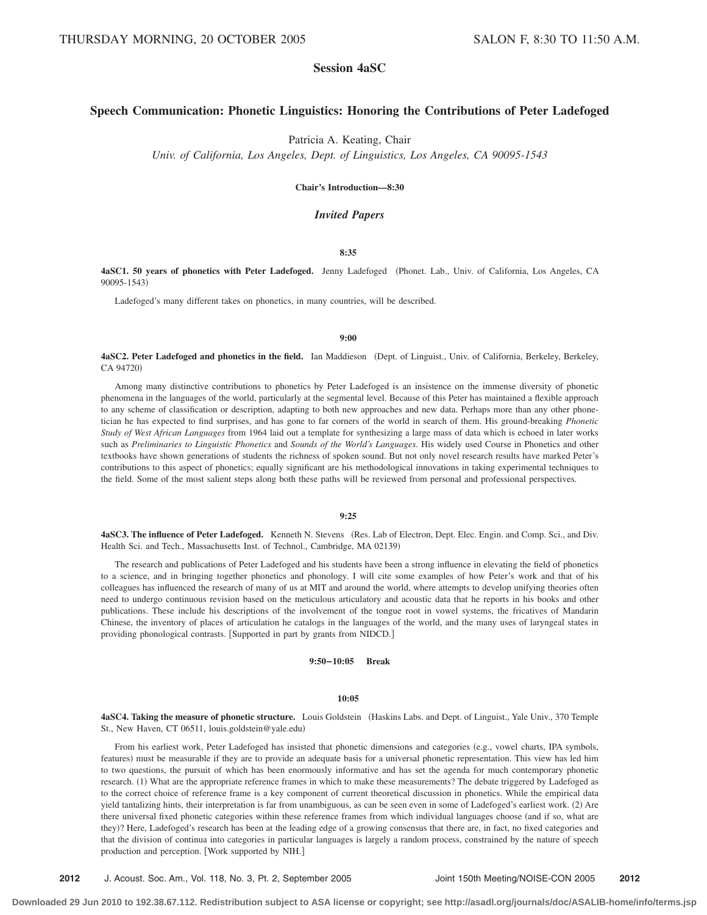THURSDAY MORNING, 20 OCTOBER 2005 SALON F, 8:30 TO 11:50 A.M.

## Session 4aSC

## Speech Communication: Phonetic Linguistics: Honoring the Contributions of Peter Ladefoged

Patricia A. Keating, Chair

*Univ. of California, Los Angeles, Dept. of Linguistics, Los Angeles, CA 90095-1543*

**Chair's Introduction—8:30**

### *Invited Papers*

**8:35**

**4aSC1. 50 years of phonetics with Peter Ladefoged.** Jenny Ladefoged (Phonet. Lab., Univ. of California, Los Angeles, CA 90095-1543)

Ladefoged's many different takes on phonetics, in many countries, will be described.

**9:00**

**4aSC2. Peter Ladefoged and phonetics in the field.** Ian Maddieson (Dept. of Linguist., Univ. of California, Berkeley, Berkeley, CA 94720)

Among many distinctive contributions to phonetics by Peter Ladefoged is an insistence on the immense diversity of phonetic phenomena in the languages of the world, particularly at the segmental level. Because of this Peter has maintained a flexible approach to any scheme of classification or description, adapting to both new approaches and new data. Perhaps more than any other phonetician he has expected to find surprises, and has gone to far corners of the world in search of them. His ground-breaking *Phonetic Study of West African Languages* from 1964 laid out a template for synthesizing a large mass of data which is echoed in later works such as *Preliminaries to Linguistic Phonetics* and *Sounds of the World's Languages*. His widely used Course in Phonetics and other textbooks have shown generations of students the richness of spoken sound. But not only novel research results have marked Peter's contributions to this aspect of phonetics; equally significant are his methodological innovations in taking experimental techniques to the field. Some of the most salient steps along both these paths will be reviewed from personal and professional perspectives.

**9:25**

**4aSC3. The influence of Peter Ladefoged.** Kenneth N. Stevens (Res. Lab of Electron, Dept. Elec. Engin. and Comp. Sci., and Div. Health Sci. and Tech., Massachusetts Inst. of Technol., Cambridge, MA 02139)

The research and publications of Peter Ladefoged and his students have been a strong influence in elevating the field of phonetics to a science, and in bringing together phonetics and phonology. I will cite some examples of how Peter's work and that of his colleagues has influenced the research of many of us at MIT and around the world, where attempts to develop unifying theories often need to undergo continuous revision based on the meticulous articulatory and acoustic data that he reports in his books and other publications. These include his descriptions of the involvement of the tongue root in vowel systems, the fricatives of Mandarin Chinese, the inventory of places of articulation he catalogs in the languages of the world, and the many uses of laryngeal states in providing phonological contrasts. [Supported in part by grants from NIDCD.]

**9:50–10:05 Break**

**10:05**

**4aSC4. Taking the measure of phonetic structure.** Louis Goldstein (Haskins Labs. and Dept. of Linguist., Yale Univ., 370 Temple St., New Haven, CT 06511, louis.goldstein@yale.edu)

From his earliest work, Peter Ladefoged has insisted that phonetic dimensions and categories (e.g., vowel charts, IPA symbols, features) must be measurable if they are to provide an adequate basis for a universal phonetic representation. This view has led him to two questions, the pursuit of which has been enormously informative and has set the agenda for much contemporary phonetic research. (1) What are the appropriate reference frames in which to make these measurements? The debate triggered by Ladefoged as to the correct choice of reference frame is a key component of current theoretical discussion in phonetics. While the empirical data yield tantalizing hints, their interpretation is far from unambiguous, as can be seen even in some of Ladefoged's earliest work. (2) Are there universal fixed phonetic categories within these reference frames from which individual languages choose (and if so, what are they)? Here, Ladefoged's research has been at the leading edge of a growing consensus that there are, in fact, no fixed categories and that the division of continua into categories in particular languages is largely a random process, constrained by the nature of speech production and perception. [Work supported by NIH.]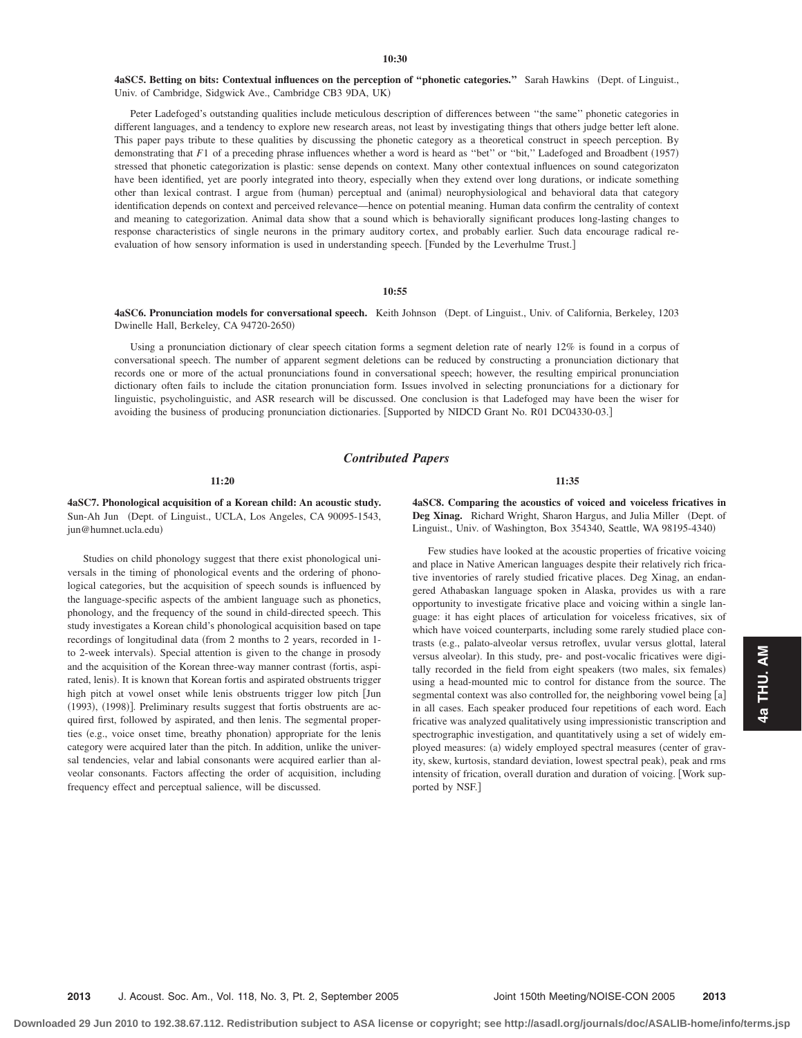**10:30**

**4aSC5. Betting on bits: Contextual influences on the perception of "phonetic categories."** Sarah Hawkins (Dept. of Linguist., Univ. of Cambridge, Sidgwick Ave., Cambridge CB3 9DA, UK)

Peter Ladefoged's outstanding qualities include meticulous description of differences between "the same" phonetic categories in different languages, and a tendency to explore new research areas, not least by investigating things that others judge better left alone. This paper pays tribute to these qualities by discussing the phonetic category as a theoretical construct in speech perception. By demonstrating that $F1$ of a preceding phrase influences whether a word is heard as "bet" or "bit," Ladefoged and Broadbent (1957) stressed that phonetic categorization is plastic: sense depends on context. Many other contextual influences on sound categorizaton have been identified, yet are poorly integrated into theory, especially when they extend over long durations, or indicate something other than lexical contrast. I argue from (human) perceptual and (animal) neurophysiological and behavioral data that category identification depends on context and perceived relevance—hence on potential meaning. Human data confirm the centrality of context and meaning to categorization. Animal data show that a sound which is behaviorally significant produces long-lasting changes to response characteristics of single neurons in the primary auditory cortex, and probably earlier. Such data encourage radical re-evaluation of how sensory information is used in understanding speech. [Funded by the Leverhulme Trust.]

**10:55**

**4aSC6. Pronunciation models for conversational speech.** Keith Johnson (Dept. of Linguist., Univ. of California, Berkeley, 1203 Dwinelle Hall, Berkeley, CA 94720-2650)

Using a pronunciation dictionary of clear speech citation forms a segment deletion rate of nearly 12% is found in a corpus of conversational speech. The number of apparent segment deletions can be reduced by constructing a pronunciation dictionary that records one or more of the actual pronunciations found in conversational speech; however, the resulting empirical pronunciation dictionary often fails to include the citation pronunciation form. Issues involved in selecting pronunciations for a dictionary for linguistic, psycholinguistic, and ASR research will be discussed. One conclusion is that Ladefoged may have been the wiser for avoiding the business of producing pronunciation dictionaries. [Supported by NIDCD Grant No. R01 DC04330-03.]

## *Contributed Papers*

**11:20**

**4aSC7. Phonological acquisition of a Korean child: An acoustic study.** Sun-Ah Jun (Dept. of Linguist., UCLA, Los Angeles, CA 90095-1543, jun@humnet.ucla.edu)

Studies on child phonology suggest that there exist phonological universals in the timing of phonological events and the ordering of phonological categories, but the acquisition of speech sounds is influenced by the language-specific aspects of the ambient language such as phonetics, phonology, and the frequency of the sound in child-directed speech. This study investigates a Korean child's phonological acquisition based on tape recordings of longitudinal data (from 2 months to 2 years, recorded in 1- to 2-week intervals). Special attention is given to the change in prosody and the acquisition of the Korean three-way manner contrast (fortis, aspirated, lenis). It is known that Korean fortis and aspirated obstruents trigger high pitch at vowel onset while lenis obstruents trigger low pitch [Jun (1993), (1998)]. Preliminary results suggest that fortis obstruents are acquired first, followed by aspirated, and then lenis. The segmental properties (e.g., voice onset time, breathy phonation) appropriate for the lenis category were acquired later than the pitch. In addition, unlike the universal tendencies, velar and labial consonants were acquired earlier than alveolar consonants. Factors affecting the order of acquisition, including frequency effect and perceptual salience, will be discussed.

**11:35**

**4aSC8. Comparing the acoustics of voiced and voiceless fricatives in Deg Xinag.** Richard Wright, Sharon Hargus, and Julia Miller (Dept. of Linguist., Univ. of Washington, Box 354340, Seattle, WA 98195-4340)

Few studies have looked at the acoustic properties of fricative voicing and place in Native American languages despite their relatively rich fricative inventories of rarely studied fricative places. Deg Xinag, an endangered Athabaskan language spoken in Alaska, provides us with a rare opportunity to investigate fricative place and voicing within a single language: it has eight places of articulation for voiceless fricatives, six of which have voiced counterparts, including some rarely studied place contrasts (e.g., palato-alveolar versus retroflex, uvular versus glottal, lateral versus alveolar). In this study, pre- and post-vocalic fricatives were digitally recorded in the field from eight speakers (two males, six females) using a head-mounted mic to control for distance from the source. The segmental context was also controlled for, the neighboring vowel being [a] in all cases. Each speaker produced four repetitions of each word. Each fricative was analyzed qualitatively using impressionistic transcription and spectrographic investigation, and quantitatively using a set of widely employed measures: (a) widely employed spectral measures (center of gravity, skew, kurtosis, standard deviation, lowest spectral peak), peak and rms intensity of frication, overall duration and duration of voicing. [Work supported by NSF.]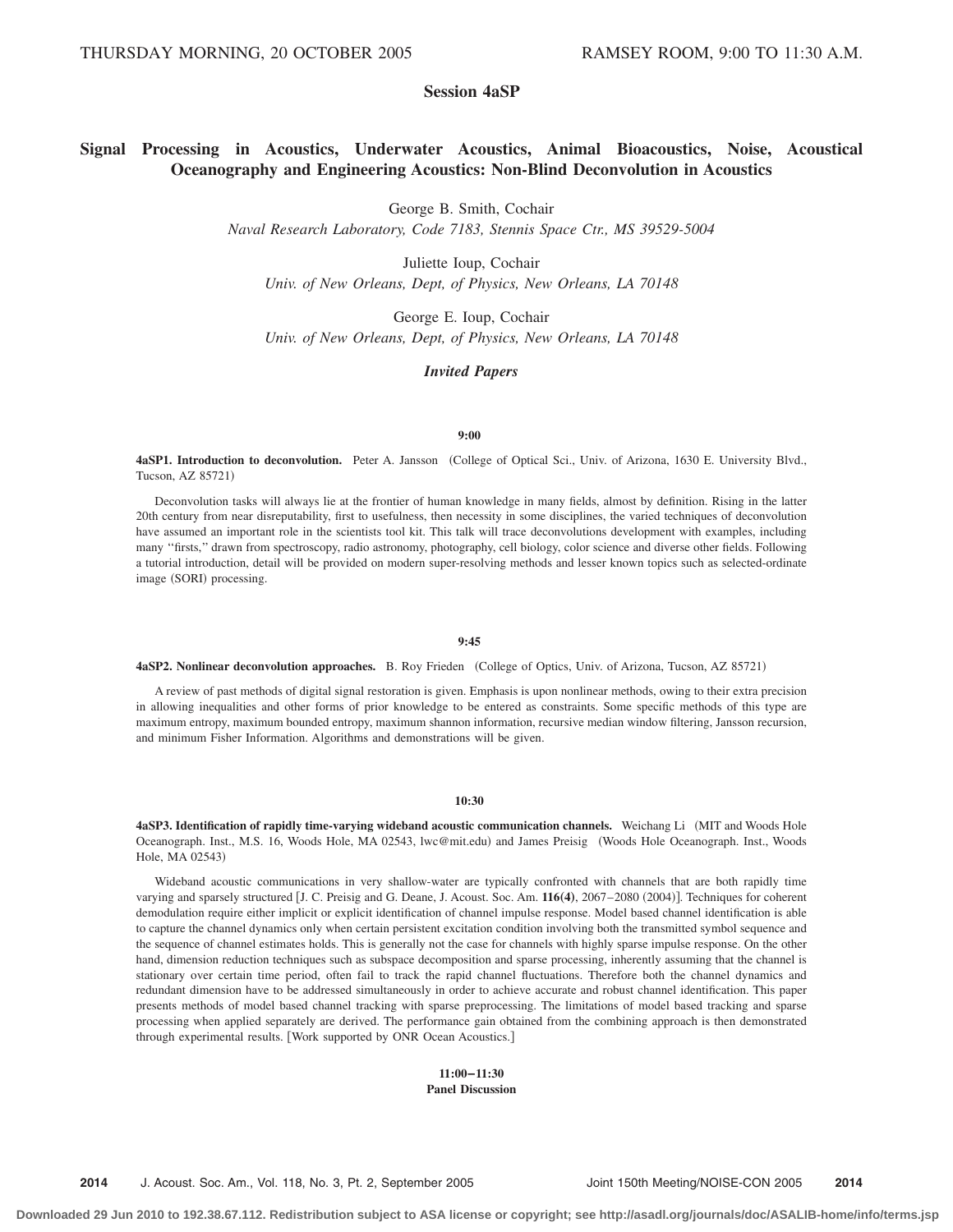THURSDAY MORNING, 20 OCTOBER 2005 RAMSEY ROOM, 9:00 TO 11:30 A.M.

## Session 4aSP

# Signal Processing in Acoustics, Underwater Acoustics, Animal Bioacoustics, Noise, Acoustical Oceanography and Engineering Acoustics: Non-Blind Deconvolution in Acoustics

George B. Smith, Cochair
*Naval Research Laboratory, Code 7183, Stennis Space Ctr., MS 39529-5004*

Juliette Ioup, Cochair
*Univ. of New Orleans, Dept. of Physics, New Orleans, LA 70148*

George E. Ioup, Cochair
*Univ. of New Orleans, Dept. of Physics, New Orleans, LA 70148*

### *Invited Papers*

**9:00**

**4aSP1. Introduction to deconvolution.** Peter A. Jansson (College of Optical Sci., Univ. of Arizona, 1630 E. University Blvd., Tucson, AZ 85721)

Deconvolution tasks will always lie at the frontier of human knowledge in many fields, almost by definition. Rising in the latter 20th century from near disreputability, first to usefulness, then necessity in some disciplines, the varied techniques of deconvolution have assumed an important role in the scientists tool kit. This talk will trace deconvolutions development with examples, including many ''firsts,'' drawn from spectroscopy, radio astronomy, photography, cell biology, color science and diverse other fields. Following a tutorial introduction, detail will be provided on modern super-resolving methods and lesser known topics such as selected-ordinate image (SORI) processing.

**9:45**

**4aSP2. Nonlinear deconvolution approaches.** B. Roy Frieden (College of Optics, Univ. of Arizona, Tucson, AZ 85721)

A review of past methods of digital signal restoration is given. Emphasis is upon nonlinear methods, owing to their extra precision in allowing inequalities and other forms of prior knowledge to be entered as constraints. Some specific methods of this type are maximum entropy, maximum bounded entropy, maximum shannon information, recursive median window filtering, Jansson recursion, and minimum Fisher Information. Algorithms and demonstrations will be given.

**10:30**

**4aSP3. Identification of rapidly time-varying wideband acoustic communication channels.** Weichang Li (MIT and Woods Hole Oceanograph. Inst., M.S. 16, Woods Hole, MA 02543, lwc@mit.edu) and James Preisig (Woods Hole Oceanograph. Inst., Woods Hole, MA 02543)

Wideband acoustic communications in very shallow-water are typically confronted with channels that are both rapidly time varying and sparsely structured [J. C. Preisig and G. Deane, J. Acoust. Soc. Am. **116(4)**, 2067–2080 (2004)]. Techniques for coherent demodulation require either implicit or explicit identification of channel impulse response. Model based channel identification is able to capture the channel dynamics only when certain persistent excitation condition involving both the transmitted symbol sequence and the sequence of channel estimates holds. This is generally not the case for channels with highly sparse impulse response. On the other hand, dimension reduction techniques such as subspace decomposition and sparse processing, inherently assuming that the channel is stationary over certain time period, often fail to track the rapid channel fluctuations. Therefore both the channel dynamics and redundant dimension have to be addressed simultaneously in order to achieve accurate and robust channel identification. This paper presents methods of model based channel tracking with sparse preprocessing. The limitations of model based tracking and sparse processing when applied separately are derived. The performance gain obtained from the combining approach is then demonstrated through experimental results. [Work supported by ONR Ocean Acoustics.]

**11:00–11:30**
**Panel Discussion**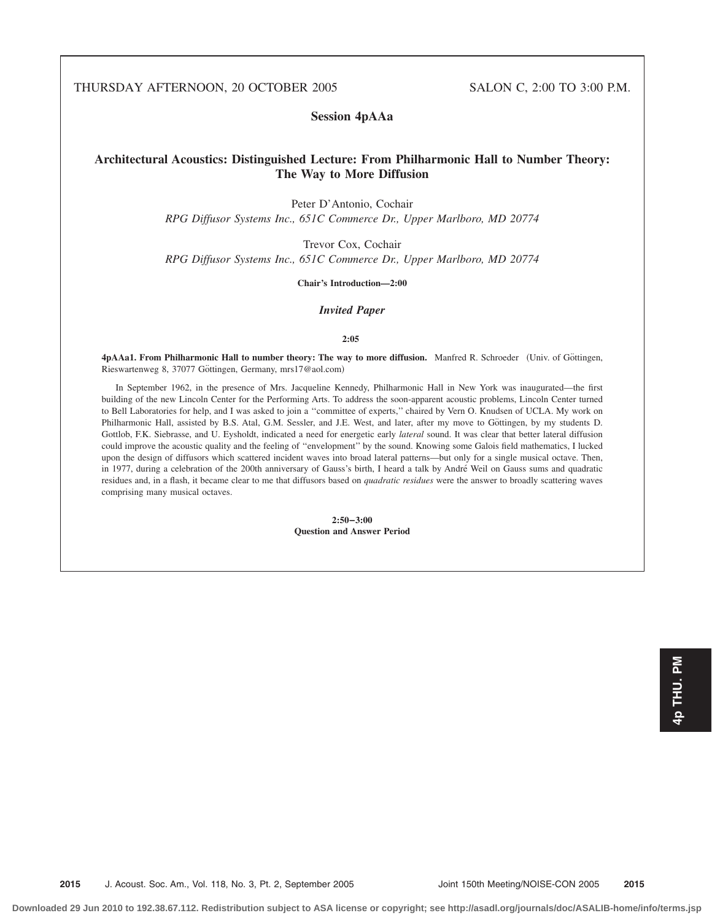THURSDAY AFTERNOON, 20 OCTOBER 2005 SALON C, 2:00 TO 3:00 P.M.

## Session 4pAAa

## Architectural Acoustics: Distinguished Lecture: From Philharmonic Hall to Number Theory: The Way to More Diffusion

Peter D'Antonio, Cochair
*RPG Diffusor Systems Inc., 651C Commerce Dr., Upper Marlboro, MD 20774*

Trevor Cox, Cochair
*RPG Diffusor Systems Inc., 651C Commerce Dr., Upper Marlboro, MD 20774*

**Chair's Introduction—2:00**

### *Invited Paper*

**2:05**

**4pAAa1. From Philharmonic Hall to number theory: The way to more diffusion.** Manfred R. Schroeder (Univ. of Göttingen, Rieswartenweg 8, 37077 Göttingen, Germany, mrs17@aol.com)

In September 1962, in the presence of Mrs. Jacqueline Kennedy, Philharmonic Hall in New York was inaugurated—the first building of the new Lincoln Center for the Performing Arts. To address the soon-apparent acoustic problems, Lincoln Center turned to Bell Laboratories for help, and I was asked to join a ''committee of experts,'' chaired by Vern O. Knudsen of UCLA. My work on Philharmonic Hall, assisted by B.S. Atal, G.M. Sessler, and J.E. West, and later, after my move to Göttingen, by my students D. Gottlob, F.K. Siebrasse, and U. Eysholdt, indicated a need for energetic early *lateral* sound. It was clear that better lateral diffusion could improve the acoustic quality and the feeling of ''envelopment'' by the sound. Knowing some Galois field mathematics, I lucked upon the design of diffusors which scattered incident waves into broad lateral patterns—but only for a single musical octave. Then, in 1977, during a celebration of the 200th anniversary of Gauss's birth, I heard a talk by André Weil on Gauss sums and quadratic residues and, in a flash, it became clear to me that diffusors based on *quadratic residues* were the answer to broadly scattering waves comprising many musical octaves.

**2:50–3:00**
**Question and Answer Period**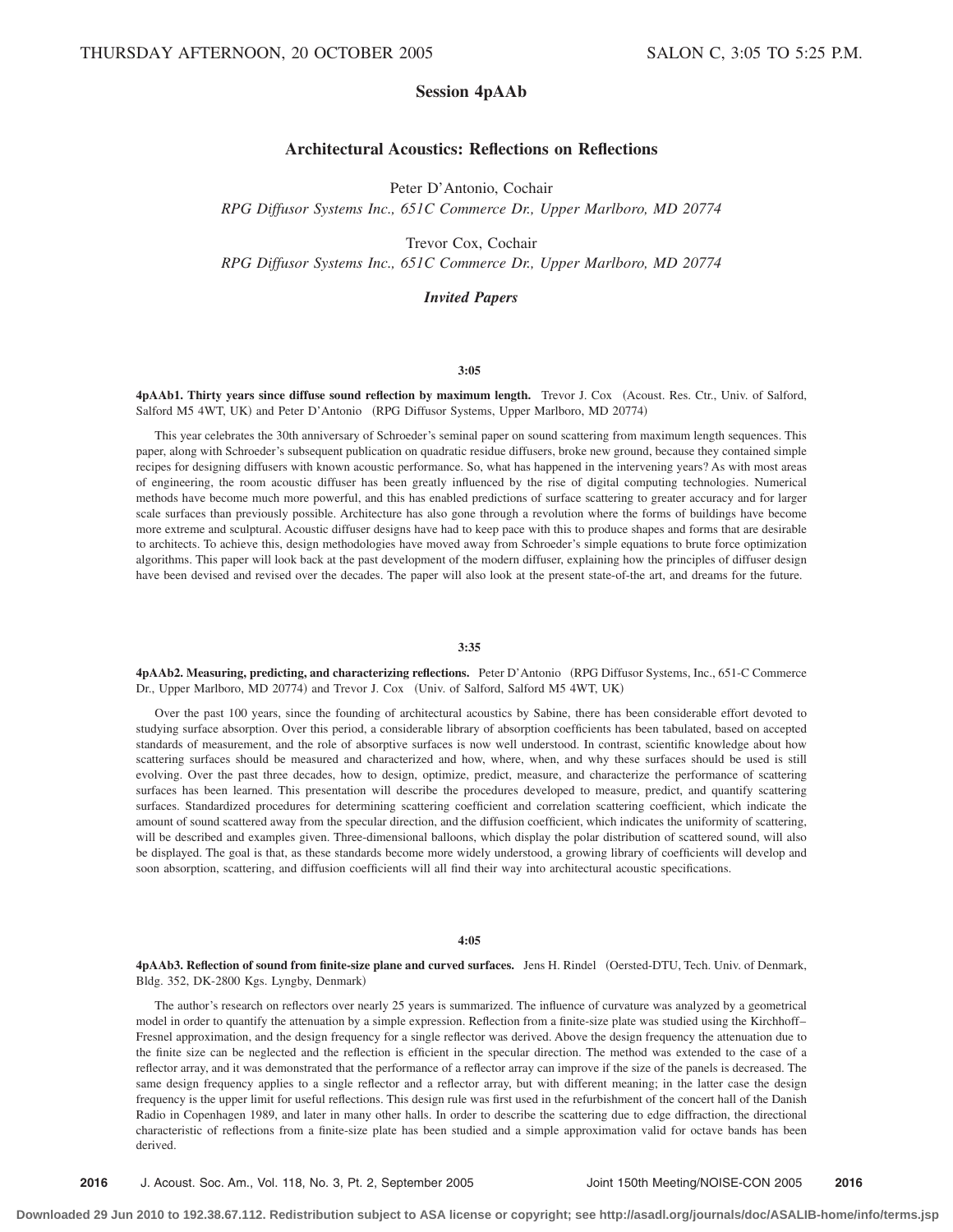THURSDAY AFTERNOON, 20 OCTOBER 2005 SALON C, 3:05 TO 5:25 P.M.

# Session 4pAAb

## Architectural Acoustics: Reflections on Reflections

Peter D'Antonio, Cochair
*RPG Diffusor Systems Inc., 651C Commerce Dr., Upper Marlboro, MD 20774*

Trevor Cox, Cochair
*RPG Diffusor Systems Inc., 651C Commerce Dr., Upper Marlboro, MD 20774*

### *Invited Papers*

**3:05**

**4pAAb1. Thirty years since diffuse sound reflection by maximum length.** Trevor J. Cox (Acoust. Res. Ctr., Univ. of Salford, Salford M5 4WT, UK) and Peter D'Antonio (RPG Diffusor Systems, Upper Marlboro, MD 20774)

This year celebrates the 30th anniversary of Schroeder's seminal paper on sound scattering from maximum length sequences. This paper, along with Schroeder's subsequent publication on quadratic residue diffusers, broke new ground, because they contained simple recipes for designing diffusers with known acoustic performance. So, what has happened in the intervening years? As with most areas of engineering, the room acoustic diffuser has been greatly influenced by the rise of digital computing technologies. Numerical methods have become much more powerful, and this has enabled predictions of surface scattering to greater accuracy and for larger scale surfaces than previously possible. Architecture has also gone through a revolution where the forms of buildings have become more extreme and sculptural. Acoustic diffuser designs have had to keep pace with this to produce shapes and forms that are desirable to architects. To achieve this, design methodologies have moved away from Schroeder's simple equations to brute force optimization algorithms. This paper will look back at the past development of the modern diffuser, explaining how the principles of diffuser design have been devised and revised over the decades. The paper will also look at the present state-of-the art, and dreams for the future.

**3:35**

**4pAAb2. Measuring, predicting, and characterizing reflections.** Peter D'Antonio (RPG Diffusor Systems, Inc., 651-C Commerce Dr., Upper Marlboro, MD 20774) and Trevor J. Cox (Univ. of Salford, Salford M5 4WT, UK)

Over the past 100 years, since the founding of architectural acoustics by Sabine, there has been considerable effort devoted to studying surface absorption. Over this period, a considerable library of absorption coefficients has been tabulated, based on accepted standards of measurement, and the role of absorptive surfaces is now well understood. In contrast, scientific knowledge about how scattering surfaces should be measured and characterized and how, where, when, and why these surfaces should be used is still evolving. Over the past three decades, how to design, optimize, predict, measure, and characterize the performance of scattering surfaces has been learned. This presentation will describe the procedures developed to measure, predict, and quantify scattering surfaces. Standardized procedures for determining scattering coefficient and correlation scattering coefficient, which indicate the amount of sound scattered away from the specular direction, and the diffusion coefficient, which indicates the uniformity of scattering, will be described and examples given. Three-dimensional balloons, which display the polar distribution of scattered sound, will also be displayed. The goal is that, as these standards become more widely understood, a growing library of coefficients will develop and soon absorption, scattering, and diffusion coefficients will all find their way into architectural acoustic specifications.

**4:05**

**4pAAb3. Reflection of sound from finite-size plane and curved surfaces.** Jens H. Rindel (Oersted-DTU, Tech. Univ. of Denmark, Bldg. 352, DK-2800 Kgs. Lyngby, Denmark)

The author's research on reflectors over nearly 25 years is summarized. The influence of curvature was analyzed by a geometrical model in order to quantify the attenuation by a simple expression. Reflection from a finite-size plate was studied using the Kirchhoff–Fresnel approximation, and the design frequency for a single reflector was derived. Above the design frequency the attenuation due to the finite size can be neglected and the reflection is efficient in the specular direction. The method was extended to the case of a reflector array, and it was demonstrated that the performance of a reflector array can improve if the size of the panels is decreased. The same design frequency applies to a single reflector and a reflector array, but with different meaning; in the latter case the design frequency is the upper limit for useful reflections. This design rule was first used in the refurbishment of the concert hall of the Danish Radio in Copenhagen 1989, and later in many other halls. In order to describe the scattering due to edge diffraction, the directional characteristic of reflections from a finite-size plate has been studied and a simple approximation valid for octave bands has been derived.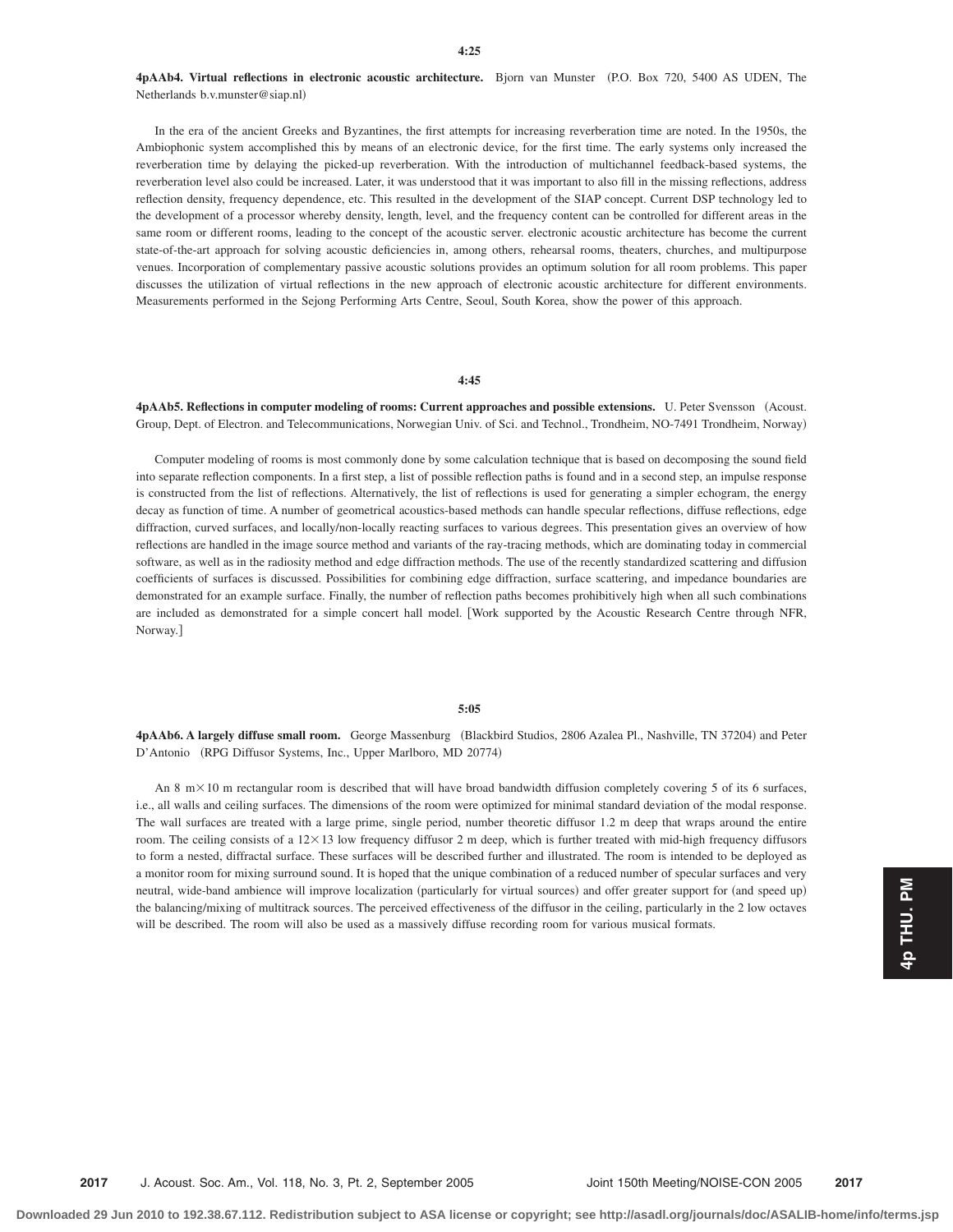**4:25**

**4pAAb4. Virtual reflections in electronic acoustic architecture.** Bjorn van Munster (P.O. Box 720, 5400 AS UDEN, The Netherlands b.v.munster@siap.nl)

In the era of the ancient Greeks and Byzantines, the first attempts for increasing reverberation time are noted. In the 1950s, the Ambiophonic system accomplished this by means of an electronic device, for the first time. The early systems only increased the reverberation time by delaying the picked-up reverberation. With the introduction of multichannel feedback-based systems, the reverberation level also could be increased. Later, it was understood that it was important to also fill in the missing reflections, address reflection density, frequency dependence, etc. This resulted in the development of the SIAP concept. Current DSP technology led to the development of a processor whereby density, length, level, and the frequency content can be controlled for different areas in the same room or different rooms, leading to the concept of the acoustic server. electronic acoustic architecture has become the current state-of-the-art approach for solving acoustic deficiencies in, among others, rehearsal rooms, theaters, churches, and multipurpose venues. Incorporation of complementary passive acoustic solutions provides an optimum solution for all room problems. This paper discusses the utilization of virtual reflections in the new approach of electronic acoustic architecture for different environments. Measurements performed in the Sejong Performing Arts Centre, Seoul, South Korea, show the power of this approach.

**4:45**

**4pAAb5. Reflections in computer modeling of rooms: Current approaches and possible extensions.** U. Peter Svensson (Acoust. Group, Dept. of Electron. and Telecommunications, Norwegian Univ. of Sci. and Technol., Trondheim, NO-7491 Trondheim, Norway)

Computer modeling of rooms is most commonly done by some calculation technique that is based on decomposing the sound field into separate reflection components. In a first step, a list of possible reflection paths is found and in a second step, an impulse response is constructed from the list of reflections. Alternatively, the list of reflections is used for generating a simpler echogram, the energy decay as function of time. A number of geometrical acoustics-based methods can handle specular reflections, diffuse reflections, edge diffraction, curved surfaces, and locally/non-locally reacting surfaces to various degrees. This presentation gives an overview of how reflections are handled in the image source method and variants of the ray-tracing methods, which are dominating today in commercial software, as well as in the radiosity method and edge diffraction methods. The use of the recently standardized scattering and diffusion coefficients of surfaces is discussed. Possibilities for combining edge diffraction, surface scattering, and impedance boundaries are demonstrated for an example surface. Finally, the number of reflection paths becomes prohibitively high when all such combinations are included as demonstrated for a simple concert hall model. [Work supported by the Acoustic Research Centre through NFR, Norway.]

**5:05**

**4pAAb6. A largely diffuse small room.** George Massenburg (Blackbird Studios, 2806 Azalea Pl., Nashville, TN 37204) and Peter D'Antonio (RPG Diffusor Systems, Inc., Upper Marlboro, MD 20774)

An 8 m$\times$10 m rectangular room is described that will have broad bandwidth diffusion completely covering 5 of its 6 surfaces, i.e., all walls and ceiling surfaces. The dimensions of the room were optimized for minimal standard deviation of the modal response. The wall surfaces are treated with a large prime, single period, number theoretic diffusor 1.2 m deep that wraps around the entire room. The ceiling consists of a 12$\times$13 low frequency diffusor 2 m deep, which is further treated with mid-high frequency diffusors to form a nested, diffractal surface. These surfaces will be described further and illustrated. The room is intended to be deployed as a monitor room for mixing surround sound. It is hoped that the unique combination of a reduced number of specular surfaces and very neutral, wide-band ambience will improve localization (particularly for virtual sources) and offer greater support for (and speed up) the balancing/mixing of multitrack sources. The perceived effectiveness of the diffusor in the ceiling, particularly in the 2 low octaves will be described. The room will also be used as a massively diffuse recording room for various musical formats.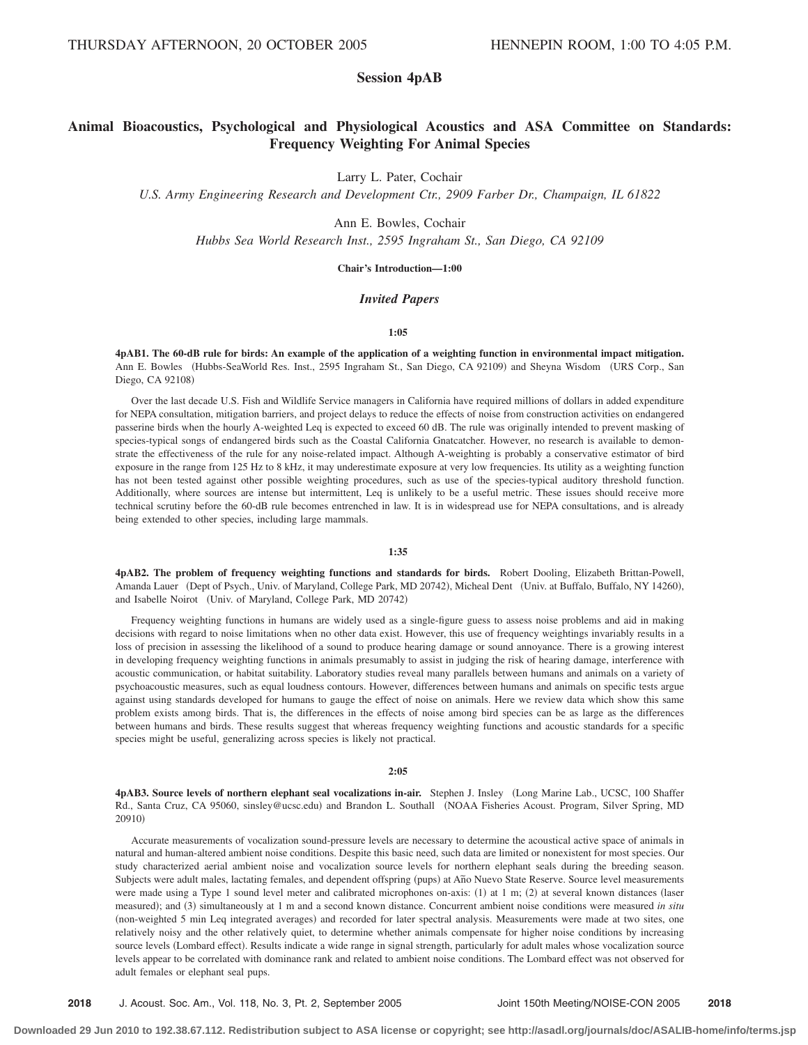THURSDAY AFTERNOON, 20 OCTOBER 2005 HENNEPIN ROOM, 1:00 TO 4:05 P.M.

# Session 4pAB

## Animal Bioacoustics, Psychological and Physiological Acoustics and ASA Committee on Standards: Frequency Weighting For Animal Species

Larry L. Pater, Cochair

*U.S. Army Engineering Research and Development Ctr., 2909 Farber Dr., Champaign, IL 61822*

Ann E. Bowles, Cochair

*Hubbs Sea World Research Inst., 2595 Ingraham St., San Diego, CA 92109*

**Chair's Introduction—1:00**

### *Invited Papers*

**1:05**

**4pAB1. The 60-dB rule for birds: An example of the application of a weighting function in environmental impact mitigation.** Ann E. Bowles (Hubbs-SeaWorld Res. Inst., 2595 Ingraham St., San Diego, CA 92109) and Sheyna Wisdom (URS Corp., San Diego, CA 92108)

Over the last decade U.S. Fish and Wildlife Service managers in California have required millions of dollars in added expenditure for NEPA consultation, mitigation barriers, and project delays to reduce the effects of noise from construction activities on endangered passerine birds when the hourly A-weighted Leq is expected to exceed 60 dB. The rule was originally intended to prevent masking of species-typical songs of endangered birds such as the Coastal California Gnatcatcher. However, no research is available to demonstrate the effectiveness of the rule for any noise-related impact. Although A-weighting is probably a conservative estimator of bird exposure in the range from 125 Hz to 8 kHz, it may underestimate exposure at very low frequencies. Its utility as a weighting function has not been tested against other possible weighting procedures, such as use of the species-typical auditory threshold function. Additionally, where sources are intense but intermittent, Leq is unlikely to be a useful metric. These issues should receive more technical scrutiny before the 60-dB rule becomes entrenched in law. It is in widespread use for NEPA consultations, and is already being extended to other species, including large mammals.

**1:35**

**4pAB2. The problem of frequency weighting functions and standards for birds.** Robert Dooling, Elizabeth Brittan-Powell, Amanda Lauer (Dept of Psych., Univ. of Maryland, College Park, MD 20742), Micheal Dent (Univ. at Buffalo, Buffalo, NY 14260), and Isabelle Noirot (Univ. of Maryland, College Park, MD 20742)

Frequency weighting functions in humans are widely used as a single-figure guess to assess noise problems and aid in making decisions with regard to noise limitations when no other data exist. However, this use of frequency weightings invariably results in a loss of precision in assessing the likelihood of a sound to produce hearing damage or sound annoyance. There is a growing interest in developing frequency weighting functions in animals presumably to assist in judging the risk of hearing damage, interference with acoustic communication, or habitat suitability. Laboratory studies reveal many parallels between humans and animals on a variety of psychoacoustic measures, such as equal loudness contours. However, differences between humans and animals on specific tests argue against using standards developed for humans to gauge the effect of noise on animals. Here we review data which show this same problem exists among birds. That is, the differences in the effects of noise among bird species can be as large as the differences between humans and birds. These results suggest that whereas frequency weighting functions and acoustic standards for a specific species might be useful, generalizing across species is likely not practical.

**2:05**

**4pAB3. Source levels of northern elephant seal vocalizations in-air.** Stephen J. Insley (Long Marine Lab., UCSC, 100 Shaffer Rd., Santa Cruz, CA 95060, sinsley@ucsc.edu) and Brandon L. Southall (NOAA Fisheries Acoust. Program, Silver Spring, MD 20910)

Accurate measurements of vocalization sound-pressure levels are necessary to determine the acoustical active space of animals in natural and human-altered ambient noise conditions. Despite this basic need, such data are limited or nonexistent for most species. Our study characterized aerial ambient noise and vocalization source levels for northern elephant seals during the breeding season. Subjects were adult males, lactating females, and dependent offspring (pups) at Año Nuevo State Reserve. Source level measurements were made using a Type 1 sound level meter and calibrated microphones on-axis: (1) at 1 m; (2) at several known distances (laser measured); and (3) simultaneously at 1 m and a second known distance. Concurrent ambient noise conditions were measured *in situ* (non-weighted 5 min Leq integrated averages) and recorded for later spectral analysis. Measurements were made at two sites, one relatively noisy and the other relatively quiet, to determine whether animals compensate for higher noise conditions by increasing source levels (Lombard effect). Results indicate a wide range in signal strength, particularly for adult males whose vocalization source levels appear to be correlated with dominance rank and related to ambient noise conditions. The Lombard effect was not observed for adult females or elephant seal pups.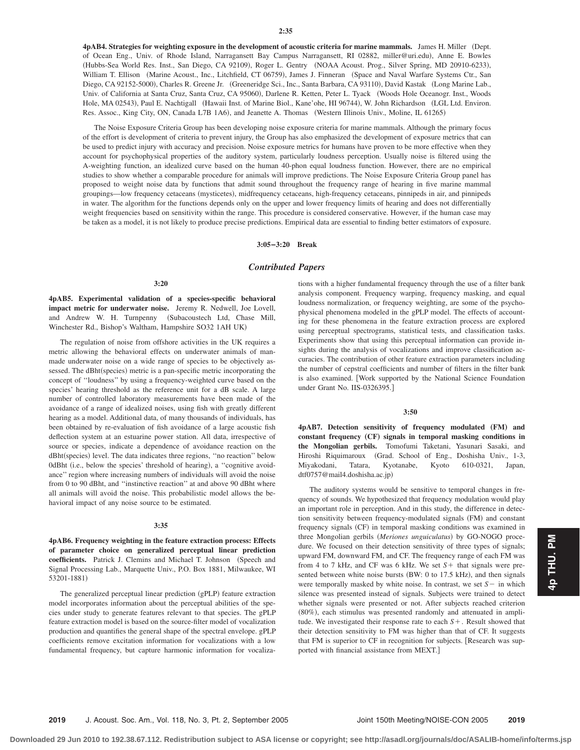**2:35**

**4pAB4. Strategies for weighting exposure in the development of acoustic criteria for marine mammals.** James H. Miller (Dept. of Ocean Eng., Univ. of Rhode Island, Narragansett Bay Campus Narragansett, RI 02882, miller@uri.edu), Anne E. Bowles (Hubbs-Sea World Res. Inst., San Diego, CA 92109), Roger L. Gentry (NOAA Acoust. Prog., Silver Spring, MD 20910-6233), William T. Ellison (Marine Acoust., Inc., Litchfield, CT 06759), James J. Finneran (Space and Naval Warfare Systems Ctr., San Diego, CA 92152-5000), Charles R. Greene Jr. (Greeneridge Sci., Inc., Santa Barbara, CA 93110), David Kastak (Long Marine Lab., Univ. of California at Santa Cruz, Santa Cruz, CA 95060), Darlene R. Ketten, Peter L. Tyack (Woods Hole Oceanogr. Inst., Woods Hole, MA 02543), Paul E. Nachtigall (Hawaii Inst. of Marine Biol., Kane'ohe, HI 96744), W. John Richardson (LGL Ltd. Environ. Res. Assoc., King City, ON, Canada L7B 1A6), and Jeanette A. Thomas (Western Illinois Univ., Moline, IL 61265)

The Noise Exposure Criteria Group has been developing noise exposure criteria for marine mammals. Although the primary focus of the effort is development of criteria to prevent injury, the Group has also emphasized the development of exposure metrics that can be used to predict injury with accuracy and precision. Noise exposure metrics for humans have proven to be more effective when they account for psychophysical properties of the auditory system, particularly loudness perception. Usually noise is filtered using the A-weighting function, an idealized curve based on the human 40-phon equal loudness function. However, there are no empirical studies to show whether a comparable procedure for animals will improve predictions. The Noise Exposure Criteria Group panel has proposed to weight noise data by functions that admit sound throughout the frequency range of hearing in five marine mammal groupings—low frequency cetaceans (mysticetes), midfrequency cetaceans, high-frequency cetaceans, pinnipeds in air, and pinnipeds in water. The algorithm for the functions depends only on the upper and lower frequency limits of hearing and does not differentially weight frequencies based on sensitivity within the range. This procedure is considered conservative. However, if the human case may be taken as a model, it is not likely to produce precise predictions. Empirical data are essential to finding better estimators of exposure.

**3:05–3:20 Break**

## *Contributed Papers*

**3:20**

**4pAB5. Experimental validation of a species-specific behavioral impact metric for underwater noise.** Jeremy R. Nedwell, Joe Lovell, and Andrew W. H. Turnpenny (Subacoustech Ltd, Chase Mill, Winchester Rd., Bishop's Waltham, Hampshire SO32 1AH UK)

The regulation of noise from offshore activities in the UK requires a metric allowing the behavioral effects on underwater animals of man-made underwater noise on a wide range of species to be objectively assessed. The dBht(species) metric is a pan-specific metric incorporating the concept of ''loudness'' by using a frequency-weighted curve based on the species' hearing threshold as the reference unit for a dB scale. A large number of controlled laboratory measurements have been made of the avoidance of a range of idealized noises, using fish with greatly different hearing as a model. Additional data, of many thousands of individuals, has been obtained by re-evaluation of fish avoidance of a large acoustic fish deflection system at an estuarine power station. All data, irrespective of source or species, indicate a dependence of avoidance reaction on the dBht(species) level. The data indicates three regions, ''no reaction'' below 0dBht (i.e., below the species' threshold of hearing), a ''cognitive avoidance'' region where increasing numbers of individuals will avoid the noise from 0 to 90 dBht, and ''instinctive reaction'' at and above 90 dBht where all animals will avoid the noise. This probabilistic model allows the behavioral impact of any noise source to be estimated.

**3:35**

**4pAB6. Frequency weighting in the feature extraction process: Effects of parameter choice on generalized perceptual linear prediction coefficients.** Patrick J. Clemins and Michael T. Johnson (Speech and Signal Processing Lab., Marquette Univ., P.O. Box 1881, Milwaukee, WI 53201-1881)

The generalized perceptual linear prediction (gPLP) feature extraction model incorporates information about the perceptual abilities of the species under study to generate features relevant to that species. The gPLP feature extraction model is based on the source-filter model of vocalization production and quantifies the general shape of the spectral envelope. gPLP coefficients remove excitation information for vocalizations with a low fundamental frequency, but capture harmonic information for vocalizations with a higher fundamental frequency through the use of a filter bank analysis component. Frequency warping, frequency masking, and equal loudness normalization, or frequency weighting, are some of the psychophysical phenomena modeled in the gPLP model. The effects of accounting for these phenomena in the feature extraction process are explored using perceptual spectrograms, statistical tests, and classification tasks. Experiments show that using this perceptual information can provide insights during the analysis of vocalizations and improve classification accuracies. The contribution of other feature extraction parameters including the number of cepstral coefficients and number of filters in the filter bank is also examined. [Work supported by the National Science Foundation under Grant No. IIS-0326395.]

**3:50**

**4pAB7. Detection sensitivity of frequency modulated (FM) and constant frequency (CF) signals in temporal masking conditions in the Mongolian gerbils.** Tomofumi Taketani, Yasunari Sasaki, and Hiroshi Riquimaroux (Grad. School of Eng., Doshisha Univ., 1-3, Miyakodani, Tatara, Kyotanabe, Kyoto 610-0321, Japan, dtf0757@mail4.doshisha.ac.jp)

The auditory systems would be sensitive to temporal changes in frequency of sounds. We hypothesized that frequency modulation would play an important role in perception. And in this study, the difference in detection sensitivity between frequency-modulated signals (FM) and constant frequency signals (CF) in temporal masking conditions was examined in three Mongolian gerbils (*Meriones unguiculatus*) by GO-NOGO procedure. We focused on their detection sensitivity of three types of signals; upward FM, downward FM, and CF. The frequency range of each FM was from 4 to 7 kHz, and CF was 6 kHz. We set $S+$ that signals were presented between white noise bursts (BW: 0 to 17.5 kHz), and then signals were temporally masked by white noise. In contrast, we set $S-$ in which silence was presented instead of signals. Subjects were trained to detect whether signals were presented or not. After subjects reached criterion (80%), each stimulus was presented randomly and attenuated in amplitude. We investigated their response rate to each $S+$. Result showed that their detection sensitivity to FM was higher than that of CF. It suggests that FM is superior to CF in recognition for subjects. [Research was supported with financial assistance from MEXT.]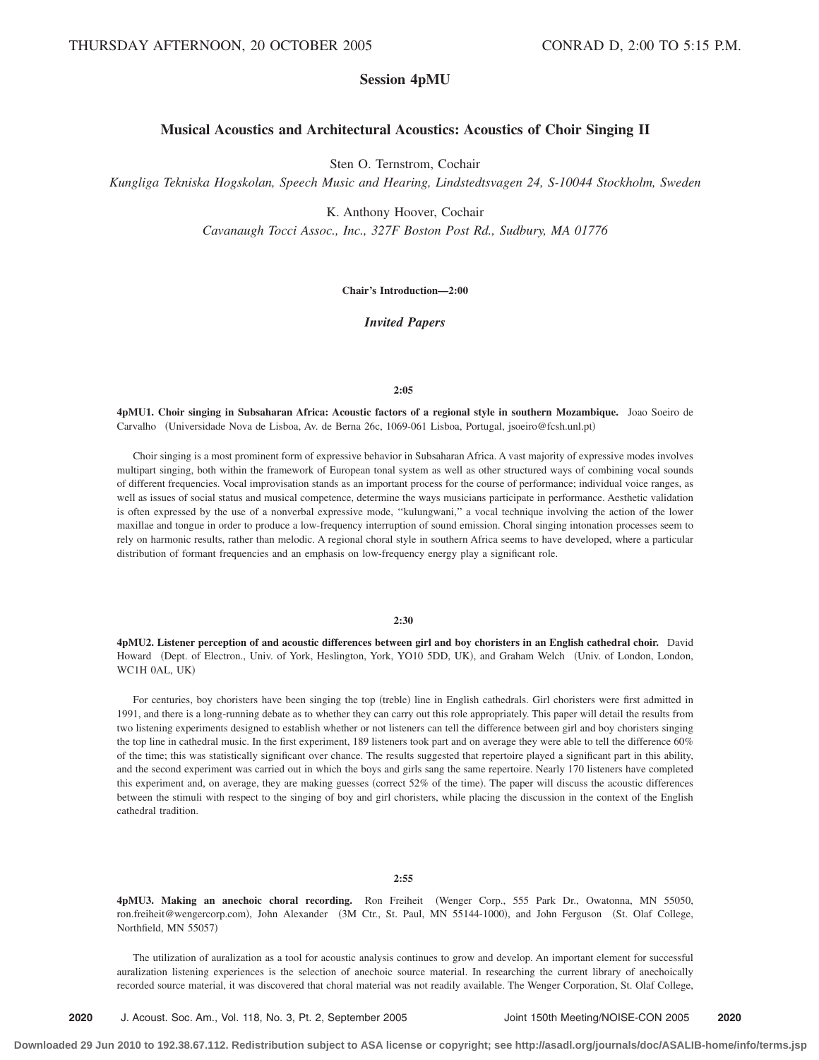THURSDAY AFTERNOON, 20 OCTOBER 2005 CONRAD D, 2:00 TO 5:15 P.M.

## Session 4pMU

### Musical Acoustics and Architectural Acoustics: Acoustics of Choir Singing II

Sten O. Ternstrom, Cochair
*Kungliga Tekniska Hogskolan, Speech Music and Hearing, Lindstedtsvagen 24, S-10044 Stockholm, Sweden*

K. Anthony Hoover, Cochair
*Cavanaugh Tocci Assoc., Inc., 327F Boston Post Rd., Sudbury, MA 01776*

**Chair's Introduction—2:00**

### *Invited Papers*

**2:05**

**4pMU1. Choir singing in Subsaharan Africa: Acoustic factors of a regional style in southern Mozambique.** Joao Soeiro de Carvalho (Universidade Nova de Lisboa, Av. de Berna 26c, 1069-061 Lisboa, Portugal, jsoeiro@fcsh.unl.pt)

Choir singing is a most prominent form of expressive behavior in Subsaharan Africa. A vast majority of expressive modes involves multipart singing, both within the framework of European tonal system as well as other structured ways of combining vocal sounds of different frequencies. Vocal improvisation stands as an important process for the course of performance; individual voice ranges, as well as issues of social status and musical competence, determine the ways musicians participate in performance. Aesthetic validation is often expressed by the use of a nonverbal expressive mode, "kulungwani," a vocal technique involving the action of the lower maxillae and tongue in order to produce a low-frequency interruption of sound emission. Choral singing intonation processes seem to rely on harmonic results, rather than melodic. A regional choral style in southern Africa seems to have developed, where a particular distribution of formant frequencies and an emphasis on low-frequency energy play a significant role.

**2:30**

**4pMU2. Listener perception of and acoustic differences between girl and boy choristers in an English cathedral choir.** David Howard (Dept. of Electron., Univ. of York, Heslington, York, YO10 5DD, UK), and Graham Welch (Univ. of London, London, WC1H 0AL, UK)

For centuries, boy choristers have been singing the top (treble) line in English cathedrals. Girl choristers were first admitted in 1991, and there is a long-running debate as to whether they can carry out this role appropriately. This paper will detail the results from two listening experiments designed to establish whether or not listeners can tell the difference between girl and boy choristers singing the top line in cathedral music. In the first experiment, 189 listeners took part and on average they were able to tell the difference 60% of the time; this was statistically significant over chance. The results suggested that repertoire played a significant part in this ability, and the second experiment was carried out in which the boys and girls sang the same repertoire. Nearly 170 listeners have completed this experiment and, on average, they are making guesses (correct 52% of the time). The paper will discuss the acoustic differences between the stimuli with respect to the singing of boy and girl choristers, while placing the discussion in the context of the English cathedral tradition.

**2:55**

**4pMU3. Making an anechoic choral recording.** Ron Freiheit (Wenger Corp., 555 Park Dr., Owatonna, MN 55050, ron.freiheit@wengercorp.com), John Alexander (3M Ctr., St. Paul, MN 55144-1000), and John Ferguson (St. Olaf College, Northfield, MN 55057)

The utilization of auralization as a tool for acoustic analysis continues to grow and develop. An important element for successful auralization listening experiences is the selection of anechoic source material. In researching the current library of anechoically recorded source material, it was discovered that choral material was not readily available. The Wenger Corporation, St. Olaf College,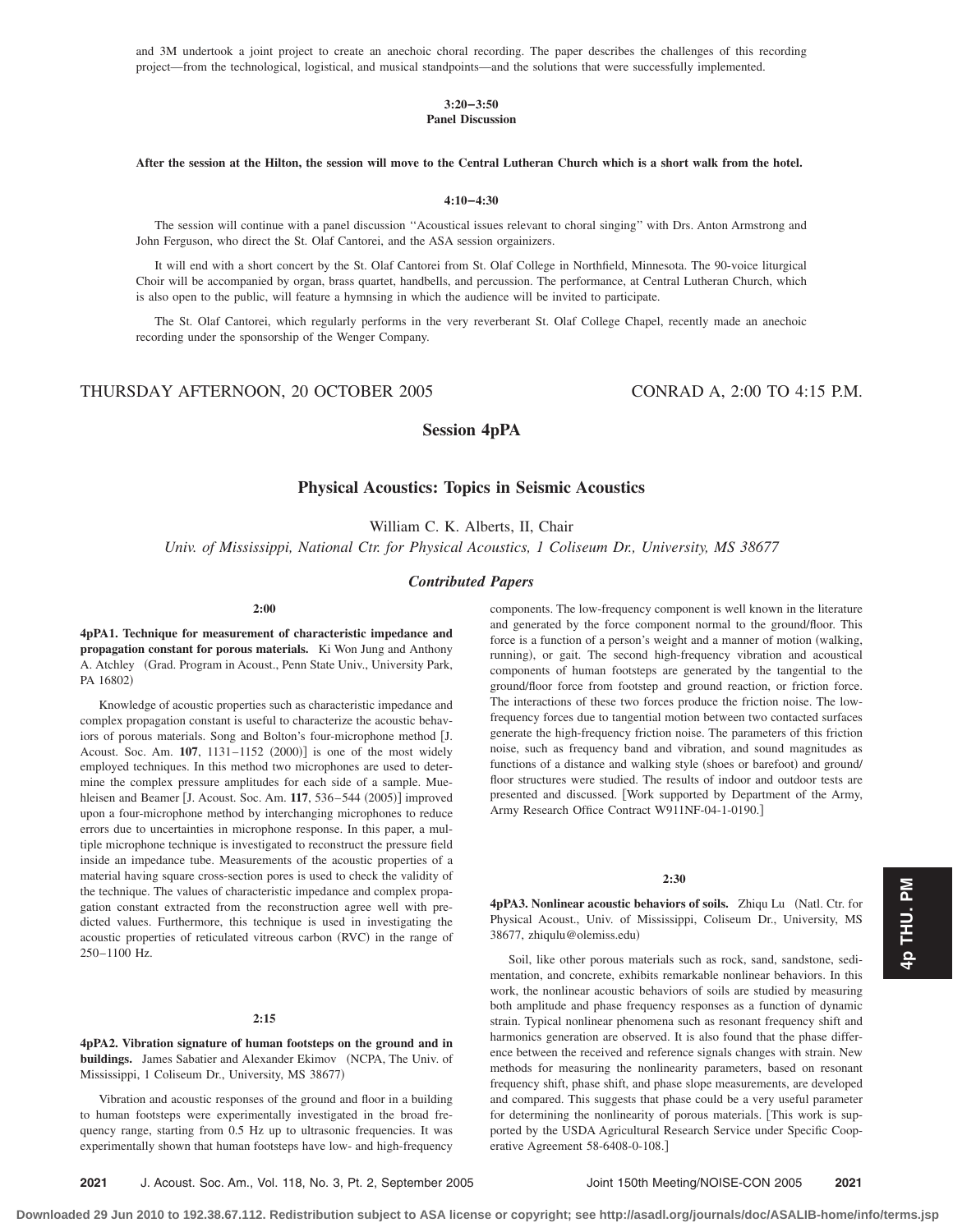and 3M undertook a joint project to create an anechoic choral recording. The paper describes the challenges of this recording project—from the technological, logistical, and musical standpoints—and the solutions that were successfully implemented.

**3:20–3:50**
**Panel Discussion**

**After the session at the Hilton, the session will move to the Central Lutheran Church which is a short walk from the hotel.**

**4:10–4:30**

The session will continue with a panel discussion ''Acoustical issues relevant to choral singing'' with Drs. Anton Armstrong and John Ferguson, who direct the St. Olaf Cantorei, and the ASA session orgainizers.

It will end with a short concert by the St. Olaf Cantorei from St. Olaf College in Northfield, Minnesota. The 90-voice liturgical Choir will be accompanied by organ, brass quartet, handbells, and percussion. The performance, at Central Lutheran Church, which is also open to the public, will feature a hymnsing in which the audience will be invited to participate.

The St. Olaf Cantorei, which regularly performs in the very reverberant St. Olaf College Chapel, recently made an anechoic recording under the sponsorship of the Wenger Company.

THURSDAY AFTERNOON, 20 OCTOBER 2005 — CONRAD A, 2:00 TO 4:15 P.M.

# Session 4pPA

## Physical Acoustics: Topics in Seismic Acoustics

William C. K. Alberts, II, Chair

*Univ. of Mississippi, National Ctr. for Physical Acoustics, 1 Coliseum Dr., University, MS 38677*

### *Contributed Papers*

**2:00**

**4pPA1. Technique for measurement of characteristic impedance and propagation constant for porous materials.** Ki Won Jung and Anthony A. Atchley (Grad. Program in Acoust., Penn State Univ., University Park, PA 16802)

Knowledge of acoustic properties such as characteristic impedance and complex propagation constant is useful to characterize the acoustic behaviors of porous materials. Song and Bolton's four-microphone method [J. Acoust. Soc. Am. **107**, 1131–1152 (2000)] is one of the most widely employed techniques. In this method two microphones are used to determine the complex pressure amplitudes for each side of a sample. Muehleisen and Beamer [J. Acoust. Soc. Am. **117**, 536–544 (2005)] improved upon a four-microphone method by interchanging microphones to reduce errors due to uncertainties in microphone response. In this paper, a multiple microphone technique is investigated to reconstruct the pressure field inside an impedance tube. Measurements of the acoustic properties of a material having square cross-section pores is used to check the validity of the technique. The values of characteristic impedance and complex propagation constant extracted from the reconstruction agree well with predicted values. Furthermore, this technique is used in investigating the acoustic properties of reticulated vitreous carbon (RVC) in the range of 250–1100 Hz.

**2:15**

**4pPA2. Vibration signature of human footsteps on the ground and in buildings.** James Sabatier and Alexander Ekimov (NCPA, The Univ. of Mississippi, 1 Coliseum Dr., University, MS 38677)

Vibration and acoustic responses of the ground and floor in a building to human footsteps were experimentally investigated in the broad frequency range, starting from 0.5 Hz up to ultrasonic frequencies. It was experimentally shown that human footsteps have low- and high-frequency components. The low-frequency component is well known in the literature and generated by the force component normal to the ground/floor. This force is a function of a person's weight and a manner of motion (walking, running), or gait. The second high-frequency vibration and acoustical components of human footsteps are generated by the tangential to the ground/floor force from footstep and ground reaction, or friction force. The interactions of these two forces produce the friction noise. The low-frequency forces due to tangential motion between two contacted surfaces generate the high-frequency friction noise. The parameters of this friction noise, such as frequency band and vibration, and sound magnitudes as functions of a distance and walking style (shoes or barefoot) and ground/floor structures were studied. The results of indoor and outdoor tests are presented and discussed. [Work supported by Department of the Army, Army Research Office Contract W911NF-04-1-0190.]

**2:30**

**4pPA3. Nonlinear acoustic behaviors of soils.** Zhiqu Lu (Natl. Ctr. for Physical Acoust., Univ. of Mississippi, Coliseum Dr., University, MS 38677, zhiqulu@olemiss.edu)

Soil, like other porous materials such as rock, sand, sandstone, sedimentation, and concrete, exhibits remarkable nonlinear behaviors. In this work, the nonlinear acoustic behaviors of soils are studied by measuring both amplitude and phase frequency responses as a function of dynamic strain. Typical nonlinear phenomena such as resonant frequency shift and harmonics generation are observed. It is also found that the phase difference between the received and reference signals changes with strain. New methods for measuring the nonlinearity parameters, based on resonant frequency shift, phase shift, and phase slope measurements, are developed and compared. This suggests that phase could be a very useful parameter for determining the nonlinearity of porous materials. [This work is supported by the USDA Agricultural Research Service under Specific Cooperative Agreement 58-6408-0-108.]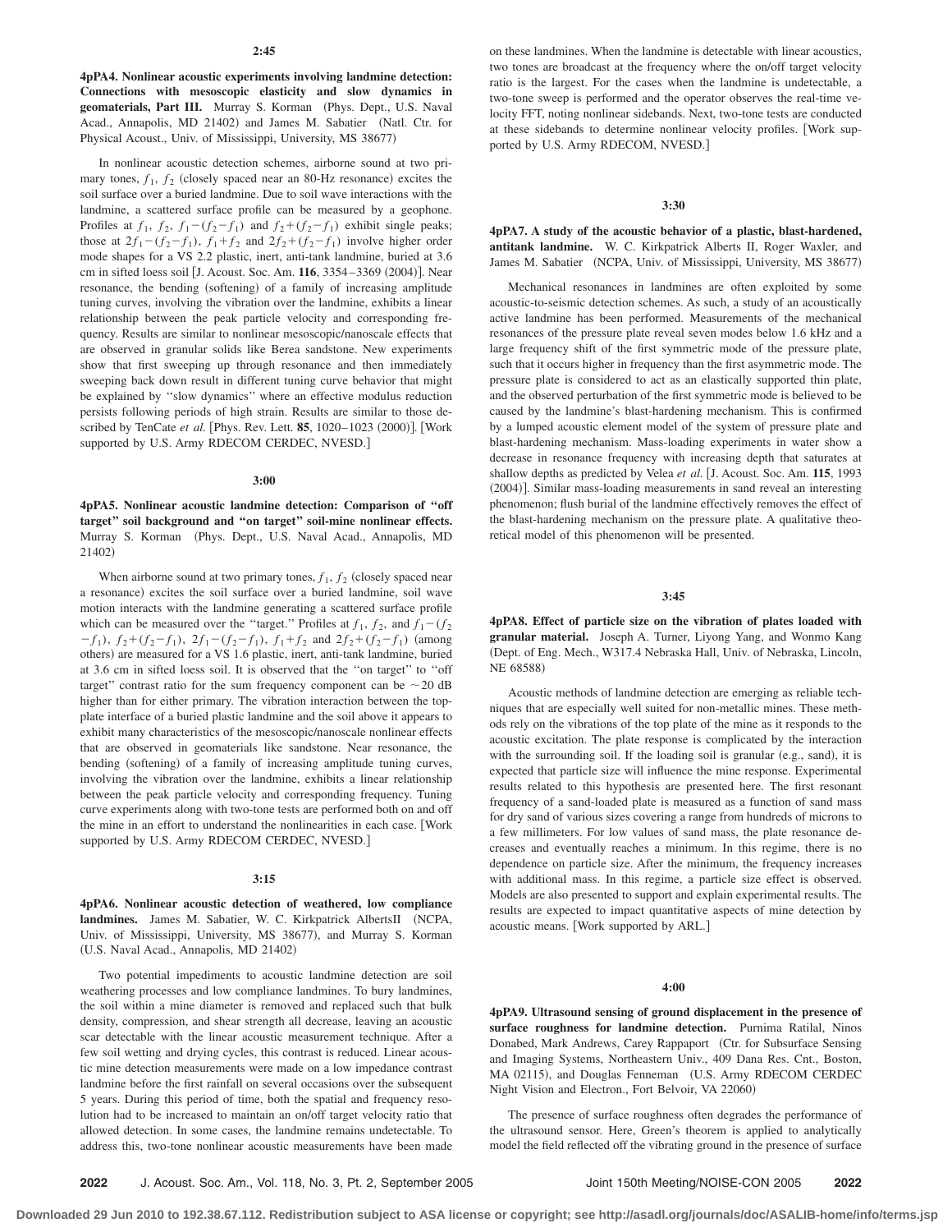**2:45**

**4pPA4. Nonlinear acoustic experiments involving landmine detection: Connections with mesoscopic elasticity and slow dynamics in geomaterials, Part III.** Murray S. Korman (Phys. Dept., U.S. Naval Acad., Annapolis, MD 21402) and James M. Sabatier (Natl. Ctr. for Physical Acoust., Univ. of Mississippi, University, MS 38677)

In nonlinear acoustic detection schemes, airborne sound at two primary tones, $f_1$, $f_2$ (closely spaced near an 80-Hz resonance) excites the soil surface over a buried landmine. Due to soil wave interactions with the landmine, a scattered surface profile can be measured by a geophone. Profiles at $f_1$, $f_2$, $f_1-(f_2-f_1)$ and $f_2+(f_2-f_1)$ exhibit single peaks; those at $2f_1-(f_2-f_1)$, $f_1+f_2$ and $2f_2+(f_2-f_1)$ involve higher order mode shapes for a VS 2.2 plastic, inert, anti-tank landmine, buried at 3.6 cm in sifted loess soil [J. Acoust. Soc. Am. **116**, 3354–3369 (2004)]. Near resonance, the bending (softening) of a family of increasing amplitude tuning curves, involving the vibration over the landmine, exhibits a linear relationship between the peak particle velocity and corresponding frequency. Results are similar to nonlinear mesoscopic/nanoscale effects that are observed in granular solids like Berea sandstone. New experiments show that first sweeping up through resonance and then immediately sweeping back down result in different tuning curve behavior that might be explained by "slow dynamics" where an effective modulus reduction persists following periods of high strain. Results are similar to those described by TenCate *et al.* [Phys. Rev. Lett. **85**, 1020–1023 (2000)]. [Work supported by U.S. Army RDECOM CERDEC, NVESD.]

**3:00**

**4pPA5. Nonlinear acoustic landmine detection: Comparison of "off target" soil background and "on target" soil-mine nonlinear effects.** Murray S. Korman (Phys. Dept., U.S. Naval Acad., Annapolis, MD 21402)

When airborne sound at two primary tones, $f_1$, $f_2$ (closely spaced near a resonance) excites the soil surface over a buried landmine, soil wave motion interacts with the landmine generating a scattered surface profile which can be measured over the "target." Profiles at $f_1$, $f_2$, and $f_1-(f_2-f_1)$, $f_2+(f_2-f_1)$, $2f_1-(f_2-f_1)$, $f_1+f_2$ and $2f_2+(f_2-f_1)$ (among others) are measured for a VS 1.6 plastic, inert, anti-tank landmine, buried at 3.6 cm in sifted loess soil. It is observed that the "on target" to "off target" contrast ratio for the sum frequency component can be $\sim$20 dB higher than for either primary. The vibration interaction between the top-plate interface of a buried plastic landmine and the soil above it appears to exhibit many characteristics of the mesoscopic/nanoscale nonlinear effects that are observed in geomaterials like sandstone. Near resonance, the bending (softening) of a family of increasing amplitude tuning curves, involving the vibration over the landmine, exhibits a linear relationship between the peak particle velocity and corresponding frequency. Tuning curve experiments along with two-tone tests are performed both on and off the mine in an effort to understand the nonlinearities in each case. [Work supported by U.S. Army RDECOM CERDEC, NVESD.]

**3:15**

**4pPA6. Nonlinear acoustic detection of weathered, low compliance landmines.** James M. Sabatier, W. C. Kirkpatrick AlbertsII (NCPA, Univ. of Mississippi, University, MS 38677), and Murray S. Korman (U.S. Naval Acad., Annapolis, MD 21402)

Two potential impediments to acoustic landmine detection are soil weathering processes and low compliance landmines. To bury landmines, the soil within a mine diameter is removed and replaced such that bulk density, compression, and shear strength all decrease, leaving an acoustic scar detectable with the linear acoustic measurement technique. After a few soil wetting and drying cycles, this contrast is reduced. Linear acoustic mine detection measurements were made on a low impedance contrast landmine before the first rainfall on several occasions over the subsequent 5 years. During this period of time, both the spatial and frequency resolution had to be increased to maintain an on/off target velocity ratio that allowed detection. In some cases, the landmine remains undetectable. To address this, two-tone nonlinear acoustic measurements have been made on these landmines. When the landmine is detectable with linear acoustics, two tones are broadcast at the frequency where the on/off target velocity ratio is the largest. For the cases when the landmine is undetectable, a two-tone sweep is performed and the operator observes the real-time velocity FFT, noting nonlinear sidebands. Next, two-tone tests are conducted at these sidebands to determine nonlinear velocity profiles. [Work supported by U.S. Army RDECOM, NVESD.]

**3:30**

**4pPA7. A study of the acoustic behavior of a plastic, blast-hardened, antitank landmine.** W. C. Kirkpatrick Alberts II, Roger Waxler, and James M. Sabatier (NCPA, Univ. of Mississippi, University, MS 38677)

Mechanical resonances in landmines are often exploited by some acoustic-to-seismic detection schemes. As such, a study of an acoustically active landmine has been performed. Measurements of the mechanical resonances of the pressure plate reveal seven modes below 1.6 kHz and a large frequency shift of the first symmetric mode of the pressure plate, such that it occurs higher in frequency than the first asymmetric mode. The pressure plate is considered to act as an elastically supported thin plate, and the observed perturbation of the first symmetric mode is believed to be caused by the landmine's blast-hardening mechanism. This is confirmed by a lumped acoustic element model of the system of pressure plate and blast-hardening mechanism. Mass-loading experiments in water show a decrease in resonance frequency with increasing depth that saturates at shallow depths as predicted by Velea *et al.* [J. Acoust. Soc. Am. **115**, 1993 (2004)]. Similar mass-loading measurements in sand reveal an interesting phenomenon; flush burial of the landmine effectively removes the effect of the blast-hardening mechanism on the pressure plate. A qualitative theoretical model of this phenomenon will be presented.

**3:45**

**4pPA8. Effect of particle size on the vibration of plates loaded with granular material.** Joseph A. Turner, Liyong Yang, and Wonmo Kang (Dept. of Eng. Mech., W317.4 Nebraska Hall, Univ. of Nebraska, Lincoln, NE 68588)

Acoustic methods of landmine detection are emerging as reliable techniques that are especially well suited for non-metallic mines. These methods rely on the vibrations of the top plate of the mine as it responds to the acoustic excitation. The plate response is complicated by the interaction with the surrounding soil. If the loading soil is granular (e.g., sand), it is expected that particle size will influence the mine response. Experimental results related to this hypothesis are presented here. The first resonant frequency of a sand-loaded plate is measured as a function of sand mass for dry sand of various sizes covering a range from hundreds of microns to a few millimeters. For low values of sand mass, the plate resonance decreases and eventually reaches a minimum. In this regime, there is no dependence on particle size. After the minimum, the frequency increases with additional mass. In this regime, a particle size effect is observed. Models are also presented to support and explain experimental results. The results are expected to impact quantitative aspects of mine detection by acoustic means. [Work supported by ARL.]

**4:00**

**4pPA9. Ultrasound sensing of ground displacement in the presence of surface roughness for landmine detection.** Purnima Ratilal, Ninos Donabed, Mark Andrews, Carey Rappaport (Ctr. for Subsurface Sensing and Imaging Systems, Northeastern Univ., 409 Dana Res. Cnt., Boston, MA 02115), and Douglas Fenneman (U.S. Army RDECOM CERDEC Night Vision and Electron., Fort Belvoir, VA 22060)

The presence of surface roughness often degrades the performance of the ultrasound sensor. Here, Green's theorem is applied to analytically model the field reflected off the vibrating ground in the presence of surface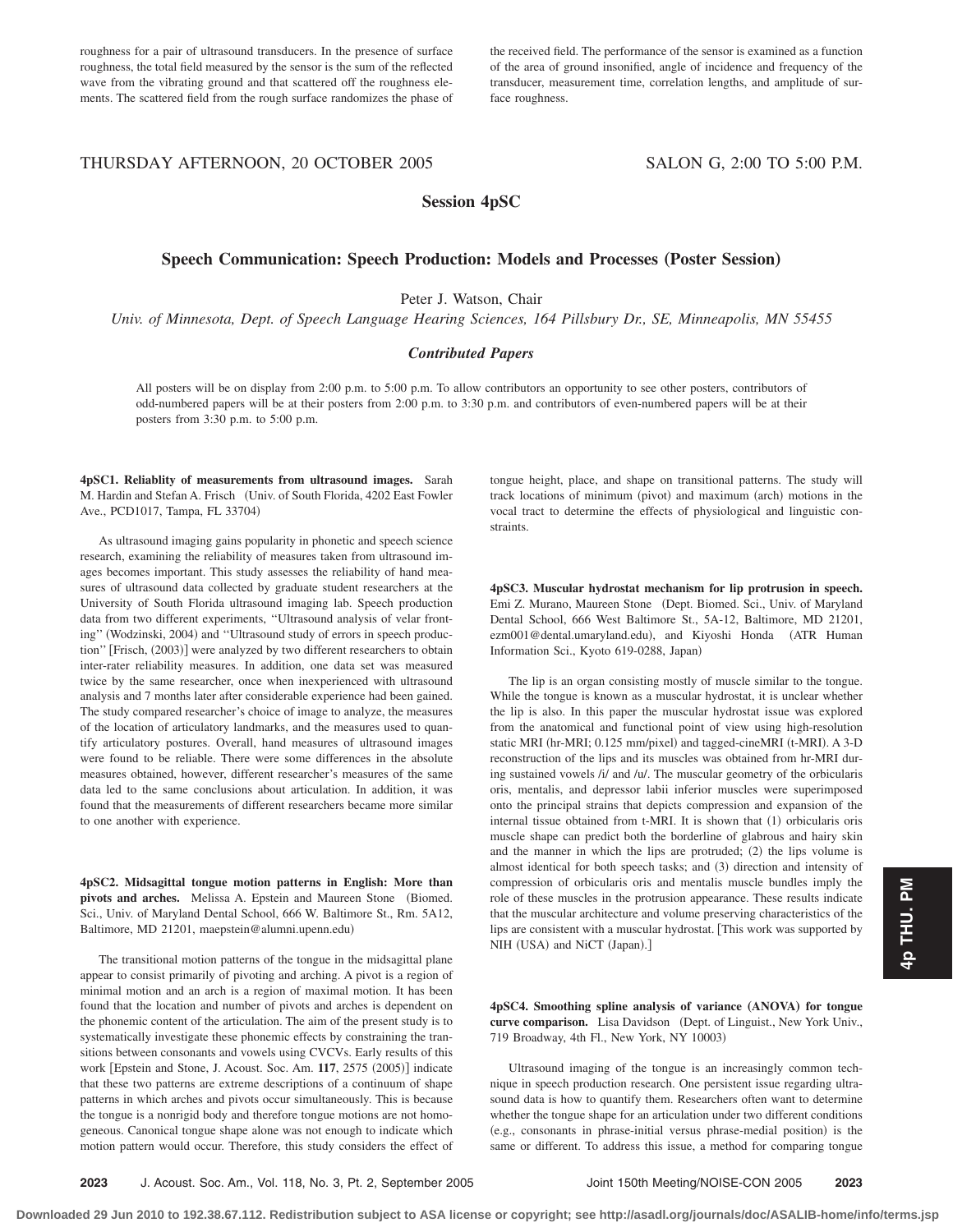roughness for a pair of ultrasound transducers. In the presence of surface roughness, the total field measured by the sensor is the sum of the reflected wave from the vibrating ground and that scattered off the roughness elements. The scattered field from the rough surface randomizes the phase of the received field. The performance of the sensor is examined as a function of the area of ground insonified, angle of incidence and frequency of the transducer, measurement time, correlation lengths, and amplitude of surface roughness.

THURSDAY AFTERNOON, 20 OCTOBER 2005 SALON G, 2:00 TO 5:00 P.M.

## Session 4pSC

## Speech Communication: Speech Production: Models and Processes (Poster Session)

Peter J. Watson, Chair

*Univ. of Minnesota, Dept. of Speech Language Hearing Sciences, 164 Pillsbury Dr., SE, Minneapolis, MN 55455*

### *Contributed Papers*

All posters will be on display from 2:00 p.m. to 5:00 p.m. To allow contributors an opportunity to see other posters, contributors of odd-numbered papers will be at their posters from 2:00 p.m. to 3:30 p.m. and contributors of even-numbered papers will be at their posters from 3:30 p.m. to 5:00 p.m.

**4pSC1. Reliablity of measurements from ultrasound images.** Sarah M. Hardin and Stefan A. Frisch (Univ. of South Florida, 4202 East Fowler Ave., PCD1017, Tampa, FL 33704)

As ultrasound imaging gains popularity in phonetic and speech science research, examining the reliability of measures taken from ultrasound images becomes important. This study assesses the reliability of hand measures of ultrasound data collected by graduate student researchers at the University of South Florida ultrasound imaging lab. Speech production data from two different experiments, ''Ultrasound analysis of velar fronting'' (Wodzinski, 2004) and ''Ultrasound study of errors in speech production'' [Frisch, (2003)] were analyzed by two different researchers to obtain inter-rater reliability measures. In addition, one data set was measured twice by the same researcher, once when inexperienced with ultrasound analysis and 7 months later after considerable experience had been gained. The study compared researcher's choice of image to analyze, the measures of the location of articulatory landmarks, and the measures used to quantify articulatory postures. Overall, hand measures of ultrasound images were found to be reliable. There were some differences in the absolute measures obtained, however, different researcher's measures of the same data led to the same conclusions about articulation. In addition, it was found that the measurements of different researchers became more similar to one another with experience.

**4pSC2. Midsagittal tongue motion patterns in English: More than pivots and arches.** Melissa A. Epstein and Maureen Stone (Biomed. Sci., Univ. of Maryland Dental School, 666 W. Baltimore St., Rm. 5A12, Baltimore, MD 21201, maepstein@alumni.upenn.edu)

The transitional motion patterns of the tongue in the midsagittal plane appear to consist primarily of pivoting and arching. A pivot is a region of minimal motion and an arch is a region of maximal motion. It has been found that the location and number of pivots and arches is dependent on the phonemic content of the articulation. The aim of the present study is to systematically investigate these phonemic effects by constraining the transitions between consonants and vowels using CVCVs. Early results of this work [Epstein and Stone, J. Acoust. Soc. Am. **117**, 2575 (2005)] indicate that these two patterns are extreme descriptions of a continuum of shape patterns in which arches and pivots occur simultaneously. This is because the tongue is a nonrigid body and therefore tongue motions are not homogeneous. Canonical tongue shape alone was not enough to indicate which motion pattern would occur. Therefore, this study considers the effect of tongue height, place, and shape on transitional patterns. The study will track locations of minimum (pivot) and maximum (arch) motions in the vocal tract to determine the effects of physiological and linguistic constraints.

**4pSC3. Muscular hydrostat mechanism for lip protrusion in speech.** Emi Z. Murano, Maureen Stone (Dept. Biomed. Sci., Univ. of Maryland Dental School, 666 West Baltimore St., 5A-12, Baltimore, MD 21201, ezm001@dental.umaryland.edu), and Kiyoshi Honda (ATR Human Information Sci., Kyoto 619-0288, Japan)

The lip is an organ consisting mostly of muscle similar to the tongue. While the tongue is known as a muscular hydrostat, it is unclear whether the lip is also. In this paper the muscular hydrostat issue was explored from the anatomical and functional point of view using high-resolution static MRI (hr-MRI; 0.125 mm/pixel) and tagged-cineMRI (t-MRI). A 3-D reconstruction of the lips and its muscles was obtained from hr-MRI during sustained vowels /i/ and /u/. The muscular geometry of the orbicularis oris, mentalis, and depressor labii inferior muscles were superimposed onto the principal strains that depicts compression and expansion of the internal tissue obtained from t-MRI. It is shown that (1) orbicularis oris muscle shape can predict both the borderline of glabrous and hairy skin and the manner in which the lips are protruded; (2) the lips volume is almost identical for both speech tasks; and (3) direction and intensity of compression of orbicularis oris and mentalis muscle bundles imply the role of these muscles in the protrusion appearance. These results indicate that the muscular architecture and volume preserving characteristics of the lips are consistent with a muscular hydrostat. [This work was supported by NIH (USA) and NiCT (Japan).]

**4pSC4. Smoothing spline analysis of variance (ANOVA) for tongue curve comparison.** Lisa Davidson (Dept. of Linguist., New York Univ., 719 Broadway, 4th Fl., New York, NY 10003)

Ultrasound imaging of the tongue is an increasingly common technique in speech production research. One persistent issue regarding ultrasound data is how to quantify them. Researchers often want to determine whether the tongue shape for an articulation under two different conditions (e.g., consonants in phrase-initial versus phrase-medial position) is the same or different. To address this issue, a method for comparing tongue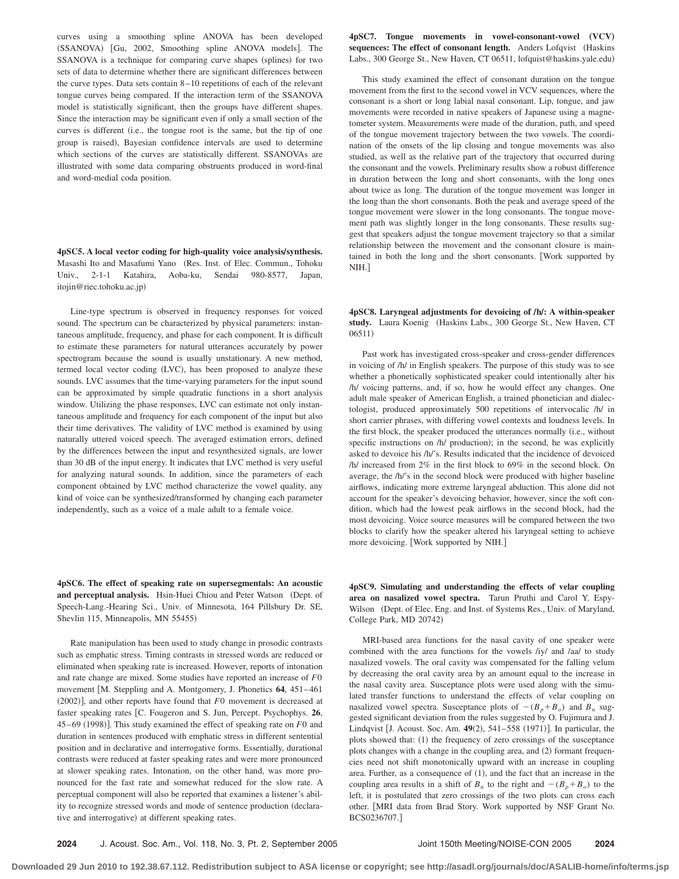curves using a smoothing spline ANOVA has been developed (SSANOVA) [Gu, 2002, Smoothing spline ANOVA models]. The SSANOVA is a technique for comparing curve shapes (splines) for two sets of data to determine whether there are significant differences between the curve types. Data sets contain 8–10 repetitions of each of the relevant tongue curves being compared. If the interaction term of the SSANOVA model is statistically significant, then the groups have different shapes. Since the interaction may be significant even if only a small section of the curves is different (i.e., the tongue root is the same, but the tip of one group is raised), Bayesian confidence intervals are used to determine which sections of the curves are statistically different. SSANOVAs are illustrated with some data comparing obstruents produced in word-final and word-medial coda position.

**4pSC5. A local vector coding for high-quality voice analysis/synthesis.** Masashi Ito and Masafumi Yano (Res. Inst. of Elec. Commun., Tohoku Univ., 2-1-1 Katahira, Aoba-ku, Sendai 980-8577, Japan, itojin@riec.tohoku.ac.jp)

Line-type spectrum is observed in frequency responses for voiced sound. The spectrum can be characterized by physical parameters: instantaneous amplitude, frequency, and phase for each component. It is difficult to estimate these parameters for natural utterances accurately by power spectrogram because the sound is usually unstationary. A new method, termed local vector coding (LVC), has been proposed to analyze these sounds. LVC assumes that the time-varying parameters for the input sound can be approximated by simple quadratic functions in a short analysis window. Utilizing the phase responses, LVC can estimate not only instantaneous amplitude and frequency for each component of the input but also their time derivatives. The validity of LVC method is examined by using naturally uttered voiced speech. The averaged estimation errors, defined by the differences between the input and resynthesized signals, are lower than 30 dB of the input energy. It indicates that LVC method is very useful for analyzing natural sounds. In addition, since the parameters of each component obtained by LVC method characterize the vowel quality, any kind of voice can be synthesized/transformed by changing each parameter independently, such as a voice of a male adult to a female voice.

**4pSC6. The effect of speaking rate on supersegmentals: An acoustic and perceptual analysis.** Hsin-Huei Chiou and Peter Watson (Dept. of Speech-Lang.-Hearing Sci., Univ. of Minnesota, 164 Pillsbury Dr. SE, Shevlin 115, Minneapolis, MN 55455)

Rate manipulation has been used to study change in prosodic contrasts such as emphatic stress. Timing contrasts in stressed words are reduced or eliminated when speaking rate is increased. However, reports of intonation and rate change are mixed. Some studies have reported an increase of $F0$ movement [M. Steppling and A. Montgomery, J. Phonetics **64**, 451–461 (2002)], and other reports have found that $F0$ movement is decreased at faster speaking rates [C. Fougeron and S. Jun, Percept. Psychophys. **26**, 45–69 (1998)]. This study examined the effect of speaking rate on $F0$ and duration in sentences produced with emphatic stress in different sentential position and in declarative and interrogative forms. Essentially, durational contrasts were reduced at faster speaking rates and were more pronounced at slower speaking rates. Intonation, on the other hand, was more pronounced for the fast rate and somewhat reduced for the slow rate. A perceptual component will also be reported that examines a listener's ability to recognize stressed words and mode of sentence production (declarative and interrogative) at different speaking rates.

**4pSC7. Tongue movements in vowel-consonant-vowel (VCV) sequences: The effect of consonant length.** Anders Lofqvist (Haskins Labs., 300 George St., New Haven, CT 06511, lofquist@haskins.yale.edu)

This study examined the effect of consonant duration on the tongue movement from the first to the second vowel in VCV sequences, where the consonant is a short or long labial nasal consonant. Lip, tongue, and jaw movements were recorded in native speakers of Japanese using a magnetometer system. Measurements were made of the duration, path, and speed of the tongue movement trajectory between the two vowels. The coordination of the onsets of the lip closing and tongue movements was also studied, as well as the relative part of the trajectory that occurred during the consonant and the vowels. Preliminary results show a robust difference in duration between the long and short consonants, with the long ones about twice as long. The duration of the tongue movement was longer in the long than the short consonants. Both the peak and average speed of the tongue movement were slower in the long consonants. The tongue movement path was slightly longer in the long consonants. These results suggest that speakers adjust the tongue movement trajectory so that a similar relationship between the movement and the consonant closure is maintained in both the long and the short consonants. [Work supported by NIH.]

**4pSC8. Laryngeal adjustments for devoicing of /h/: A within-speaker study.** Laura Koenig (Haskins Labs., 300 George St., New Haven, CT 06511)

Past work has investigated cross-speaker and cross-gender differences in voicing of /h/ in English speakers. The purpose of this study was to see whether a phonetically sophisticated speaker could intentionally alter his /h/ voicing patterns, and, if so, how he would effect any changes. One adult male speaker of American English, a trained phonetician and dialectologist, produced approximately 500 repetitions of intervocalic /h/ in short carrier phrases, with differing vowel contexts and loudness levels. In the first block, the speaker produced the utterances normally (i.e., without specific instructions on /h/ production); in the second, he was explicitly asked to devoice his /h/'s. Results indicated that the incidence of devoiced /h/ increased from 2% in the first block to 69% in the second block. On average, the /h/'s in the second block were produced with higher baseline airflows, indicating more extreme laryngeal abduction. This alone did not account for the speaker's devoicing behavior, however, since the soft condition, which had the lowest peak airflows in the second block, had the most devoicing. Voice source measures will be compared between the two blocks to clarify how the speaker altered his laryngeal setting to achieve more devoicing. [Work supported by NIH.]

**4pSC9. Simulating and understanding the effects of velar coupling area on nasalized vowel spectra.** Tarun Pruthi and Carol Y. Espy-Wilson (Dept. of Elec. Eng. and Inst. of Systems Res., Univ. of Maryland, College Park, MD 20742)

MRI-based area functions for the nasal cavity of one speaker were combined with the area functions for the vowels /iy/ and /aa/ to study nasalized vowels. The oral cavity was compensated for the falling velum by decreasing the oral cavity area by an amount equal to the increase in the nasal cavity area. Susceptance plots were used along with the simulated transfer functions to understand the effects of velar coupling on nasalized vowel spectra. Susceptance plots of $-(B_p+B_o)$ and $B_n$ suggested significant deviation from the rules suggested by O. Fujimura and J. Lindqvist [J. Acoust. Soc. Am. **49**(2), 541–558 (1971)]. In particular, the plots showed that: (1) the frequency of zero crossings of the susceptance plots changes with a change in the coupling area, and (2) formant frequencies need not shift monotonically upward with an increase in coupling area. Further, as a consequence of (1), and the fact that an increase in the coupling area results in a shift of $B_n$ to the right and $-(B_p+B_o)$ to the left, it is postulated that zero crossings of the two plots can cross each other. [MRI data from Brad Story. Work supported by NSF Grant No. BCS0236707.]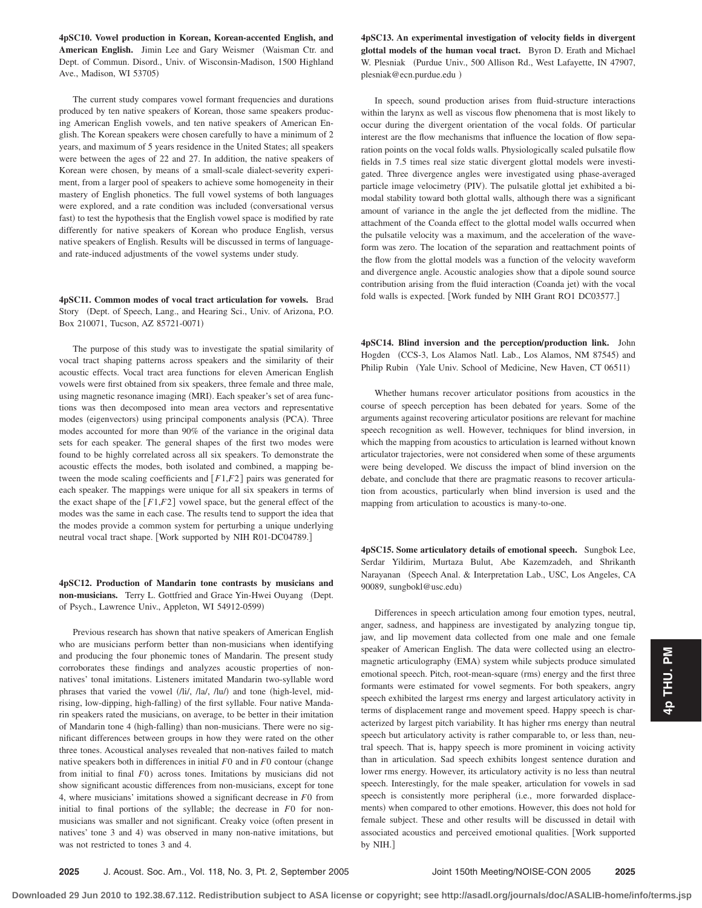**4pSC10. Vowel production in Korean, Korean-accented English, and American English.** Jimin Lee and Gary Weismer (Waisman Ctr. and Dept. of Commun. Disord., Univ. of Wisconsin-Madison, 1500 Highland Ave., Madison, WI 53705)

The current study compares vowel formant frequencies and durations produced by ten native speakers of Korean, those same speakers producing American English vowels, and ten native speakers of American English. The Korean speakers were chosen carefully to have a minimum of 2 years, and maximum of 5 years residence in the United States; all speakers were between the ages of 22 and 27. In addition, the native speakers of Korean were chosen, by means of a small-scale dialect-severity experiment, from a larger pool of speakers to achieve some homogeneity in their mastery of English phonetics. The full vowel systems of both languages were explored, and a rate condition was included (conversational versus fast) to test the hypothesis that the English vowel space is modified by rate differently for native speakers of Korean who produce English, versus native speakers of English. Results will be discussed in terms of language- and rate-induced adjustments of the vowel systems under study.

**4pSC11. Common modes of vocal tract articulation for vowels.** Brad Story (Dept. of Speech, Lang., and Hearing Sci., Univ. of Arizona, P.O. Box 210071, Tucson, AZ 85721-0071)

The purpose of this study was to investigate the spatial similarity of vocal tract shaping patterns across speakers and the similarity of their acoustic effects. Vocal tract area functions for eleven American English vowels were first obtained from six speakers, three female and three male, using magnetic resonance imaging (MRI). Each speaker's set of area functions was then decomposed into mean area vectors and representative modes (eigenvectors) using principal components analysis (PCA). Three modes accounted for more than 90% of the variance in the original data sets for each speaker. The general shapes of the first two modes were found to be highly correlated across all six speakers. To demonstrate the acoustic effects the modes, both isolated and combined, a mapping between the mode scaling coefficients and $[F1,F2]$ pairs was generated for each speaker. The mappings were unique for all six speakers in terms of the exact shape of the $[F1,F2]$ vowel space, but the general effect of the modes was the same in each case. The results tend to support the idea that the modes provide a common system for perturbing a unique underlying neutral vocal tract shape. [Work supported by NIH R01-DC04789.]

**4pSC12. Production of Mandarin tone contrasts by musicians and non-musicians.** Terry L. Gottfried and Grace Yin-Hwei Ouyang (Dept. of Psych., Lawrence Univ., Appleton, WI 54912-0599)

Previous research has shown that native speakers of American English who are musicians perform better than non-musicians when identifying and producing the four phonemic tones of Mandarin. The present study corroborates these findings and analyzes acoustic properties of non-natives' tonal imitations. Listeners imitated Mandarin two-syllable word phrases that varied the vowel (/li/, /la/, /lu/) and tone (high-level, mid-rising, low-dipping, high-falling) of the first syllable. Four native Mandarin speakers rated the musicians, on average, to be better in their imitation of Mandarin tone 4 (high-falling) than non-musicians. There were no significant differences between groups in how they were rated on the other three tones. Acoustical analyses revealed that non-natives failed to match native speakers both in differences in initial $F0$ and in $F0$ contour (change from initial to final $F0$) across tones. Imitations by musicians did not show significant acoustic differences from non-musicians, except for tone 4, where musicians' imitations showed a significant decrease in $F0$ from initial to final portions of the syllable; the decrease in $F0$ for non-musicians was smaller and not significant. Creaky voice (often present in natives' tone 3 and 4) was observed in many non-native imitations, but was not restricted to tones 3 and 4.

**4pSC13. An experimental investigation of velocity fields in divergent glottal models of the human vocal tract.** Byron D. Erath and Michael W. Plesniak (Purdue Univ., 500 Allison Rd., West Lafayette, IN 47907, plesniak@ecn.purdue.edu)

In speech, sound production arises from fluid-structure interactions within the larynx as well as viscous flow phenomena that is most likely to occur during the divergent orientation of the vocal folds. Of particular interest are the flow mechanisms that influence the location of flow separation points on the vocal folds walls. Physiologically scaled pulsatile flow fields in 7.5 times real size static divergent glottal models were investigated. Three divergence angles were investigated using phase-averaged particle image velocimetry (PIV). The pulsatile glottal jet exhibited a bi-modal stability toward both glottal walls, although there was a significant amount of variance in the angle the jet deflected from the midline. The attachment of the Coanda effect to the glottal model walls occurred when the pulsatile velocity was a maximum, and the acceleration of the waveform was zero. The location of the separation and reattachment points of the flow from the glottal models was a function of the velocity waveform and divergence angle. Acoustic analogies show that a dipole sound source contribution arising from the fluid interaction (Coanda jet) with the vocal fold walls is expected. [Work funded by NIH Grant RO1 DC03577.]

**4pSC14. Blind inversion and the perception/production link.** John Hogden (CCS-3, Los Alamos Natl. Lab., Los Alamos, NM 87545) and Philip Rubin (Yale Univ. School of Medicine, New Haven, CT 06511)

Whether humans recover articulator positions from acoustics in the course of speech perception has been debated for years. Some of the arguments against recovering articulator positions are relevant for machine speech recognition as well. However, techniques for blind inversion, in which the mapping from acoustics to articulation is learned without known articulator trajectories, were not considered when some of these arguments were being developed. We discuss the impact of blind inversion on the debate, and conclude that there are pragmatic reasons to recover articulation from acoustics, particularly when blind inversion is used and the mapping from articulation to acoustics is many-to-one.

**4pSC15. Some articulatory details of emotional speech.** Sungbok Lee, Serdar Yildirim, Murtaza Bulut, Abe Kazemzadeh, and Shrikanth Narayanan (Speech Anal. & Interpretation Lab., USC, Los Angeles, CA 90089, sungbokl@usc.edu)

Differences in speech articulation among four emotion types, neutral, anger, sadness, and happiness are investigated by analyzing tongue tip, jaw, and lip movement data collected from one male and one female speaker of American English. The data were collected using an electromagnetic articulography (EMA) system while subjects produce simulated emotional speech. Pitch, root-mean-square (rms) energy and the first three formants were estimated for vowel segments. For both speakers, angry speech exhibited the largest rms energy and largest articulatory activity in terms of displacement range and movement speed. Happy speech is characterized by largest pitch variability. It has higher rms energy than neutral speech but articulatory activity is rather comparable to, or less than, neutral speech. That is, happy speech is more prominent in voicing activity than in articulation. Sad speech exhibits longest sentence duration and lower rms energy. However, its articulatory activity is no less than neutral speech. Interestingly, for the male speaker, articulation for vowels in sad speech is consistently more peripheral (i.e., more forwarded displacements) when compared to other emotions. However, this does not hold for female subject. These and other results will be discussed in detail with associated acoustics and perceived emotional qualities. [Work supported by NIH.]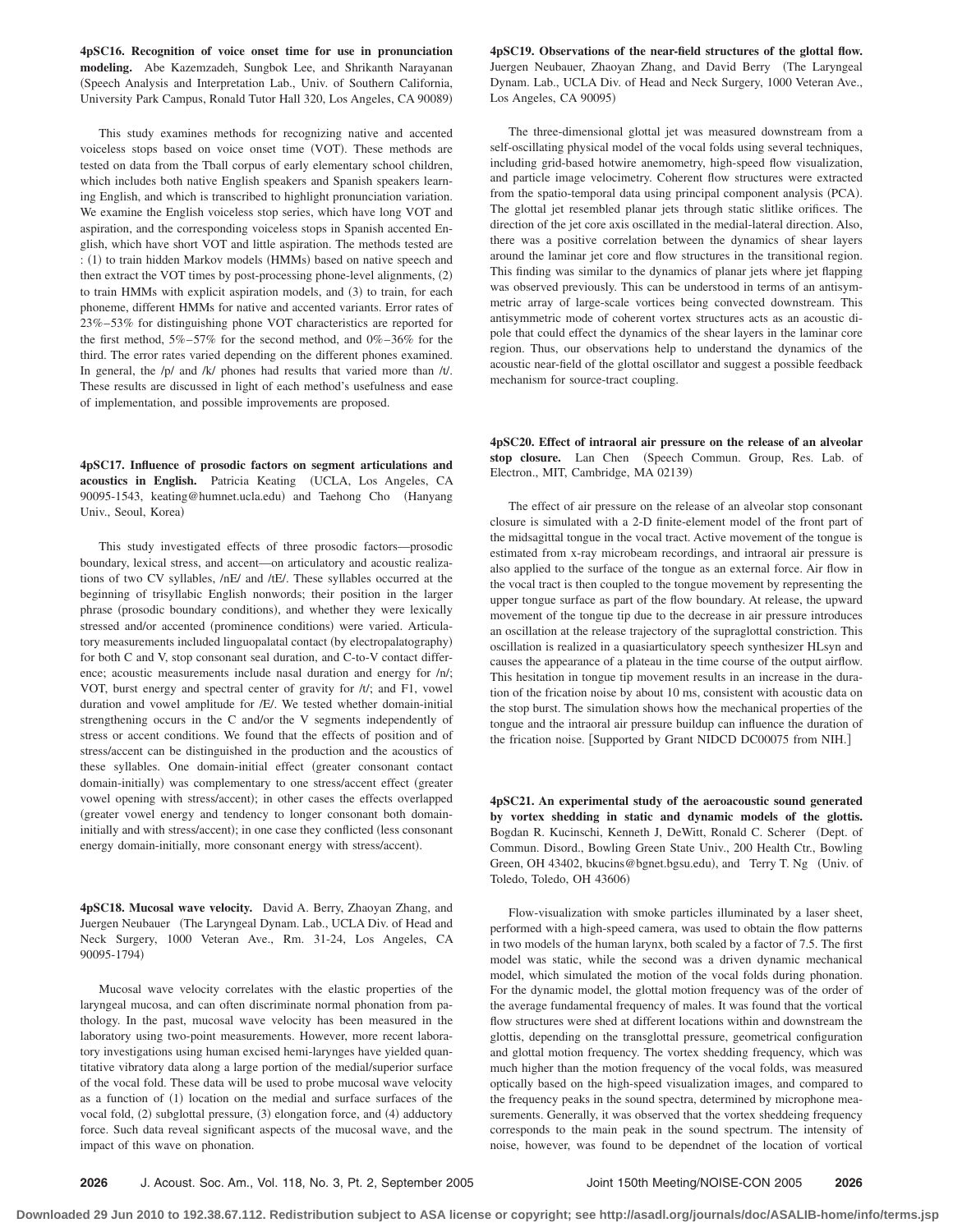**4pSC16. Recognition of voice onset time for use in pronunciation modeling.** Abe Kazemzadeh, Sungbok Lee, and Shrikanth Narayanan (Speech Analysis and Interpretation Lab., Univ. of Southern California, University Park Campus, Ronald Tutor Hall 320, Los Angeles, CA 90089)

This study examines methods for recognizing native and accented voiceless stops based on voice onset time (VOT). These methods are tested on data from the Tball corpus of early elementary school children, which includes both native English speakers and Spanish speakers learning English, and which is transcribed to highlight pronunciation variation. We examine the English voiceless stop series, which have long VOT and aspiration, and the corresponding voiceless stops in Spanish accented English, which have short VOT and little aspiration. The methods tested are : (1) to train hidden Markov models (HMMs) based on native speech and then extract the VOT times by post-processing phone-level alignments, (2) to train HMMs with explicit aspiration models, and (3) to train, for each phoneme, different HMMs for native and accented variants. Error rates of 23%–53% for distinguishing phone VOT characteristics are reported for the first method, 5%–57% for the second method, and 0%–36% for the third. The error rates varied depending on the different phones examined. In general, the /p/ and /k/ phones had results that varied more than /t/. These results are discussed in light of each method's usefulness and ease of implementation, and possible improvements are proposed.

**4pSC17. Influence of prosodic factors on segment articulations and acoustics in English.** Patricia Keating (UCLA, Los Angeles, CA 90095-1543, keating@humnet.ucla.edu) and Taehong Cho (Hanyang Univ., Seoul, Korea)

This study investigated effects of three prosodic factors—prosodic boundary, lexical stress, and accent—on articulatory and acoustic realizations of two CV syllables, /nE/ and /tE/. These syllables occurred at the beginning of trisyllabic English nonwords; their position in the larger phrase (prosodic boundary conditions), and whether they were lexically stressed and/or accented (prominence conditions) were varied. Articulatory measurements included linguopalatal contact (by electropalatography) for both C and V, stop consonant seal duration, and C-to-V contact difference; acoustic measurements include nasal duration and energy for /n/; VOT, burst energy and spectral center of gravity for /t/; and F1, vowel duration and vowel amplitude for /E/. We tested whether domain-initial strengthening occurs in the C and/or the V segments independently of stress or accent conditions. We found that the effects of position and of stress/accent can be distinguished in the production and the acoustics of these syllables. One domain-initial effect (greater consonant contact domain-initially) was complementary to one stress/accent effect (greater vowel opening with stress/accent); in other cases the effects overlapped (greater vowel energy and tendency to longer consonant both domain-initially and with stress/accent); in one case they conflicted (less consonant energy domain-initially, more consonant energy with stress/accent).

**4pSC18. Mucosal wave velocity.** David A. Berry, Zhaoyan Zhang, and Juergen Neubauer (The Laryngeal Dynam. Lab., UCLA Div. of Head and Neck Surgery, 1000 Veteran Ave., Rm. 31-24, Los Angeles, CA 90095-1794)

Mucosal wave velocity correlates with the elastic properties of the laryngeal mucosa, and can often discriminate normal phonation from pathology. In the past, mucosal wave velocity has been measured in the laboratory using two-point measurements. However, more recent laboratory investigations using human excised hemi-larynges have yielded quantitative vibratory data along a large portion of the medial/superior surface of the vocal fold. These data will be used to probe mucosal wave velocity as a function of (1) location on the medial and surface surfaces of the vocal fold, (2) subglottal pressure, (3) elongation force, and (4) adductory force. Such data reveal significant aspects of the mucosal wave, and the impact of this wave on phonation.

**4pSC19. Observations of the near-field structures of the glottal flow.** Juergen Neubauer, Zhaoyan Zhang, and David Berry (The Laryngeal Dynam. Lab., UCLA Div. of Head and Neck Surgery, 1000 Veteran Ave., Los Angeles, CA 90095)

The three-dimensional glottal jet was measured downstream from a self-oscillating physical model of the vocal folds using several techniques, including grid-based hotwire anemometry, high-speed flow visualization, and particle image velocimetry. Coherent flow structures were extracted from the spatio-temporal data using principal component analysis (PCA). The glottal jet resembled planar jets through static slitlike orifices. The direction of the jet core axis oscillated in the medial-lateral direction. Also, there was a positive correlation between the dynamics of shear layers around the laminar jet core and flow structures in the transitional region. This finding was similar to the dynamics of planar jets where jet flapping was observed previously. This can be understood in terms of an antisymmetric array of large-scale vortices being convected downstream. This antisymmetric mode of coherent vortex structures acts as an acoustic dipole that could effect the dynamics of the shear layers in the laminar core region. Thus, our observations help to understand the dynamics of the acoustic near-field of the glottal oscillator and suggest a possible feedback mechanism for source-tract coupling.

**4pSC20. Effect of intraoral air pressure on the release of an alveolar stop closure.** Lan Chen (Speech Commun. Group, Res. Lab. of Electron., MIT, Cambridge, MA 02139)

The effect of air pressure on the release of an alveolar stop consonant closure is simulated with a 2-D finite-element model of the front part of the midsagittal tongue in the vocal tract. Active movement of the tongue is estimated from x-ray microbeam recordings, and intraoral air pressure is also applied to the surface of the tongue as an external force. Air flow in the vocal tract is then coupled to the tongue movement by representing the upper tongue surface as part of the flow boundary. At release, the upward movement of the tongue tip due to the decrease in air pressure introduces an oscillation at the release trajectory of the supraglottal constriction. This oscillation is realized in a quasiarticulatory speech synthesizer HLsyn and causes the appearance of a plateau in the time course of the output airflow. This hesitation in tongue tip movement results in an increase in the duration of the frication noise by about 10 ms, consistent with acoustic data on the stop burst. The simulation shows how the mechanical properties of the tongue and the intraoral air pressure buildup can influence the duration of the frication noise. [Supported by Grant NIDCD DC00075 from NIH.]

**4pSC21. An experimental study of the aeroacoustic sound generated by vortex shedding in static and dynamic models of the glottis.** Bogdan R. Kucinschi, Kenneth J, DeWitt, Ronald C. Scherer (Dept. of Commun. Disord., Bowling Green State Univ., 200 Health Ctr., Bowling Green, OH 43402, bkucins@bgnet.bgsu.edu), and Terry T. Ng (Univ. of Toledo, Toledo, OH 43606)

Flow-visualization with smoke particles illuminated by a laser sheet, performed with a high-speed camera, was used to obtain the flow patterns in two models of the human larynx, both scaled by a factor of 7.5. The first model was static, while the second was a driven dynamic mechanical model, which simulated the motion of the vocal folds during phonation. For the dynamic model, the glottal motion frequency was of the order of the average fundamental frequency of males. It was found that the vortical flow structures were shed at different locations within and downstream the glottis, depending on the transglottal pressure, geometrical configuration and glottal motion frequency. The vortex shedding frequency, which was much higher than the motion frequency of the vocal folds, was measured optically based on the high-speed visualization images, and compared to the frequency peaks in the sound spectra, determined by microphone measurements. Generally, it was observed that the vortex sheddeing frequency corresponds to the main peak in the sound spectrum. The intensity of noise, however, was found to be dependnet of the location of vortical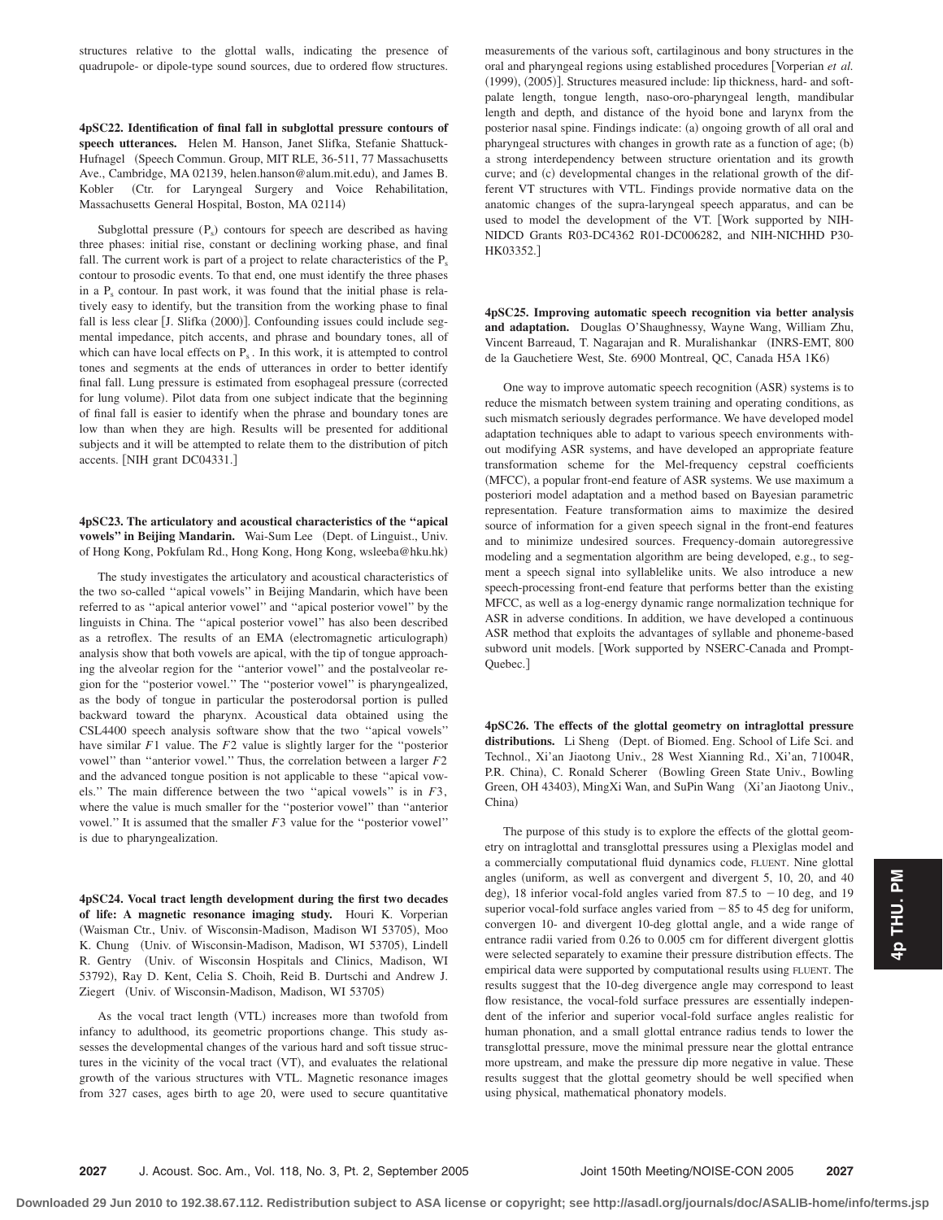structures relative to the glottal walls, indicating the presence of quadrupole- or dipole-type sound sources, due to ordered flow structures.

**4pSC22. Identification of final fall in subglottal pressure contours of speech utterances.** Helen M. Hanson, Janet Slifka, Stefanie Shattuck-Hufnagel (Speech Commun. Group, MIT RLE, 36-511, 77 Massachusetts Ave., Cambridge, MA 02139, helen.hanson@alum.mit.edu), and James B. Kobler (Ctr. for Laryngeal Surgery and Voice Rehabilitation, Massachusetts General Hospital, Boston, MA 02114)

Subglottal pressure ($P_s$) contours for speech are described as having three phases: initial rise, constant or declining working phase, and final fall. The current work is part of a project to relate characteristics of the $P_s$ contour to prosodic events. To that end, one must identify the three phases in a $P_s$ contour. In past work, it was found that the initial phase is relatively easy to identify, but the transition from the working phase to final fall is less clear [J. Slifka (2000)]. Confounding issues could include segmental impedance, pitch accents, and phrase and boundary tones, all of which can have local effects on $P_s$. In this work, it is attempted to control tones and segments at the ends of utterances in order to better identify final fall. Lung pressure is estimated from esophageal pressure (corrected for lung volume). Pilot data from one subject indicate that the beginning of final fall is easier to identify when the phrase and boundary tones are low than when they are high. Results will be presented for additional subjects and it will be attempted to relate them to the distribution of pitch accents. [NIH grant DC04331.]

**4pSC23. The articulatory and acoustical characteristics of the "apical vowels" in Beijing Mandarin.** Wai-Sum Lee (Dept. of Linguist., Univ. of Hong Kong, Pokfulam Rd., Hong Kong, Hong Kong, wsleeba@hku.hk)

The study investigates the articulatory and acoustical characteristics of the two so-called "apical vowels" in Beijing Mandarin, which have been referred to as "apical anterior vowel" and "apical posterior vowel" by the linguists in China. The "apical posterior vowel" has also been described as a retroflex. The results of an EMA (electromagnetic articulograph) analysis show that both vowels are apical, with the tip of tongue approaching the alveolar region for the "anterior vowel" and the postalveolar region for the "posterior vowel." The "posterior vowel" is pharyngealized, as the body of tongue in particular the posterodorsal portion is pulled backward toward the pharynx. Acoustical data obtained using the CSL4400 speech analysis software show that the two "apical vowels" have similar $F1$ value. The $F2$ value is slightly larger for the "posterior vowel" than "anterior vowel." Thus, the correlation between a larger $F2$ and the advanced tongue position is not applicable to these "apical vowels." The main difference between the two "apical vowels" is in $F3$, where the value is much smaller for the "posterior vowel" than "anterior vowel." It is assumed that the smaller $F3$ value for the "posterior vowel" is due to pharyngealization.

**4pSC24. Vocal tract length development during the first two decades of life: A magnetic resonance imaging study.** Houri K. Vorperian (Waisman Ctr., Univ. of Wisconsin-Madison, Madison WI 53705), Moo K. Chung (Univ. of Wisconsin-Madison, Madison, WI 53705), Lindell R. Gentry (Univ. of Wisconsin Hospitals and Clinics, Madison, WI 53792), Ray D. Kent, Celia S. Choih, Reid B. Durtschi and Andrew J. Ziegert (Univ. of Wisconsin-Madison, Madison, WI 53705)

As the vocal tract length (VTL) increases more than twofold from infancy to adulthood, its geometric proportions change. This study assesses the developmental changes of the various hard and soft tissue structures in the vicinity of the vocal tract (VT), and evaluates the relational growth of the various structures with VTL. Magnetic resonance images from 327 cases, ages birth to age 20, were used to secure quantitative measurements of the various soft, cartilaginous and bony structures in the oral and pharyngeal regions using established procedures [Vorperian *et al.* (1999), (2005)]. Structures measured include: lip thickness, hard- and soft-palate length, tongue length, naso-oro-pharyngeal length, mandibular length and depth, and distance of the hyoid bone and larynx from the posterior nasal spine. Findings indicate: (a) ongoing growth of all oral and pharyngeal structures with changes in growth rate as a function of age; (b) a strong interdependency between structure orientation and its growth curve; and (c) developmental changes in the relational growth of the different VT structures with VTL. Findings provide normative data on the anatomic changes of the supra-laryngeal speech apparatus, and can be used to model the development of the VT. [Work supported by NIH-NIDCD Grants R03-DC4362 R01-DC006282, and NIH-NICHHD P30-HK03352.]

**4pSC25. Improving automatic speech recognition via better analysis and adaptation.** Douglas O'Shaughnessy, Wayne Wang, William Zhu, Vincent Barreaud, T. Nagarajan and R. Muralishankar (INRS-EMT, 800 de la Gauchetiere West, Ste. 6900 Montreal, QC, Canada H5A 1K6)

One way to improve automatic speech recognition (ASR) systems is to reduce the mismatch between system training and operating conditions, as such mismatch seriously degrades performance. We have developed model adaptation techniques able to adapt to various speech environments without modifying ASR systems, and have developed an appropriate feature transformation scheme for the Mel-frequency cepstral coefficients (MFCC), a popular front-end feature of ASR systems. We use maximum a posteriori model adaptation and a method based on Bayesian parametric representation. Feature transformation aims to maximize the desired source of information for a given speech signal in the front-end features and to minimize undesired sources. Frequency-domain autoregressive modeling and a segmentation algorithm are being developed, e.g., to segment a speech signal into syllablelike units. We also introduce a new speech-processing front-end feature that performs better than the existing MFCC, as well as a log-energy dynamic range normalization technique for ASR in adverse conditions. In addition, we have developed a continuous ASR method that exploits the advantages of syllable and phoneme-based subword unit models. [Work supported by NSERC-Canada and Prompt-Quebec.]

**4pSC26. The effects of the glottal geometry on intraglottal pressure distributions.** Li Sheng (Dept. of Biomed. Eng. School of Life Sci. and Technol., Xi'an Jiaotong Univ., 28 West Xianning Rd., Xi'an, 71004R, P.R. China), C. Ronald Scherer (Bowling Green State Univ., Bowling Green, OH 43403), MingXi Wan, and SuPin Wang (Xi'an Jiaotong Univ., China)

The purpose of this study is to explore the effects of the glottal geometry on intraglottal and transglottal pressures using a Plexiglas model and a commercially computational fluid dynamics code, FLUENT. Nine glottal angles (uniform, as well as convergent and divergent 5, 10, 20, and 40 deg), 18 inferior vocal-fold angles varied from 87.5 to −10 deg, and 19 superior vocal-fold surface angles varied from −85 to 45 deg for uniform, convergen 10- and divergent 10-deg glottal angle, and a wide range of entrance radii varied from 0.26 to 0.005 cm for different divergent glottis were selected separately to examine their pressure distribution effects. The empirical data were supported by computational results using FLUENT. The results suggest that the 10-deg divergence angle may correspond to least flow resistance, the vocal-fold surface pressures are essentially independent of the inferior and superior vocal-fold surface angles realistic for human phonation, and a small glottal entrance radius tends to lower the transglottal pressure, move the minimal pressure near the glottal entrance more upstream, and make the pressure dip more negative in value. These results suggest that the glottal geometry should be well specified when using physical, mathematical phonatory models.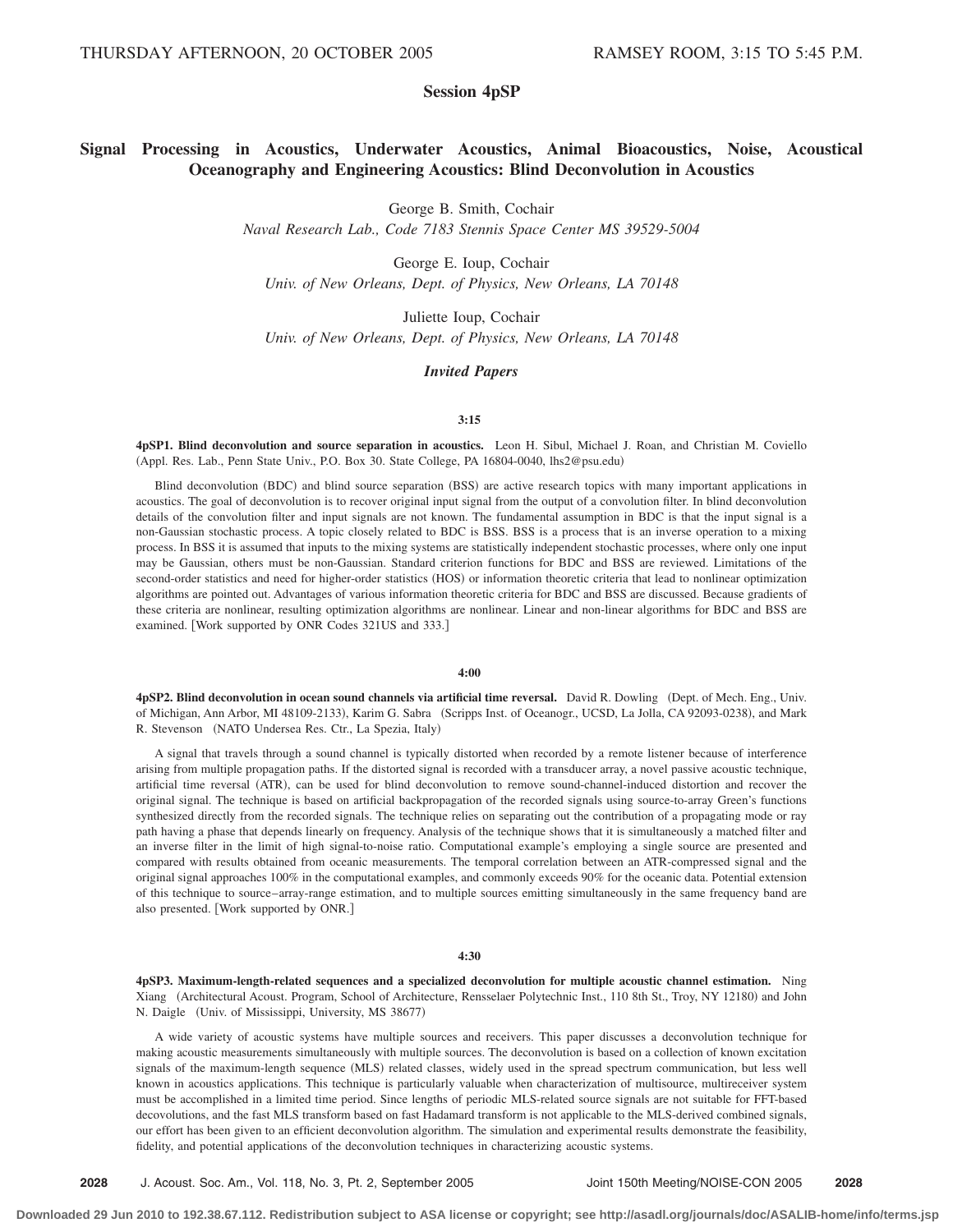THURSDAY AFTERNOON, 20 OCTOBER 2005 RAMSEY ROOM, 3:15 TO 5:45 P.M.

# Session 4pSP

## Signal Processing in Acoustics, Underwater Acoustics, Animal Bioacoustics, Noise, Acoustical Oceanography and Engineering Acoustics: Blind Deconvolution in Acoustics

George B. Smith, Cochair
*Naval Research Lab., Code 7183 Stennis Space Center MS 39529-5004*

George E. Ioup, Cochair
*Univ. of New Orleans, Dept. of Physics, New Orleans, LA 70148*

Juliette Ioup, Cochair
*Univ. of New Orleans, Dept. of Physics, New Orleans, LA 70148*

### *Invited Papers*

**3:15**

**4pSP1. Blind deconvolution and source separation in acoustics.** Leon H. Sibul, Michael J. Roan, and Christian M. Coviello (Appl. Res. Lab., Penn State Univ., P.O. Box 30. State College, PA 16804-0040, lhs2@psu.edu)

Blind deconvolution (BDC) and blind source separation (BSS) are active research topics with many important applications in acoustics. The goal of deconvolution is to recover original input signal from the output of a convolution filter. In blind deconvolution details of the convolution filter and input signals are not known. The fundamental assumption in BDC is that the input signal is a non-Gaussian stochastic process. A topic closely related to BDC is BSS. BSS is a process that is an inverse operation to a mixing process. In BSS it is assumed that inputs to the mixing systems are statistically independent stochastic processes, where only one input may be Gaussian, others must be non-Gaussian. Standard criterion functions for BDC and BSS are reviewed. Limitations of the second-order statistics and need for higher-order statistics (HOS) or information theoretic criteria that lead to nonlinear optimization algorithms are pointed out. Advantages of various information theoretic criteria for BDC and BSS are discussed. Because gradients of these criteria are nonlinear, resulting optimization algorithms are nonlinear. Linear and non-linear algorithms for BDC and BSS are examined. [Work supported by ONR Codes 321US and 333.]

**4:00**

**4pSP2. Blind deconvolution in ocean sound channels via artificial time reversal.** David R. Dowling (Dept. of Mech. Eng., Univ. of Michigan, Ann Arbor, MI 48109-2133), Karim G. Sabra (Scripps Inst. of Oceanogr., UCSD, La Jolla, CA 92093-0238), and Mark R. Stevenson (NATO Undersea Res. Ctr., La Spezia, Italy)

A signal that travels through a sound channel is typically distorted when recorded by a remote listener because of interference arising from multiple propagation paths. If the distorted signal is recorded with a transducer array, a novel passive acoustic technique, artificial time reversal (ATR), can be used for blind deconvolution to remove sound-channel-induced distortion and recover the original signal. The technique is based on artificial backpropagation of the recorded signals using source-to-array Green's functions synthesized directly from the recorded signals. The technique relies on separating out the contribution of a propagating mode or ray path having a phase that depends linearly on frequency. Analysis of the technique shows that it is simultaneously a matched filter and an inverse filter in the limit of high signal-to-noise ratio. Computational example's employing a single source are presented and compared with results obtained from oceanic measurements. The temporal correlation between an ATR-compressed signal and the original signal approaches 100% in the computational examples, and commonly exceeds 90% for the oceanic data. Potential extension of this technique to source–array-range estimation, and to multiple sources emitting simultaneously in the same frequency band are also presented. [Work supported by ONR.]

**4:30**

**4pSP3. Maximum-length-related sequences and a specialized deconvolution for multiple acoustic channel estimation.** Ning Xiang (Architectural Acoust. Program, School of Architecture, Rensselaer Polytechnic Inst., 110 8th St., Troy, NY 12180) and John N. Daigle (Univ. of Mississippi, University, MS 38677)

A wide variety of acoustic systems have multiple sources and receivers. This paper discusses a deconvolution technique for making acoustic measurements simultaneously with multiple sources. The deconvolution is based on a collection of known excitation signals of the maximum-length sequence (MLS) related classes, widely used in the spread spectrum communication, but less well known in acoustics applications. This technique is particularly valuable when characterization of multisource, multireceiver system must be accomplished in a limited time period. Since lengths of periodic MLS-related source signals are not suitable for FFT-based decovolutions, and the fast MLS transform based on fast Hadamard transform is not applicable to the MLS-derived combined signals, our effort has been given to an efficient deconvolution algorithm. The simulation and experimental results demonstrate the feasibility, fidelity, and potential applications of the deconvolution techniques in characterizing acoustic systems.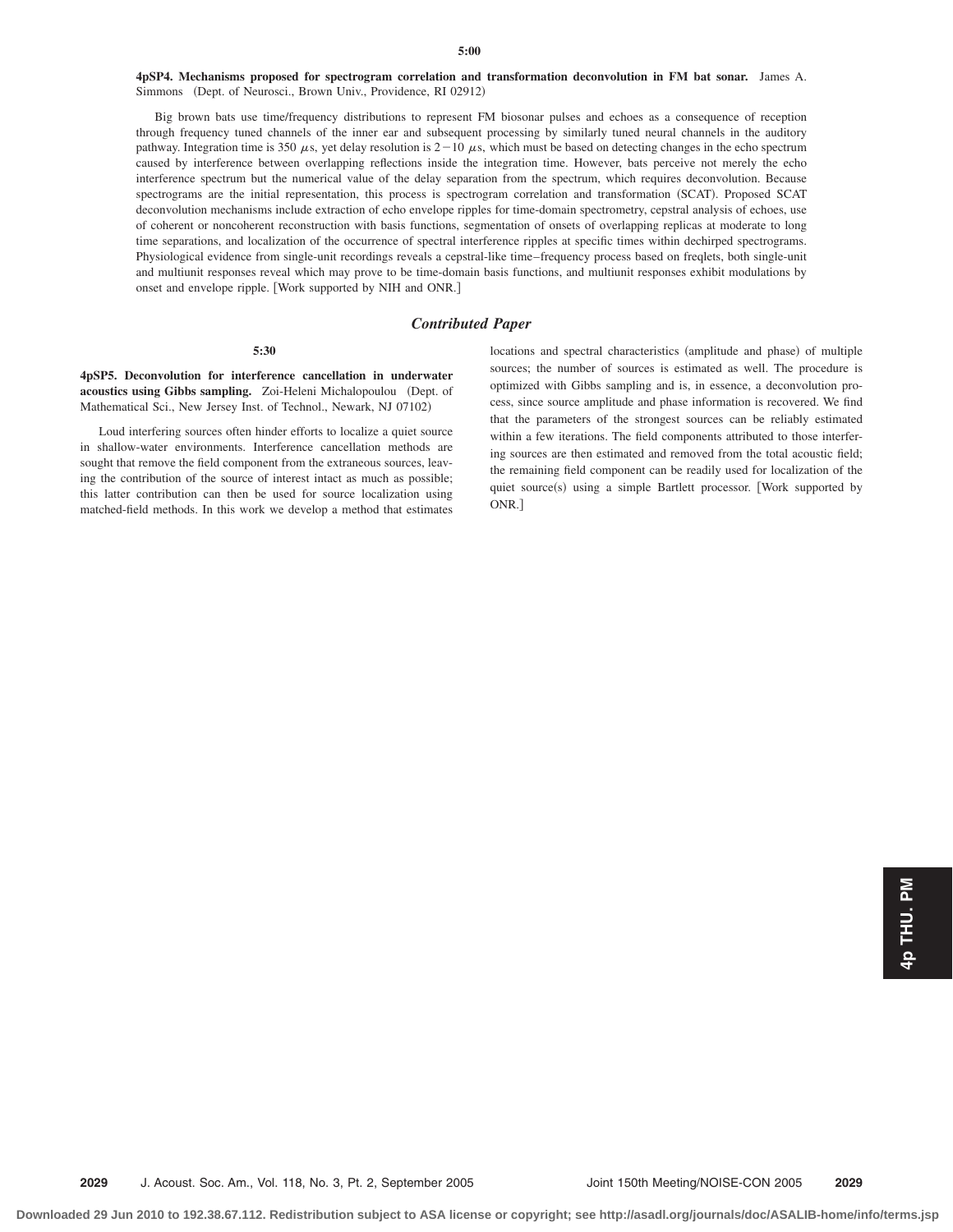5:00

**4pSP4. Mechanisms proposed for spectrogram correlation and transformation deconvolution in FM bat sonar.** James A. Simmons (Dept. of Neurosci., Brown Univ., Providence, RI 02912)

Big brown bats use time/frequency distributions to represent FM biosonar pulses and echoes as a consequence of reception through frequency tuned channels of the inner ear and subsequent processing by similarly tuned neural channels in the auditory pathway. Integration time is 350 $\mu$s, yet delay resolution is $2-10$ $\mu$s, which must be based on detecting changes in the echo spectrum caused by interference between overlapping reflections inside the integration time. However, bats perceive not merely the echo interference spectrum but the numerical value of the delay separation from the spectrum, which requires deconvolution. Because spectrograms are the initial representation, this process is spectrogram correlation and transformation (SCAT). Proposed SCAT deconvolution mechanisms include extraction of echo envelope ripples for time-domain spectrometry, cepstral analysis of echoes, use of coherent or noncoherent reconstruction with basis functions, segmentation of onsets of overlapping replicas at moderate to long time separations, and localization of the occurrence of spectral interference ripples at specific times within dechirped spectrograms. Physiological evidence from single-unit recordings reveals a cepstral-like time–frequency process based on freqlets, both single-unit and multiunit responses reveal which may prove to be time-domain basis functions, and multiunit responses exhibit modulations by onset and envelope ripple. [Work supported by NIH and ONR.]

## *Contributed Paper*

5:30

**4pSP5. Deconvolution for interference cancellation in underwater acoustics using Gibbs sampling.** Zoi-Heleni Michalopoulou (Dept. of Mathematical Sci., New Jersey Inst. of Technol., Newark, NJ 07102)

Loud interfering sources often hinder efforts to localize a quiet source in shallow-water environments. Interference cancellation methods are sought that remove the field component from the extraneous sources, leaving the contribution of the source of interest intact as much as possible; this latter contribution can then be used for source localization using matched-field methods. In this work we develop a method that estimates locations and spectral characteristics (amplitude and phase) of multiple sources; the number of sources is estimated as well. The procedure is optimized with Gibbs sampling and is, in essence, a deconvolution process, since source amplitude and phase information is recovered. We find that the parameters of the strongest sources can be reliably estimated within a few iterations. The field components attributed to those interfering sources are then estimated and removed from the total acoustic field; the remaining field component can be readily used for localization of the quiet source(s) using a simple Bartlett processor. [Work supported by ONR.]